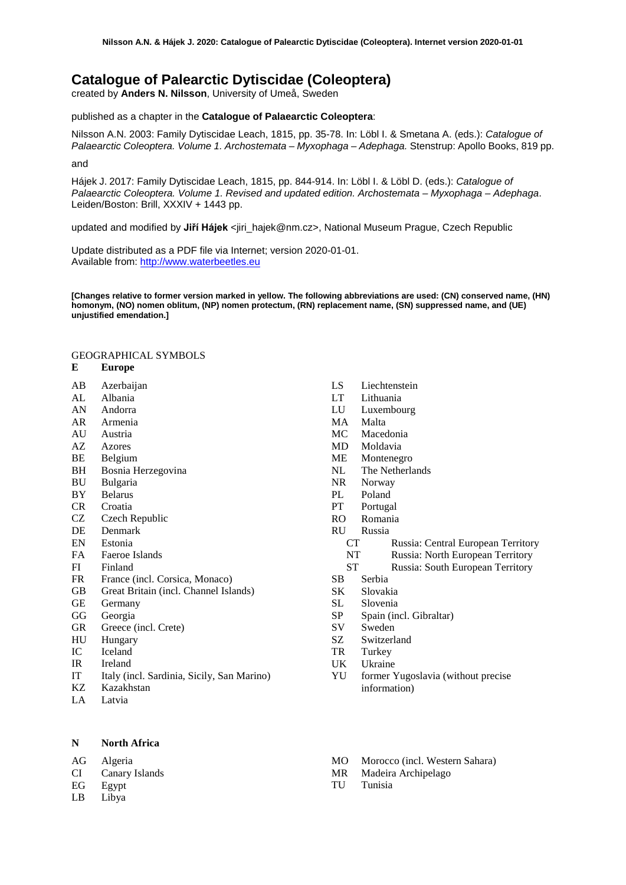# Catalogue of Palearctic Dytiscidae (Coleoptera)

created by **Anders N. Nilsson**, University of Umeå, Sweden

published as a chapter in the **Catalogue of Palaearctic Coleoptera**:

Nilsson A.N. 2003: Family Dytiscidae Leach, 1815, pp. 35-78. In: Löbl I. & Smetana A. (eds.): *Catalogue of Palaearctic Coleoptera. Volume 1. Archostemata – Myxophaga – Adephaga.* Stenstrup: Apollo Books, 819 pp.

and

Hájek J. 2017: Family Dytiscidae Leach, 1815, pp. 844-914. In: Löbl I. & Löbl D. (eds.): *Catalogue of Palaearctic Coleoptera. Volume 1. Revised and updated edition. Archostemata – Myxophaga – Adephaga*. Leiden/Boston: Brill, XXXIV + 1443 pp.

updated and modified by **Jiří Hájek** <jiri_hajek@nm.cz>, National Museum Prague, Czech Republic

Update distributed as a PDF file via Internet; version 2020-01-01.
Available from: http://www.waterbeetles.eu

**[Changes relative to former version marked in yellow. The following abbreviations are used: (CN) conserved name, (HN) homonym, (NO) nomen oblitum, (NP) nomen protectum, (RN) replacement name, (SN) suppressed name, and (UE) unjustified emendation.]**

GEOGRAPHICAL SYMBOLS

**E Europe**

AB Azerbaijan
AL Albania
AN Andorra
AR Armenia
AU Austria
AZ Azores
BE Belgium
BH Bosnia Herzegovina
BU Bulgaria
BY Belarus
CR Croatia
CZ Czech Republic
DE Denmark
EN Estonia
FA Faeroe Islands
FI Finland
FR France (incl. Corsica, Monaco)
GB Great Britain (incl. Channel Islands)
GE Germany
GG Georgia
GR Greece (incl. Crete)
HU Hungary
IC Iceland
IR Ireland
IT Italy (incl. Sardinia, Sicily, San Marino)
KZ Kazakhstan
LA Latvia
LS Liechtenstein
LT Lithuania
LU Luxembourg
MA Malta
MC Macedonia
MD Moldavia
ME Montenegro
NL The Netherlands
NR Norway
PL Poland
PT Portugal
RO Romania
RU Russia
  CT Russia: Central European Territory
  NT Russia: North European Territory
  ST Russia: South European Territory
SB Serbia
SK Slovakia
SL Slovenia
SP Spain (incl. Gibraltar)
SV Sweden
SZ Switzerland
TR Turkey
UK Ukraine
YU former Yugoslavia (without precise information)

**N North Africa**

AG Algeria
CI Canary Islands
EG Egypt
LB Libya
MO Morocco (incl. Western Sahara)
MR Madeira Archipelago
TU Tunisia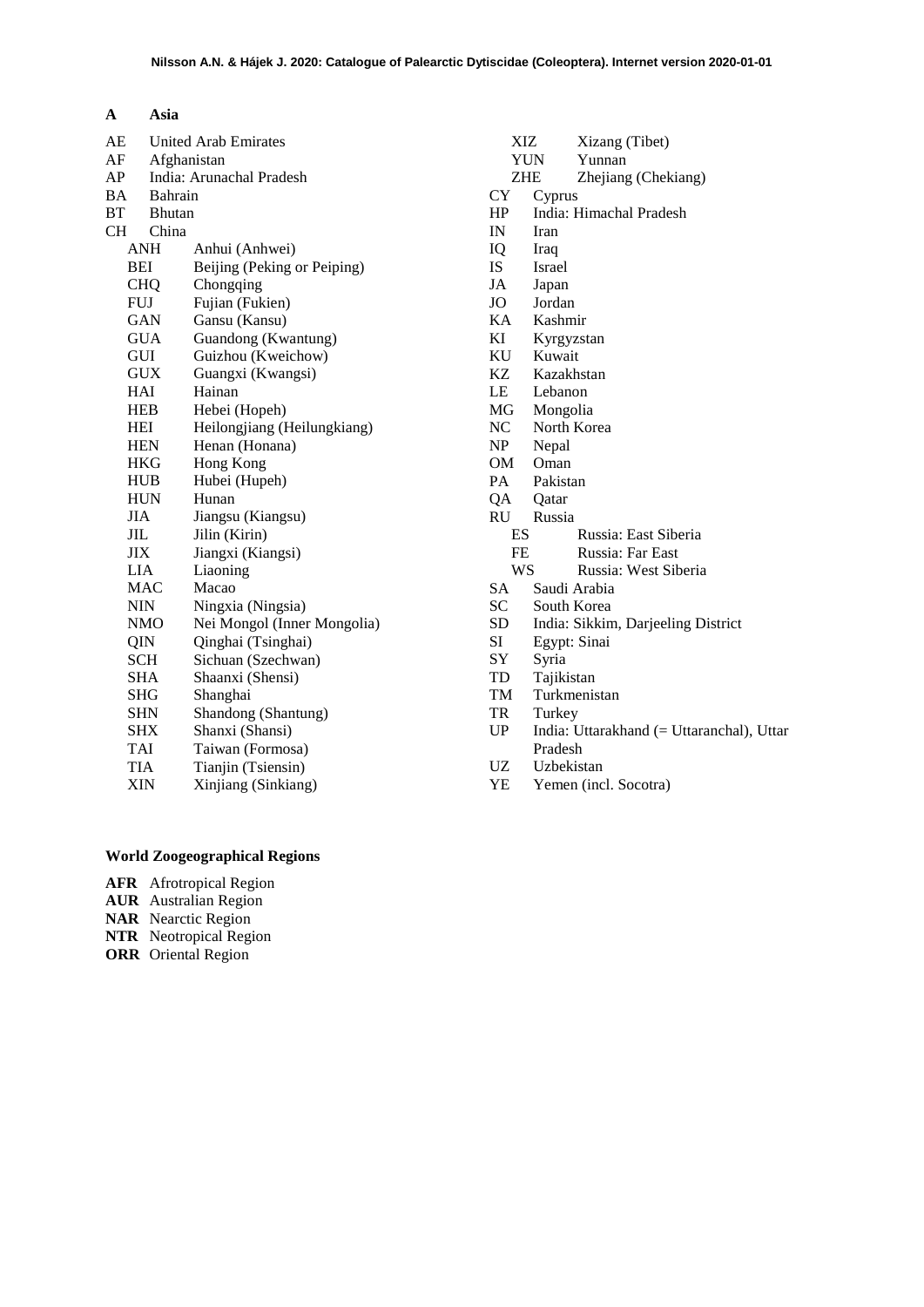**A Asia**

AE United Arab Emirates
AF Afghanistan
AP India: Arunachal Pradesh
BA Bahrain
BT Bhutan
CH China
- ANH Anhui (Anhwei)
- BEI Beijing (Peking or Peiping)
- CHQ Chongqing
- FUJ Fujian (Fukien)
- GAN Gansu (Kansu)
- GUA Guandong (Kwantung)
- GUI Guizhou (Kweichow)
- GUX Guangxi (Kwangsi)
- HAI Hainan
- HEB Hebei (Hopeh)
- HEI Heilongjiang (Heilungkiang)
- HEN Henan (Honana)
- HKG Hong Kong
- HUB Hubei (Hupeh)
- HUN Hunan
- JIA Jiangsu (Kiangsu)
- JIL Jilin (Kirin)
- JIX Jiangxi (Kiangsi)
- LIA Liaoning
- MAC Macao
- NIN Ningxia (Ningsia)
- NMO Nei Mongol (Inner Mongolia)
- QIN Qinghai (Tsinghai)
- SCH Sichuan (Szechwan)
- SHA Shaanxi (Shensi)
- SHG Shanghai
- SHN Shandong (Shantung)
- SHX Shanxi (Shansi)
- TAI Taiwan (Formosa)
- TIA Tianjin (Tsiensin)
- XIN Xinjiang (Sinkiang)
- XIZ Xizang (Tibet)
- YUN Yunnan
- ZHE Zhejiang (Chekiang)

CY Cyprus
HP India: Himachal Pradesh
IN Iran
IQ Iraq
IS Israel
JA Japan
JO Jordan
KA Kashmir
KI Kyrgyzstan
KU Kuwait
KZ Kazakhstan
LE Lebanon
MG Mongolia
NC North Korea
NP Nepal
OM Oman
PA Pakistan
QA Qatar
RU Russia
- ES Russia: East Siberia
- FE Russia: Far East
- WS Russia: West Siberia

SA Saudi Arabia
SC South Korea
SD India: Sikkim, Darjeeling District
SI Egypt: Sinai
SY Syria
TD Tajikistan
TM Turkmenistan
TR Turkey
UP India: Uttarakhand (= Uttaranchal), Uttar Pradesh
UZ Uzbekistan
YE Yemen (incl. Socotra)

**World Zoogeographical Regions**

**AFR** Afrotropical Region
**AUR** Australian Region
**NAR** Nearctic Region
**NTR** Neotropical Region
**ORR** Oriental Region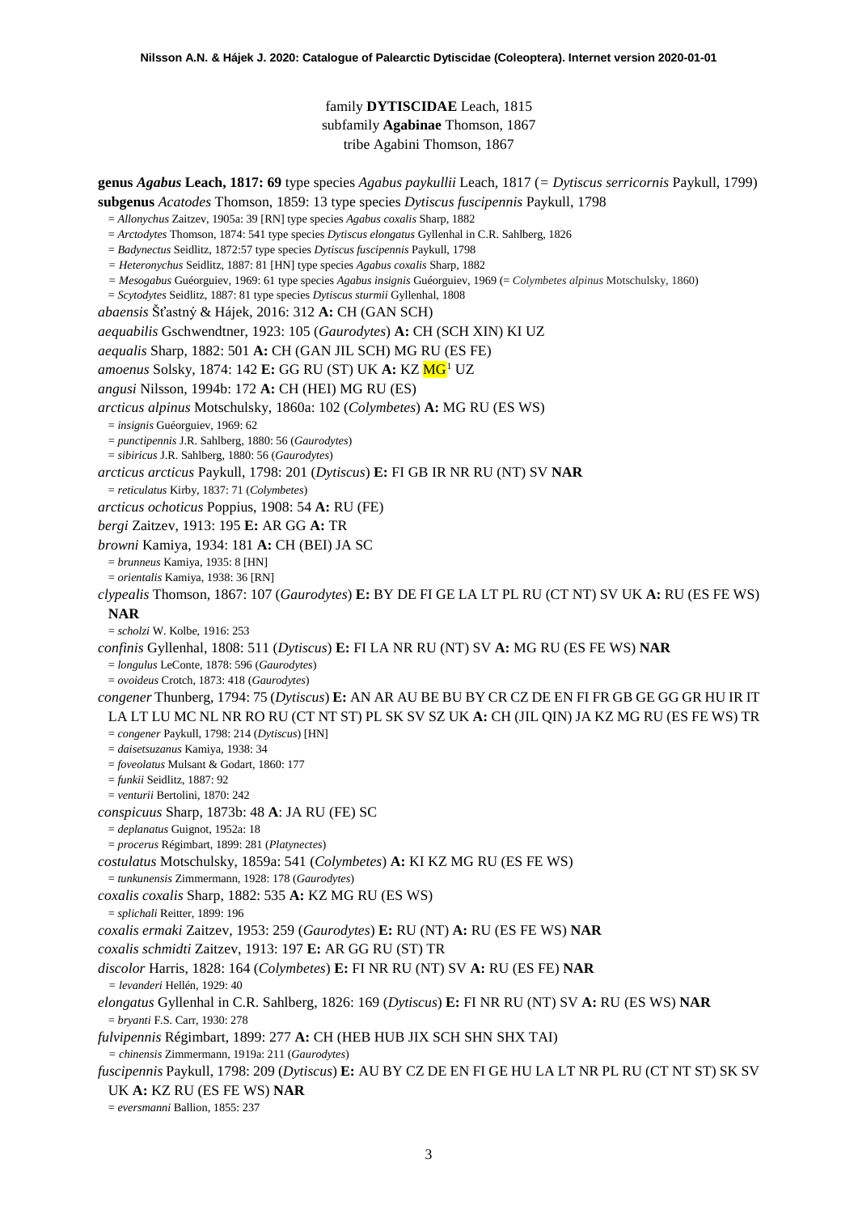family **DYTISCIDAE** Leach, 1815
subfamily **Agabinae** Thomson, 1867
tribe Agabini Thomson, 1867

**genus *Agabus* Leach, 1817: 69** type species *Agabus paykullii* Leach, 1817 (= *Dytiscus serricornis* Paykull, 1799)

**subgenus** *Acatodes* Thomson, 1859: 13 type species *Dytiscus fuscipennis* Paykull, 1798

= *Allonychus* Zaitzev, 1905a: 39 [RN] type species *Agabus coxalis* Sharp, 1882
= *Arctodytes* Thomson, 1874: 541 type species *Dytiscus elongatus* Gyllenhal in C.R. Sahlberg, 1826
= *Badynectus* Seidlitz, 1872:57 type species *Dytiscus fuscipennis* Paykull, 1798
= *Heteronychus* Seidlitz, 1887: 81 [HN] type species *Agabus coxalis* Sharp, 1882
= *Mesogabus* Guéorguiev, 1969: 61 type species *Agabus insignis* Guéorguiev, 1969 (= *Colymbetes alpinus* Motschulsky, 1860)
= *Scytodytes* Seidlitz, 1887: 81 type species *Dytiscus sturmii* Gyllenhal, 1808

*abaensis* Šťastný & Hájek, 2016: 312 **A:** CH (GAN SCH)

*aequabilis* Gschwendtner, 1923: 105 (*Gaurodytes*) **A:** CH (SCH XIN) KI UZ

*aequalis* Sharp, 1882: 501 **A:** CH (GAN JIL SCH) MG RU (ES FE)

*amoenus* Solsky, 1874: 142 **E:** GG RU (ST) UK **A:** KZ MG[1] UZ

*angusi* Nilsson, 1994b: 172 **A:** CH (HEI) MG RU (ES)

*arcticus alpinus* Motschulsky, 1860a: 102 (*Colymbetes*) **A:** MG RU (ES WS)
= *insignis* Guéorguiev, 1969: 62
= *punctipennis* J.R. Sahlberg, 1880: 56 (*Gaurodytes*)
= *sibiricus* J.R. Sahlberg, 1880: 56 (*Gaurodytes*)

*arcticus arcticus* Paykull, 1798: 201 (*Dytiscus*) **E:** FI GB IR NR RU (NT) SV **NAR**
= *reticulatus* Kirby, 1837: 71 (*Colymbetes*)

*arcticus ochoticus* Poppius, 1908: 54 **A:** RU (FE)

*bergi* Zaitzev, 1913: 195 **E:** AR GG **A:** TR

*browni* Kamiya, 1934: 181 **A:** CH (BEI) JA SC
= *brunneus* Kamiya, 1935: 8 [HN]
= *orientalis* Kamiya, 1938: 36 [RN]

*clypealis* Thomson, 1867: 107 (*Gaurodytes*) **E:** BY DE FI GE LA LT PL RU (CT NT) SV UK **A:** RU (ES FE WS) **NAR**
= *scholzi* W. Kolbe, 1916: 253

*confinis* Gyllenhal, 1808: 511 (*Dytiscus*) **E:** FI LA NR RU (NT) SV **A:** MG RU (ES FE WS) **NAR**
= *longulus* LeConte, 1878: 596 (*Gaurodytes*)
= *ovoideus* Crotch, 1873: 418 (*Gaurodytes*)

*congener* Thunberg, 1794: 75 (*Dytiscus*) **E:** AN AR AU BE BU BY CR CZ DE EN FI FR GB GE GG GR HU IR IT LA LT LU MC NL NR RO RU (CT NT ST) PL SK SV SZ UK **A:** CH (JIL QIN) JA KZ MG RU (ES FE WS) TR
= *congener* Paykull, 1798: 214 (*Dytiscus*) [HN]
= *daisetsuzanus* Kamiya, 1938: 34
= *foveolatus* Mulsant & Godart, 1860: 177
= *funkii* Seidlitz, 1887: 92
= *venturii* Bertolini, 1870: 242

*conspicuus* Sharp, 1873b: 48 **A**: JA RU (FE) SC
= *deplanatus* Guignot, 1952a: 18
= *procerus* Régimbart, 1899: 281 (*Platynectes*)

*costulatus* Motschulsky, 1859a: 541 (*Colymbetes*) **A:** KI KZ MG RU (ES FE WS)
= *tunkunensis* Zimmermann, 1928: 178 (*Gaurodytes*)

*coxalis coxalis* Sharp, 1882: 535 **A:** KZ MG RU (ES WS)
= *splichali* Reitter, 1899: 196

*coxalis ermaki* Zaitzev, 1953: 259 (*Gaurodytes*) **E:** RU (NT) **A:** RU (ES FE WS) **NAR**

*coxalis schmidti* Zaitzev, 1913: 197 **E:** AR GG RU (ST) TR

*discolor* Harris, 1828: 164 (*Colymbetes*) **E:** FI NR RU (NT) SV **A:** RU (ES FE) **NAR**
= *levanderi* Hellén, 1929: 40

*elongatus* Gyllenhal in C.R. Sahlberg, 1826: 169 (*Dytiscus*) **E:** FI NR RU (NT) SV **A:** RU (ES WS) **NAR**
= *bryanti* F.S. Carr, 1930: 278

*fulvipennis* Régimbart, 1899: 277 **A:** CH (HEB HUB JIX SCH SHN SHX TAI)
= *chinensis* Zimmermann, 1919a: 211 (*Gaurodytes*)

*fuscipennis* Paykull, 1798: 209 (*Dytiscus*) **E:** AU BY CZ DE EN FI GE HU LA LT NR PL RU (CT NT ST) SK SV UK **A:** KZ RU (ES FE WS) **NAR**
= *eversmanni* Ballion, 1855: 237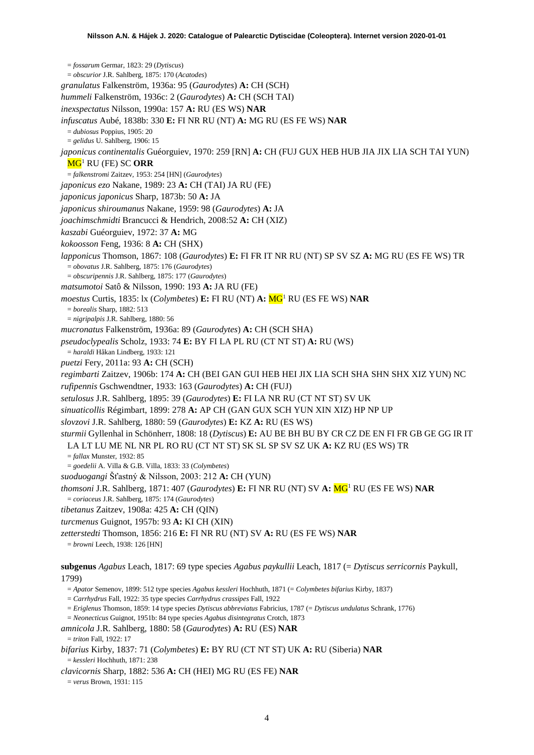= *fossarum* Germar, 1823: 29 (*Dytiscus*)
= *obscurior* J.R. Sahlberg, 1875: 170 (*Acatodes*)

*granulatus* Falkenström, 1936a: 95 (*Gaurodytes*) **A:** CH (SCH)

*hummeli* Falkenström, 1936c: 2 (*Gaurodytes*) **A:** CH (SCH TAI)

*inexspectatus* Nilsson, 1990a: 157 **A:** RU (ES WS) **NAR**

*infuscatus* Aubé, 1838b: 330 **E:** FI NR RU (NT) **A:** MG RU (ES FE WS) **NAR**
= *dubiosus* Poppius, 1905: 20
= *gelidus* U. Sahlberg, 1906: 15

*japonicus continentalis* Guéorguiev, 1970: 259 [RN] **A:** CH (FUJ GUX HEB HUB JIA JIX LIA SCH TAI YUN) MG[1] RU (FE) SC **ORR**
= *falkenstromi* Zaitzev, 1953: 254 [HN] (*Gaurodytes*)

*japonicus ezo* Nakane, 1989: 23 **A:** CH (TAI) JA RU (FE)

*japonicus japonicus* Sharp, 1873b: 50 **A:** JA

*japonicus shiroumanus* Nakane, 1959: 98 (*Gaurodytes*) **A:** JA

*joachimschmidti* Brancucci & Hendrich, 2008:52 **A:** CH (XIZ)

*kaszabi* Guéorguiev, 1972: 37 **A:** MG

*kokoosson* Feng, 1936: 8 **A:** CH (SHX)

*lapponicus* Thomson, 1867: 108 (*Gaurodytes*) **E:** FI FR IT NR RU (NT) SP SV SZ **A:** MG RU (ES FE WS) TR
= *obovatus* J.R. Sahlberg, 1875: 176 (*Gaurodytes*)
= *obscuripennis* J.R. Sahlberg, 1875: 177 (*Gaurodytes*)

*matsumotoi* Satô & Nilsson, 1990: 193 **A:** JA RU (FE)

*moestus* Curtis, 1835: lx (*Colymbetes*) **E:** FI RU (NT) **A:** MG[1] RU (ES FE WS) **NAR**
= *borealis* Sharp, 1882: 513
= *nigripalpis* J.R. Sahlberg, 1880: 56

*mucronatus* Falkenström, 1936a: 89 (*Gaurodytes*) **A:** CH (SCH SHA)

*pseudoclypealis* Scholz, 1933: 74 **E:** BY FI LA PL RU (CT NT ST) **A:** RU (WS)
= *haraldi* Håkan Lindberg, 1933: 121

*puetzi* Fery, 2011a: 93 **A:** CH (SCH)

*regimbarti* Zaitzev, 1906b: 174 **A:** CH (BEI GAN GUI HEB HEI JIX LIA SCH SHA SHN SHX XIZ YUN) NC

*rufipennis* Gschwendtner, 1933: 163 (*Gaurodytes*) **A:** CH (FUJ)

*setulosus* J.R. Sahlberg, 1895: 39 (*Gaurodytes*) **E:** FI LA NR RU (CT NT ST) SV UK

*sinuaticollis* Régimbart, 1899: 278 **A:** AP CH (GAN GUX SCH YUN XIN XIZ) HP NP UP

*slovzovi* J.R. Sahlberg, 1880: 59 (*Gaurodytes*) **E:** KZ **A:** RU (ES WS)

*sturmii* Gyllenhal in Schönherr, 1808: 18 (*Dytiscus*) **E:** AU BE BH BU BY CR CZ DE EN FI FR GB GE GG IR IT LA LT LU ME NL NR PL RO RU (CT NT ST) SK SL SP SV SZ UK **A:** KZ RU (ES WS) TR
= *fallax* Munster, 1932: 85
= *goedelii* A. Villa & G.B. Villa, 1833: 33 (*Colymbetes*)

*suoduogangi* Šťastný & Nilsson, 2003: 212 **A:** CH (YUN)

*thomsoni* J.R. Sahlberg, 1871: 407 (*Gaurodytes*) **E:** FI NR RU (NT) SV **A:** MG[1] RU (ES FE WS) **NAR**
= *coriaceus* J.R. Sahlberg, 1875: 174 (*Gaurodytes*)

*tibetanus* Zaitzev, 1908a: 425 **A:** CH (QIN)

*turcmenus* Guignot, 1957b: 93 **A:** KI CH (XIN)

*zetterstedti* Thomson, 1856: 216 **E:** FI NR RU (NT) SV **A:** RU (ES FE WS) **NAR**
= *browni* Leech, 1938: 126 [HN]

**subgenus** *Agabus* Leach, 1817: 69 type species *Agabus paykullii* Leach, 1817 (= *Dytiscus serricornis* Paykull, 1799)
= *Apator* Semenov, 1899: 512 type species *Agabus kessleri* Hochhuth, 1871 (= *Colymbetes bifarius* Kirby, 1837)
= *Carrhydrus* Fall, 1922: 35 type species *Carrhydrus crassipes* Fall, 1922
= *Eriglenus* Thomson, 1859: 14 type species *Dytiscus abbreviatus* Fabricius, 1787 (= *Dytiscus undulatus* Schrank, 1776)
= *Neonecticus* Guignot, 1951b: 84 type species *Agabus disintegratus* Crotch, 1873

*amnicola* J.R. Sahlberg, 1880: 58 (*Gaurodytes*) **A:** RU (ES) **NAR**
= *triton* Fall, 1922: 17

*bifarius* Kirby, 1837: 71 (*Colymbetes*) **E:** BY RU (CT NT ST) UK **A:** RU (Siberia) **NAR**
= *kessleri* Hochhuth, 1871: 238

*clavicornis* Sharp, 1882: 536 **A:** CH (HEI) MG RU (ES FE) **NAR**
= *verus* Brown, 1931: 115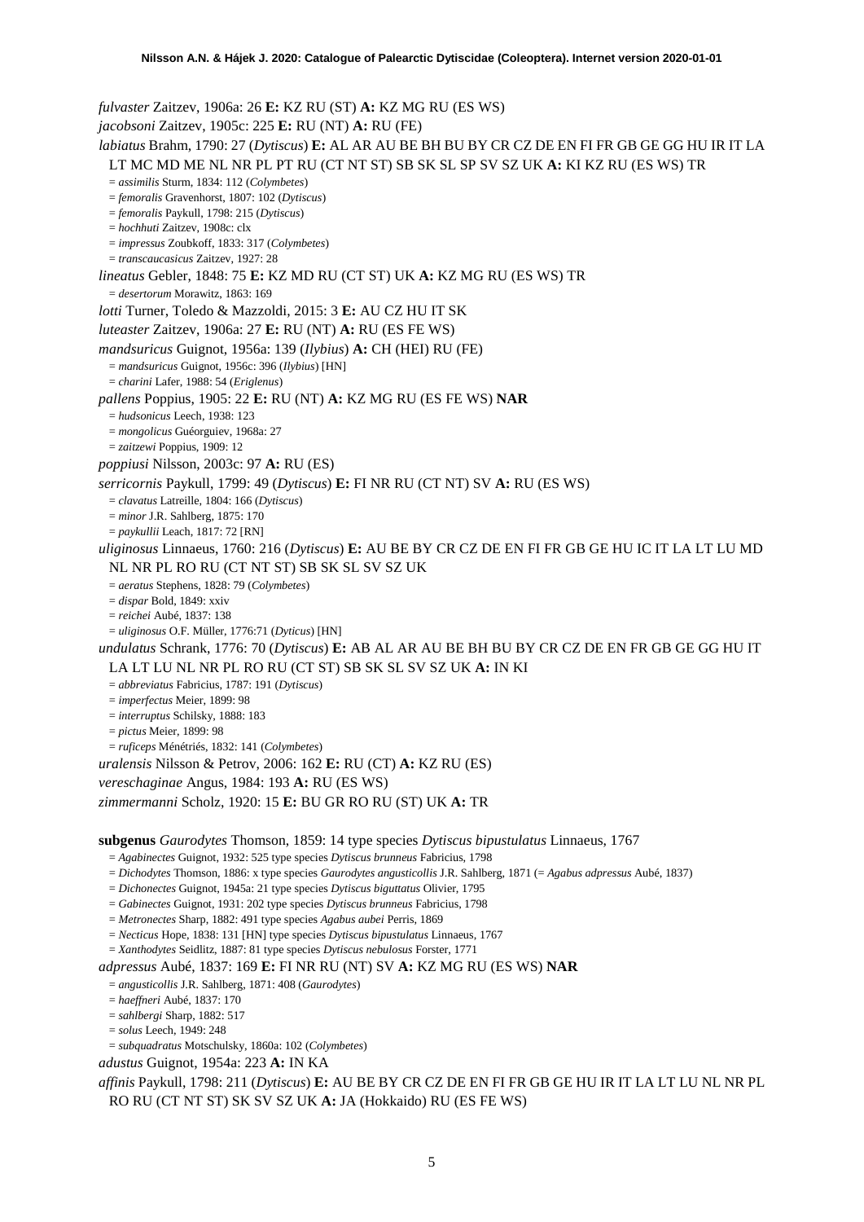*fulvaster* Zaitzev, 1906a: 26 **E:** KZ RU (ST) **A:** KZ MG RU (ES WS)

*jacobsoni* Zaitzev, 1905c: 225 **E:** RU (NT) **A:** RU (FE)

*labiatus* Brahm, 1790: 27 (*Dytiscus*) **E:** AL AR AU BE BH BU BY CR CZ DE EN FI FR GB GE GG HU IR IT LA LT MC MD ME NL NR PL PT RU (CT NT ST) SB SK SL SP SV SZ UK **A:** KI KZ RU (ES WS) TR

= *assimilis* Sturm, 1834: 112 (*Colymbetes*)
= *femoralis* Gravenhorst, 1807: 102 (*Dytiscus*)
= *femoralis* Paykull, 1798: 215 (*Dytiscus*)
= *hochhuti* Zaitzev, 1908c: clx
= *impressus* Zoubkoff, 1833: 317 (*Colymbetes*)
= *transcaucasicus* Zaitzev, 1927: 28

*lineatus* Gebler, 1848: 75 **E:** KZ MD RU (CT ST) UK **A:** KZ MG RU (ES WS) TR

= *desertorum* Morawitz, 1863: 169

*lotti* Turner, Toledo & Mazzoldi, 2015: 3 **E:** AU CZ HU IT SK

*luteaster* Zaitzev, 1906a: 27 **E:** RU (NT) **A:** RU (ES FE WS)

*mandsuricus* Guignot, 1956a: 139 (*Ilybius*) **A:** CH (HEI) RU (FE)

= *mandsuricus* Guignot, 1956c: 396 (*Ilybius*) [HN]
= *charini* Lafer, 1988: 54 (*Eriglenus*)

*pallens* Poppius, 1905: 22 **E:** RU (NT) **A:** KZ MG RU (ES FE WS) **NAR**

= *hudsonicus* Leech, 1938: 123
= *mongolicus* Guéorguiev, 1968a: 27
= *zaitzewi* Poppius, 1909: 12

*poppiusi* Nilsson, 2003c: 97 **A:** RU (ES)

*serricornis* Paykull, 1799: 49 (*Dytiscus*) **E:** FI NR RU (CT NT) SV **A:** RU (ES WS)

= *clavatus* Latreille, 1804: 166 (*Dytiscus*)
= *minor* J.R. Sahlberg, 1875: 170
= *paykullii* Leach, 1817: 72 [RN]

*uliginosus* Linnaeus, 1760: 216 (*Dytiscus*) **E:** AU BE BY CR CZ DE EN FI FR GB GE HU IC IT LA LT LU MD NL NR PL RO RU (CT NT ST) SB SK SL SV SZ UK

= *aeratus* Stephens, 1828: 79 (*Colymbetes*)
= *dispar* Bold, 1849: xxiv
= *reichei* Aubé, 1837: 138
= *uliginosus* O.F. Müller, 1776:71 (*Dyticus*) [HN]

*undulatus* Schrank, 1776: 70 (*Dytiscus*) **E:** AB AL AR AU BE BH BU BY CR CZ DE EN FR GB GE GG HU IT LA LT LU NL NR PL RO RU (CT ST) SB SK SL SV SZ UK **A:** IN KI

= *abbreviatus* Fabricius, 1787: 191 (*Dytiscus*)
= *imperfectus* Meier, 1899: 98
= *interruptus* Schilsky, 1888: 183
= *pictus* Meier, 1899: 98
= *ruficeps* Ménétriés, 1832: 141 (*Colymbetes*)

*uralensis* Nilsson & Petrov, 2006: 162 **E:** RU (CT) **A:** KZ RU (ES)

*vereschaginae* Angus, 1984: 193 **A:** RU (ES WS)

*zimmermanni* Scholz, 1920: 15 **E:** BU GR RO RU (ST) UK **A:** TR

**subgenus** *Gaurodytes* Thomson, 1859: 14 type species *Dytiscus bipustulatus* Linnaeus, 1767

= *Agabinectes* Guignot, 1932: 525 type species *Dytiscus brunneus* Fabricius, 1798
= *Dichodytes* Thomson, 1886: x type species *Gaurodytes angusticollis* J.R. Sahlberg, 1871 (= *Agabus adpressus* Aubé, 1837)
= *Dichonectes* Guignot, 1945a: 21 type species *Dytiscus biguttatus* Olivier, 1795
= *Gabinectes* Guignot, 1931: 202 type species *Dytiscus brunneus* Fabricius, 1798
= *Metronectes* Sharp, 1882: 491 type species *Agabus aubei* Perris, 1869
= *Necticus* Hope, 1838: 131 [HN] type species *Dytiscus bipustulatus* Linnaeus, 1767
= *Xanthodytes* Seidlitz, 1887: 81 type species *Dytiscus nebulosus* Forster, 1771

*adpressus* Aubé, 1837: 169 **E:** FI NR RU (NT) SV **A:** KZ MG RU (ES WS) **NAR**

= *angusticollis* J.R. Sahlberg, 1871: 408 (*Gaurodytes*)
= *haeffneri* Aubé, 1837: 170
= *sahlbergi* Sharp, 1882: 517
= *solus* Leech, 1949: 248
= *subquadratus* Motschulsky, 1860a: 102 (*Colymbetes*)

*adustus* Guignot, 1954a: 223 **A:** IN KA

*affinis* Paykull, 1798: 211 (*Dytiscus*) **E:** AU BE BY CR CZ DE EN FI FR GB GE HU IR IT LA LT LU NL NR PL RO RU (CT NT ST) SK SV SZ UK **A:** JA (Hokkaido) RU (ES FE WS)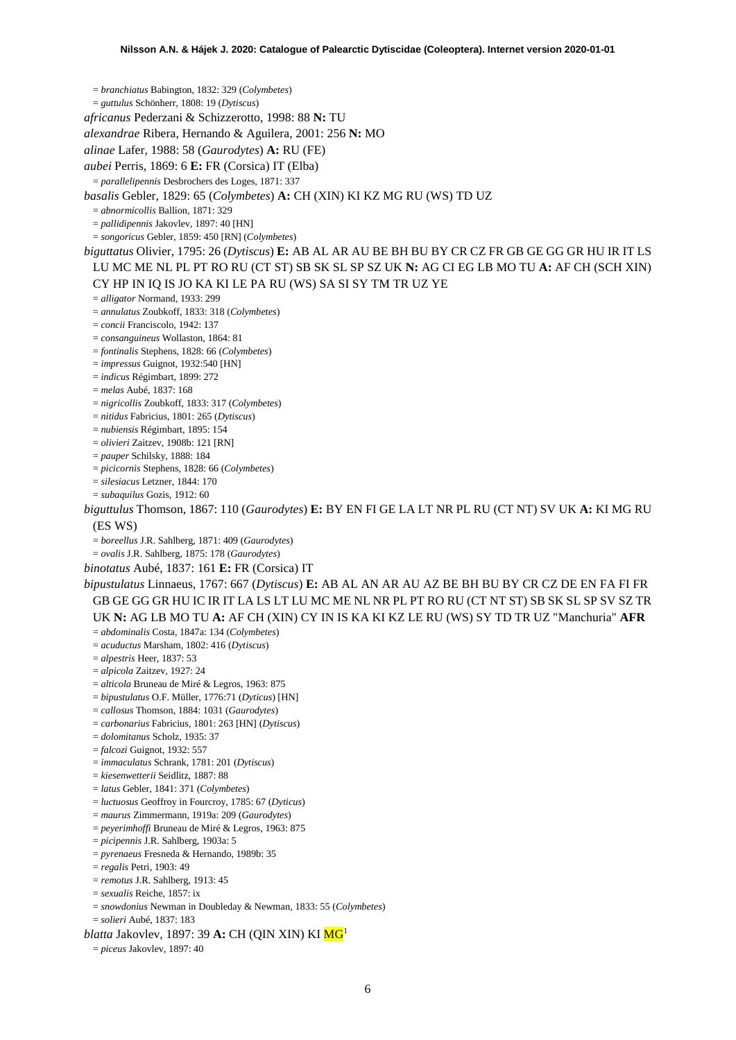= *branchiatus* Babington, 1832: 329 (*Colymbetes*)
= *guttulus* Schönherr, 1808: 19 (*Dytiscus*)

*africanus* Pederzani & Schizzerotto, 1998: 88 **N:** TU

*alexandrae* Ribera, Hernando & Aguilera, 2001: 256 **N:** MO

*alinae* Lafer, 1988: 58 (*Gaurodytes*) **A:** RU (FE)

*aubei* Perris, 1869: 6 **E:** FR (Corsica) IT (Elba)
= *parallelipennis* Desbrochers des Loges, 1871: 337

*basalis* Gebler, 1829: 65 (*Colymbetes*) **A:** CH (XIN) KI KZ MG RU (WS) TD UZ
= *abnormicollis* Ballion, 1871: 329
= *pallidipennis* Jakovlev, 1897: 40 [HN]
= *songoricus* Gebler, 1859: 450 [RN] (*Colymbetes*)

*biguttatus* Olivier, 1795: 26 (*Dytiscus*) **E:** AB AL AR AU BE BH BU BY CR CZ FR GB GE GG GR HU IR IT LS LU MC ME NL PL PT RO RU (CT ST) SB SK SL SP SZ UK **N:** AG CI EG LB MO TU **A:** AF CH (SCH XIN) CY HP IN IQ IS JO KA KI LE PA RU (WS) SA SI SY TM TR UZ YE
= *alligator* Normand, 1933: 299
= *annulatus* Zoubkoff, 1833: 318 (*Colymbetes*)
= *concii* Franciscolo, 1942: 137
= *consanguineus* Wollaston, 1864: 81
= *fontinalis* Stephens, 1828: 66 (*Colymbetes*)
= *impressus* Guignot, 1932:540 [HN]
= *indicus* Régimbart, 1899: 272
= *melas* Aubé, 1837: 168
= *nigricollis* Zoubkoff, 1833: 317 (*Colymbetes*)
= *nitidus* Fabricius, 1801: 265 (*Dytiscus*)
= *nubiensis* Régimbart, 1895: 154
= *olivieri* Zaitzev, 1908b: 121 [RN]
= *pauper* Schilsky, 1888: 184
= *picicornis* Stephens, 1828: 66 (*Colymbetes*)
= *silesiacus* Letzner, 1844: 170
= *subaquilus* Gozis, 1912: 60

*biguttulus* Thomson, 1867: 110 (*Gaurodytes*) **E:** BY EN FI GE LA LT NR PL RU (CT NT) SV UK **A:** KI MG RU (ES WS)
= *boreellus* J.R. Sahlberg, 1871: 409 (*Gaurodytes*)
= *ovalis* J.R. Sahlberg, 1875: 178 (*Gaurodytes*)

*binotatus* Aubé, 1837: 161 **E:** FR (Corsica) IT

*bipustulatus* Linnaeus, 1767: 667 (*Dytiscus*) **E:** AB AL AN AR AU AZ BE BH BU BY CR CZ DE EN FA FI FR GB GE GG GR HU IC IR IT LA LS LT LU MC ME NL NR PL PT RO RU (CT NT ST) SB SK SL SP SV SZ TR UK **N:** AG LB MO TU **A:** AF CH (XIN) CY IN IS KA KI KZ LE RU (WS) SY TD TR UZ "Manchuria" **AFR**
= *abdominalis* Costa, 1847a: 134 (*Colymbetes*)
= *acuductus* Marsham, 1802: 416 (*Dytiscus*)
= *alpestris* Heer, 1837: 53
= *alpicola* Zaitzev, 1927: 24
= *alticola* Bruneau de Miré & Legros, 1963: 875
= *bipustulatus* O.F. Müller, 1776:71 (*Dyticus*) [HN]
= *callosus* Thomson, 1884: 1031 (*Gaurodytes*)
= *carbonarius* Fabricius, 1801: 263 [HN] (*Dytiscus*)
= *dolomitanus* Scholz, 1935: 37
= *falcozi* Guignot, 1932: 557
= *immaculatus* Schrank, 1781: 201 (*Dytiscus*)
= *kiesenwetterii* Seidlitz, 1887: 88
= *latus* Gebler, 1841: 371 (*Colymbetes*)
= *luctuosus* Geoffroy in Fourcroy, 1785: 67 (*Dyticus*)
= *maurus* Zimmermann, 1919a: 209 (*Gaurodytes*)
= *peyerimhoffi* Bruneau de Miré & Legros, 1963: 875
= *picipennis* J.R. Sahlberg, 1903a: 5
= *pyrenaeus* Fresneda & Hernando, 1989b: 35
= *regalis* Petri, 1903: 49
= *remotus* J.R. Sahlberg, 1913: 45
= *sexualis* Reiche, 1857: ix
= *snowdonius* Newman in Doubleday & Newman, 1833: 55 (*Colymbetes*)
= *solieri* Aubé, 1837: 183

*blatta* Jakovlev, 1897: 39 **A:** CH (QIN XIN) KI MG[1]
= *piceus* Jakovlev, 1897: 40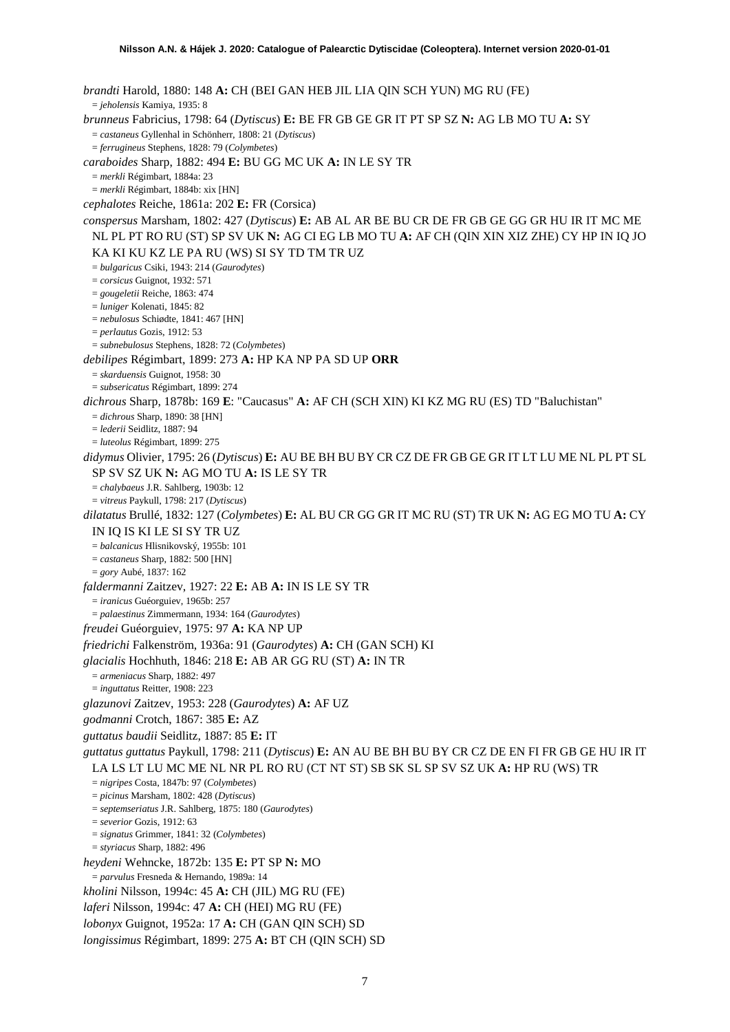*brandti* Harold, 1880: 148 **A:** CH (BEI GAN HEB JIL LIA QIN SCH YUN) MG RU (FE)
= *jeholensis* Kamiya, 1935: 8

*brunneus* Fabricius, 1798: 64 (*Dytiscus*) **E:** BE FR GB GE GR IT PT SP SZ **N:** AG LB MO TU **A:** SY
= *castaneus* Gyllenhal in Schönherr, 1808: 21 (*Dytiscus*)
= *ferrugineus* Stephens, 1828: 79 (*Colymbetes*)

*caraboides* Sharp, 1882: 494 **E:** BU GG MC UK **A:** IN LE SY TR
= *merkli* Régimbart, 1884a: 23
= *merkli* Régimbart, 1884b: xix [HN]

*cephalotes* Reiche, 1861a: 202 **E:** FR (Corsica)

*conspersus* Marsham, 1802: 427 (*Dytiscus*) **E:** AB AL AR BE BU CR DE FR GB GE GG GR HU IR IT MC ME NL PL PT RO RU (ST) SP SV UK **N:** AG CI EG LB MO TU **A:** AF CH (QIN XIN XIZ ZHE) CY HP IN IQ JO KA KI KU KZ LE PA RU (WS) SI SY TD TM TR UZ
= *bulgaricus* Csiki, 1943: 214 (*Gaurodytes*)
= *corsicus* Guignot, 1932: 571
= *gougeletii* Reiche, 1863: 474
= *luniger* Kolenati, 1845: 82
= *nebulosus* Schiødte, 1841: 467 [HN]
= *perlautus* Gozis, 1912: 53
= *subnebulosus* Stephens, 1828: 72 (*Colymbetes*)

*debilipes* Régimbart, 1899: 273 **A:** HP KA NP PA SD UP **ORR**
= *skarduensis* Guignot, 1958: 30
= *subsericatus* Régimbart, 1899: 274

*dichrous* Sharp, 1878b: 169 **E**: "Caucasus" **A:** AF CH (SCH XIN) KI KZ MG RU (ES) TD "Baluchistan"
= *dichrous* Sharp, 1890: 38 [HN]
= *lederii* Seidlitz, 1887: 94
= *luteolus* Régimbart, 1899: 275

*didymus* Olivier, 1795: 26 (*Dytiscus*) **E:** AU BE BH BU BY CR CZ DE FR GB GE GR IT LT LU ME NL PL PT SL SP SV SZ UK **N:** AG MO TU **A:** IS LE SY TR
= *chalybaeus* J.R. Sahlberg, 1903b: 12
= *vitreus* Paykull, 1798: 217 (*Dytiscus*)

*dilatatus* Brullé, 1832: 127 (*Colymbetes*) **E:** AL BU CR GG GR IT MC RU (ST) TR UK **N:** AG EG MO TU **A:** CY IN IQ IS KI LE SI SY TR UZ
= *balcanicus* Hlisnikovský, 1955b: 101
= *castaneus* Sharp, 1882: 500 [HN]
= *gory* Aubé, 1837: 162

*faldermanni* Zaitzev, 1927: 22 **E:** AB **A:** IN IS LE SY TR
= *iranicus* Guéorguiev, 1965b: 257
= *palaestinus* Zimmermann, 1934: 164 (*Gaurodytes*)

*freudei* Guéorguiev, 1975: 97 **A:** KA NP UP

*friedrichi* Falkenström, 1936a: 91 (*Gaurodytes*) **A:** CH (GAN SCH) KI

*glacialis* Hochhuth, 1846: 218 **E:** AB AR GG RU (ST) **A:** IN TR
= *armeniacus* Sharp, 1882: 497
= *inguttatus* Reitter, 1908: 223

*glazunovi* Zaitzev, 1953: 228 (*Gaurodytes*) **A:** AF UZ

*godmanni* Crotch, 1867: 385 **E:** AZ

*guttatus baudii* Seidlitz, 1887: 85 **E:** IT

*guttatus guttatus* Paykull, 1798: 211 (*Dytiscus*) **E:** AN AU BE BH BU BY CR CZ DE EN FI FR GB GE HU IR IT LA LS LT LU MC ME NL NR PL RO RU (CT NT ST) SB SK SL SP SV SZ UK **A:** HP RU (WS) TR
= *nigripes* Costa, 1847b: 97 (*Colymbetes*)
= *picinus* Marsham, 1802: 428 (*Dytiscus*)
= *septemseriatus* J.R. Sahlberg, 1875: 180 (*Gaurodytes*)
= *severior* Gozis, 1912: 63
= *signatus* Grimmer, 1841: 32 (*Colymbetes*)
= *styriacus* Sharp, 1882: 496

*heydeni* Wehncke, 1872b: 135 **E:** PT SP **N:** MO
= *parvulus* Fresneda & Hernando, 1989a: 14

*kholini* Nilsson, 1994c: 45 **A:** CH (JIL) MG RU (FE)

*laferi* Nilsson, 1994c: 47 **A:** CH (HEI) MG RU (FE)

*lobonyx* Guignot, 1952a: 17 **A:** CH (GAN QIN SCH) SD

*longissimus* Régimbart, 1899: 275 **A:** BT CH (QIN SCH) SD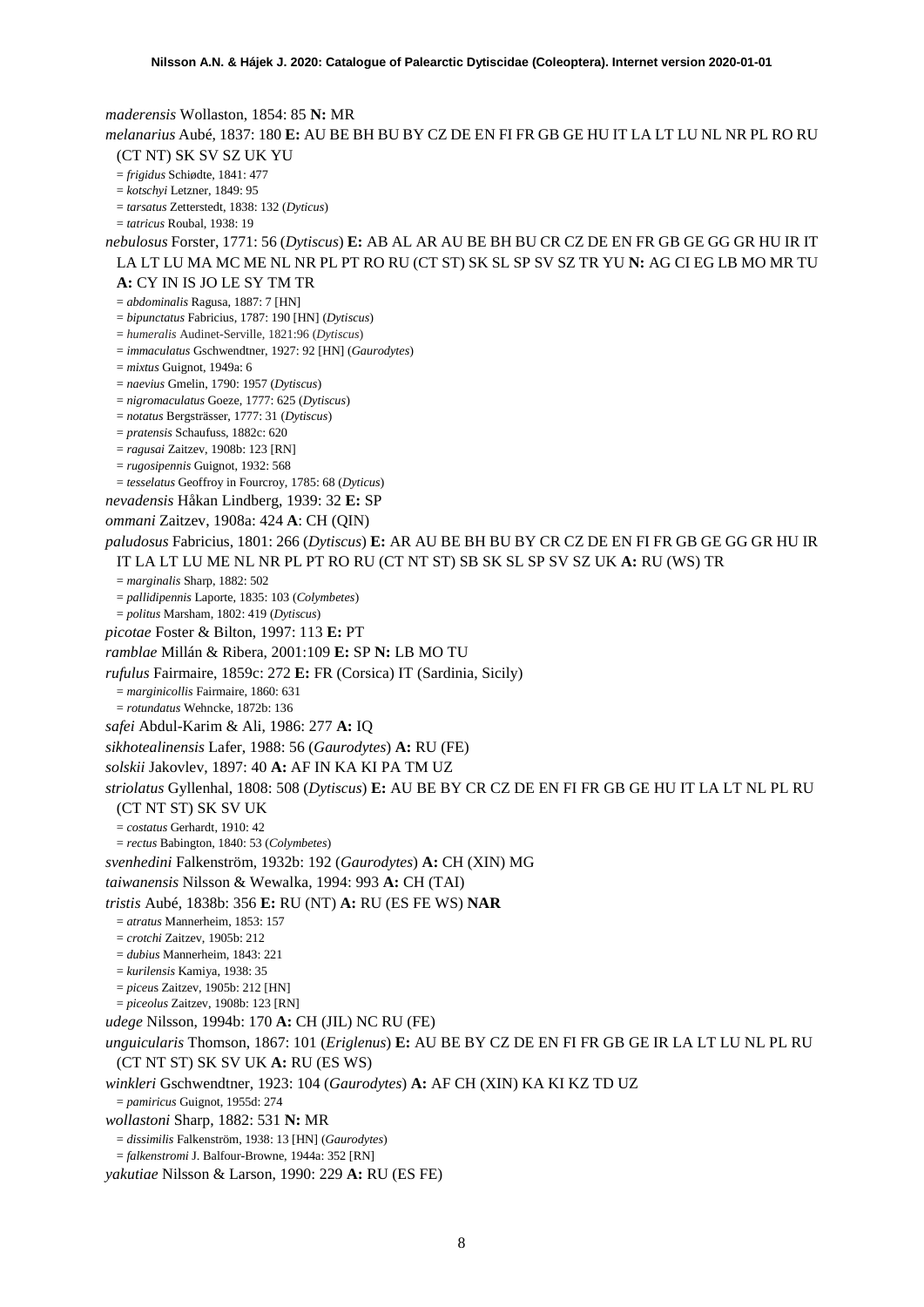*maderensis* Wollaston, 1854: 85 **N:** MR

*melanarius* Aubé, 1837: 180 **E:** AU BE BH BU BY CZ DE EN FI FR GB GE HU IT LA LT LU NL NR PL RO RU (CT NT) SK SV SZ UK YU

= *frigidus* Schiødte, 1841: 477

= *kotschyi* Letzner, 1849: 95

= *tarsatus* Zetterstedt, 1838: 132 (*Dyticus*)

= *tatricus* Roubal, 1938: 19

*nebulosus* Forster, 1771: 56 (*Dytiscus*) **E:** AB AL AR AU BE BH BU CR CZ DE EN FR GB GE GG GR HU IR IT LA LT LU MA MC ME NL NR PL PT RO RU (CT ST) SK SL SP SV SZ TR YU **N:** AG CI EG LB MO MR TU **A:** CY IN IS JO LE SY TM TR

= *abdominalis* Ragusa, 1887: 7 [HN]

= *bipunctatus* Fabricius, 1787: 190 [HN] (*Dytiscus*)

= *humeralis* Audinet-Serville, 1821:96 (*Dytiscus*)

= *immaculatus* Gschwendtner, 1927: 92 [HN] (*Gaurodytes*)

= *mixtus* Guignot, 1949a: 6

= *naevius* Gmelin, 1790: 1957 (*Dytiscus*)

= *nigromaculatus* Goeze, 1777: 625 (*Dytiscus*)

= *notatus* Bergsträsser, 1777: 31 (*Dytiscus*)

= *pratensis* Schaufuss, 1882c: 620

= *ragusai* Zaitzev, 1908b: 123 [RN]

= *rugosipennis* Guignot, 1932: 568

= *tesselatus* Geoffroy in Fourcroy, 1785: 68 (*Dyticus*)

*nevadensis* Håkan Lindberg, 1939: 32 **E:** SP

*ommani* Zaitzev, 1908a: 424 **A**: CH (QIN)

*paludosus* Fabricius, 1801: 266 (*Dytiscus*) **E:** AR AU BE BH BU BY CR CZ DE EN FI FR GB GE GG GR HU IR IT LA LT LU ME NL NR PL PT RO RU (CT NT ST) SB SK SL SP SV SZ UK **A:** RU (WS) TR

= *marginalis* Sharp, 1882: 502

= *pallidipennis* Laporte, 1835: 103 (*Colymbetes*)

= *politus* Marsham, 1802: 419 (*Dytiscus*)

*picotae* Foster & Bilton, 1997: 113 **E:** PT

*ramblae* Millán & Ribera, 2001:109 **E:** SP **N:** LB MO TU

*rufulus* Fairmaire, 1859c: 272 **E:** FR (Corsica) IT (Sardinia, Sicily)

= *marginicollis* Fairmaire, 1860: 631

= *rotundatus* Wehncke, 1872b: 136

*safei* Abdul-Karim & Ali, 1986: 277 **A:** IQ

*sikhotealinensis* Lafer, 1988: 56 (*Gaurodytes*) **A:** RU (FE)

*solskii* Jakovlev, 1897: 40 **A:** AF IN KA KI PA TM UZ

*striolatus* Gyllenhal, 1808: 508 (*Dytiscus*) **E:** AU BE BY CR CZ DE EN FI FR GB GE HU IT LA LT NL PL RU (CT NT ST) SK SV UK

= *costatus* Gerhardt, 1910: 42

= *rectus* Babington, 1840: 53 (*Colymbetes*)

*svenhedini* Falkenström, 1932b: 192 (*Gaurodytes*) **A:** CH (XIN) MG

*taiwanensis* Nilsson & Wewalka, 1994: 993 **A:** CH (TAI)

*tristis* Aubé, 1838b: 356 **E:** RU (NT) **A:** RU (ES FE WS) **NAR**

= *atratus* Mannerheim, 1853: 157

= *crotchi* Zaitzev, 1905b: 212

= *dubius* Mannerheim, 1843: 221

= *kurilensis* Kamiya, 1938: 35

= *piceus* Zaitzev, 1905b: 212 [HN]

= *piceolus* Zaitzev, 1908b: 123 [RN]

*udege* Nilsson, 1994b: 170 **A:** CH (JIL) NC RU (FE)

*unguicularis* Thomson, 1867: 101 (*Eriglenus*) **E:** AU BE BY CZ DE EN FI FR GB GE IR LA LT LU NL PL RU (CT NT ST) SK SV UK **A:** RU (ES WS)

*winkleri* Gschwendtner, 1923: 104 (*Gaurodytes*) **A:** AF CH (XIN) KA KI KZ TD UZ

= *pamiricus* Guignot, 1955d: 274

*wollastoni* Sharp, 1882: 531 **N:** MR

= *dissimilis* Falkenström, 1938: 13 [HN] (*Gaurodytes*)

= *falkenstromi* J. Balfour-Browne, 1944a: 352 [RN]

*yakutiae* Nilsson & Larson, 1990: 229 **A:** RU (ES FE)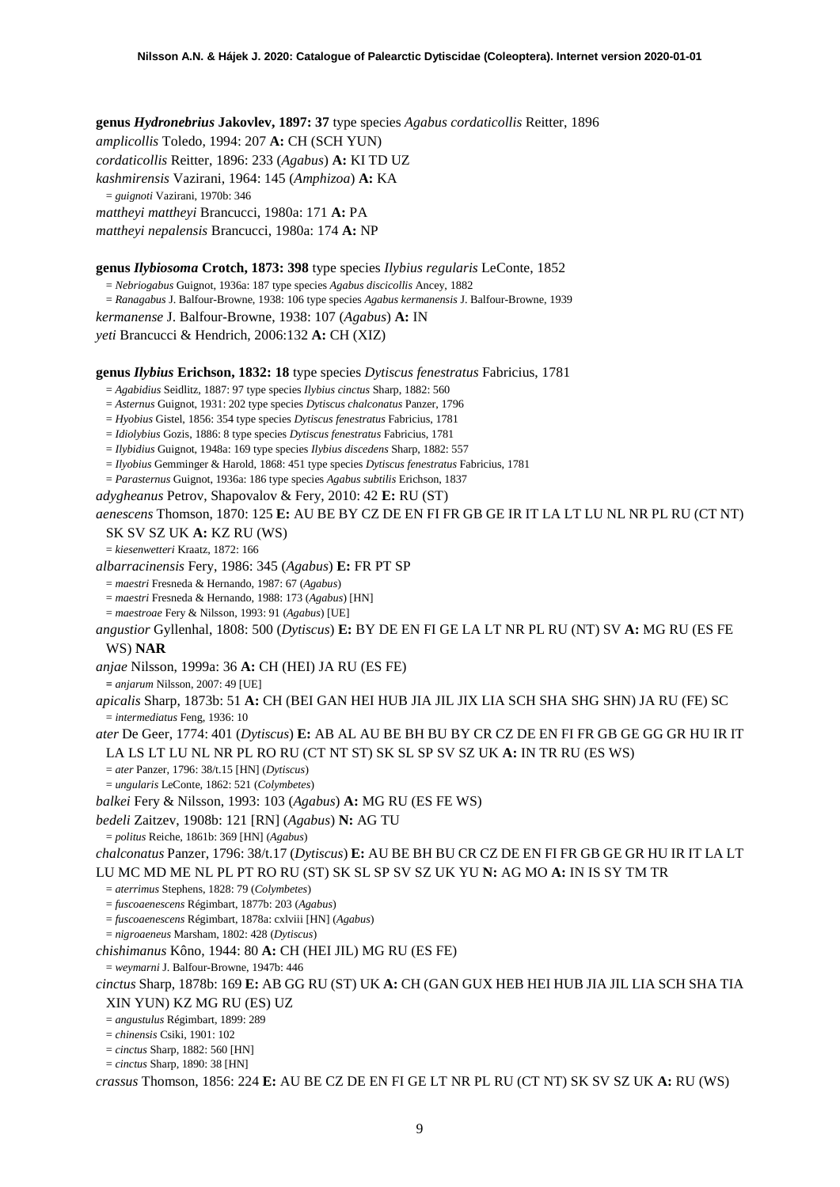**genus *Hydronebrius* Jakovlev, 1897: 37** type species *Agabus cordaticollis* Reitter, 1896

*amplicollis* Toledo, 1994: 207 **A:** CH (SCH YUN)

*cordaticollis* Reitter, 1896: 233 (*Agabus*) **A:** KI TD UZ

*kashmirensis* Vazirani, 1964: 145 (*Amphizoa*) **A:** KA

= *guignoti* Vazirani, 1970b: 346

*mattheyi mattheyi* Brancucci, 1980a: 171 **A:** PA

*mattheyi nepalensis* Brancucci, 1980a: 174 **A:** NP

**genus *Ilybiosoma* Crotch, 1873: 398** type species *Ilybius regularis* LeConte, 1852

= *Nebriogabus* Guignot, 1936a: 187 type species *Agabus discicollis* Ancey, 1882

= *Ranagabus* J. Balfour-Browne, 1938: 106 type species *Agabus kermanensis* J. Balfour-Browne, 1939

*kermanense* J. Balfour-Browne, 1938: 107 (*Agabus*) **A:** IN

*yeti* Brancucci & Hendrich, 2006:132 **A:** CH (XIZ)

**genus *Ilybius* Erichson, 1832: 18** type species *Dytiscus fenestratus* Fabricius, 1781

= *Agabidius* Seidlitz, 1887: 97 type species *Ilybius cinctus* Sharp, 1882: 560

= *Asternus* Guignot, 1931: 202 type species *Dytiscus chalconatus* Panzer, 1796

= *Hyobius* Gistel, 1856: 354 type species *Dytiscus fenestratus* Fabricius, 1781

= *Idiolybius* Gozis, 1886: 8 type species *Dytiscus fenestratus* Fabricius, 1781

= *Ilybidius* Guignot, 1948a: 169 type species *Ilybius discedens* Sharp, 1882: 557

= *Ilyobius* Gemminger & Harold, 1868: 451 type species *Dytiscus fenestratus* Fabricius, 1781

= *Parasternus* Guignot, 1936a: 186 type species *Agabus subtilis* Erichson, 1837

*adygheanus* Petrov, Shapovalov & Fery, 2010: 42 **E:** RU (ST)

*aenescens* Thomson, 1870: 125 **E:** AU BE BY CZ DE EN FI FR GB GE IR IT LA LT LU NL NR PL RU (CT NT) SK SV SZ UK **A:** KZ RU (WS)

= *kiesenwetteri* Kraatz, 1872: 166

*albarracinensis* Fery, 1986: 345 (*Agabus*) **E:** FR PT SP

= *maestri* Fresneda & Hernando, 1987: 67 (*Agabus*)

= *maestri* Fresneda & Hernando, 1988: 173 (*Agabus*) [HN]

= *maestroae* Fery & Nilsson, 1993: 91 (*Agabus*) [UE]

*angustior* Gyllenhal, 1808: 500 (*Dytiscus*) **E:** BY DE EN FI GE LA LT NR PL RU (NT) SV **A:** MG RU (ES FE WS) **NAR**

*anjae* Nilsson, 1999a: 36 **A:** CH (HEI) JA RU (ES FE)

= *anjarum* Nilsson, 2007: 49 [UE]

*apicalis* Sharp, 1873b: 51 **A:** CH (BEI GAN HEI HUB JIA JIL JIX LIA SCH SHA SHG SHN) JA RU (FE) SC

= *intermediatus* Feng, 1936: 10

*ater* De Geer, 1774: 401 (*Dytiscus*) **E:** AB AL AU BE BH BU BY CR CZ DE EN FI FR GB GE GG GR HU IR IT LA LS LT LU NL NR PL RO RU (CT NT ST) SK SL SP SV SZ UK **A:** IN TR RU (ES WS)

= *ater* Panzer, 1796: 38/t.15 [HN] (*Dytiscus*)

= *ungularis* LeConte, 1862: 521 (*Colymbetes*)

*balkei* Fery & Nilsson, 1993: 103 (*Agabus*) **A:** MG RU (ES FE WS)

*bedeli* Zaitzev, 1908b: 121 [RN] (*Agabus*) **N:** AG TU

= *politus* Reiche, 1861b: 369 [HN] (*Agabus*)

*chalconatus* Panzer, 1796: 38/t.17 (*Dytiscus*) **E:** AU BE BH BU CR CZ DE EN FI FR GB GE GR HU IR IT LA LT LU MC MD ME NL PL PT RO RU (ST) SK SL SP SV SZ UK YU **N:** AG MO **A:** IN IS SY TM TR

= *aterrimus* Stephens, 1828: 79 (*Colymbetes*)

= *fuscoaenescens* Régimbart, 1877b: 203 (*Agabus*)

= *fuscoaenescens* Régimbart, 1878a: cxlviii [HN] (*Agabus*)

= *nigroaeneus* Marsham, 1802: 428 (*Dytiscus*)

*chishimanus* Kôno, 1944: 80 **A:** CH (HEI JIL) MG RU (ES FE)

= *weymarni* J. Balfour-Browne, 1947b: 446

*cinctus* Sharp, 1878b: 169 **E:** AB GG RU (ST) UK **A:** CH (GAN GUX HEB HEI HUB JIA JIL LIA SCH SHA TIA XIN YUN) KZ MG RU (ES) UZ

= *angustulus* Régimbart, 1899: 289

= *chinensis* Csiki, 1901: 102

= *cinctus* Sharp, 1882: 560 [HN]

= *cinctus* Sharp, 1890: 38 [HN]

*crassus* Thomson, 1856: 224 **E:** AU BE CZ DE EN FI GE LT NR PL RU (CT NT) SK SV SZ UK **A:** RU (WS)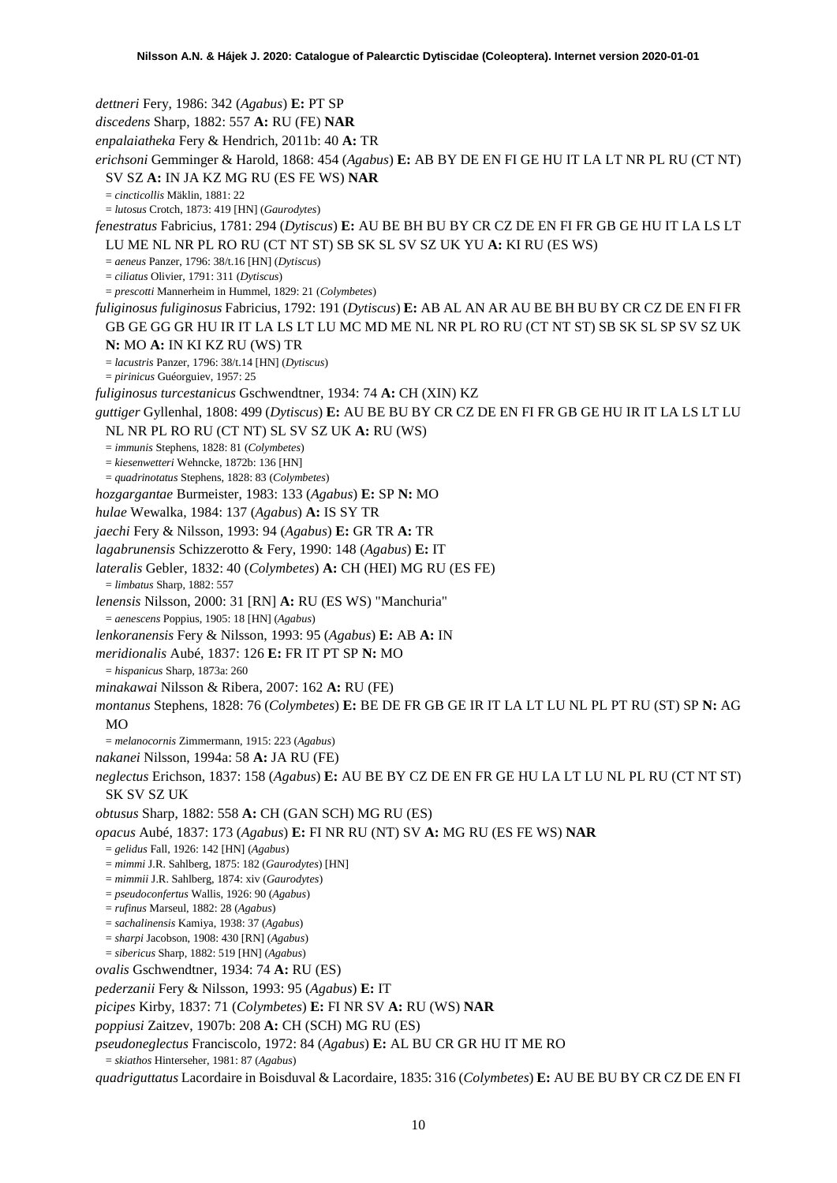*dettneri* Fery, 1986: 342 (*Agabus*) **E:** PT SP

*discedens* Sharp, 1882: 557 **A:** RU (FE) **NAR**

*enpalaiatheka* Fery & Hendrich, 2011b: 40 **A:** TR

*erichsoni* Gemminger & Harold, 1868: 454 (*Agabus*) **E:** AB BY DE EN FI GE HU IT LA LT NR PL RU (CT NT) SV SZ **A:** IN JA KZ MG RU (ES FE WS) **NAR**

= *cincticollis* Mäklin, 1881: 22

= *lutosus* Crotch, 1873: 419 [HN] (*Gaurodytes*)

*fenestratus* Fabricius, 1781: 294 (*Dytiscus*) **E:** AU BE BH BU BY CR CZ DE EN FI FR GB GE HU IT LA LS LT LU ME NL NR PL RO RU (CT NT ST) SB SK SL SV SZ UK YU **A:** KI RU (ES WS)

= *aeneus* Panzer, 1796: 38/t.16 [HN] (*Dytiscus*)

= *ciliatus* Olivier, 1791: 311 (*Dytiscus*)

= *prescotti* Mannerheim in Hummel, 1829: 21 (*Colymbetes*)

*fuliginosus fuliginosus* Fabricius, 1792: 191 (*Dytiscus*) **E:** AB AL AN AR AU BE BH BU BY CR CZ DE EN FI FR GB GE GG GR HU IR IT LA LS LT LU MC MD ME NL NR PL RO RU (CT NT ST) SB SK SL SP SV SZ UK **N:** MO **A:** IN KI KZ RU (WS) TR

= *lacustris* Panzer, 1796: 38/t.14 [HN] (*Dytiscus*)

= *pirinicus* Guéorguiev, 1957: 25

*fuliginosus turcestanicus* Gschwendtner, 1934: 74 **A:** CH (XIN) KZ

*guttiger* Gyllenhal, 1808: 499 (*Dytiscus*) **E:** AU BE BU BY CR CZ DE EN FI FR GB GE HU IR IT LA LS LT LU NL NR PL RO RU (CT NT) SL SV SZ UK **A:** RU (WS)

= *immunis* Stephens, 1828: 81 (*Colymbetes*)

= *kiesenwetteri* Wehncke, 1872b: 136 [HN]

= *quadrinotatus* Stephens, 1828: 83 (*Colymbetes*)

*hozgargantae* Burmeister, 1983: 133 (*Agabus*) **E:** SP **N:** MO

*hulae* Wewalka, 1984: 137 (*Agabus*) **A:** IS SY TR

*jaechi* Fery & Nilsson, 1993: 94 (*Agabus*) **E:** GR TR **A:** TR

*lagabrunensis* Schizzerotto & Fery, 1990: 148 (*Agabus*) **E:** IT

*lateralis* Gebler, 1832: 40 (*Colymbetes*) **A:** CH (HEI) MG RU (ES FE)

= *limbatus* Sharp, 1882: 557

*lenensis* Nilsson, 2000: 31 [RN] **A:** RU (ES WS) "Manchuria"

= *aenescens* Poppius, 1905: 18 [HN] (*Agabus*)

*lenkoranensis* Fery & Nilsson, 1993: 95 (*Agabus*) **E:** AB **A:** IN

*meridionalis* Aubé, 1837: 126 **E:** FR IT PT SP **N:** MO

= *hispanicus* Sharp, 1873a: 260

*minakawai* Nilsson & Ribera, 2007: 162 **A:** RU (FE)

*montanus* Stephens, 1828: 76 (*Colymbetes*) **E:** BE DE FR GB GE IR IT LA LT LU NL PL PT RU (ST) SP **N:** AG MO

= *melanocornis* Zimmermann, 1915: 223 (*Agabus*)

*nakanei* Nilsson, 1994a: 58 **A:** JA RU (FE)

*neglectus* Erichson, 1837: 158 (*Agabus*) **E:** AU BE BY CZ DE EN FR GE HU LA LT LU NL PL RU (CT NT ST) SK SV SZ UK

*obtusus* Sharp, 1882: 558 **A:** CH (GAN SCH) MG RU (ES)

*opacus* Aubé, 1837: 173 (*Agabus*) **E:** FI NR RU (NT) SV **A:** MG RU (ES FE WS) **NAR**

= *gelidus* Fall, 1926: 142 [HN] (*Agabus*)

= *mimmi* J.R. Sahlberg, 1875: 182 (*Gaurodytes*) [HN]

= *mimmii* J.R. Sahlberg, 1874: xiv (*Gaurodytes*)

= *pseudoconfertus* Wallis, 1926: 90 (*Agabus*)

= *rufinus* Marseul, 1882: 28 (*Agabus*)

= *sachalinensis* Kamiya, 1938: 37 (*Agabus*)

= *sharpi* Jacobson, 1908: 430 [RN] (*Agabus*)

= *sibericus* Sharp, 1882: 519 [HN] (*Agabus*)

*ovalis* Gschwendtner, 1934: 74 **A:** RU (ES)

*pederzanii* Fery & Nilsson, 1993: 95 (*Agabus*) **E:** IT

*picipes* Kirby, 1837: 71 (*Colymbetes*) **E:** FI NR SV **A:** RU (WS) **NAR**

*poppiusi* Zaitzev, 1907b: 208 **A:** CH (SCH) MG RU (ES)

*pseudoneglectus* Franciscolo, 1972: 84 (*Agabus*) **E:** AL BU CR GR HU IT ME RO

= *skiathos* Hinterseher, 1981: 87 (*Agabus*)

*quadriguttatus* Lacordaire in Boisduval & Lacordaire, 1835: 316 (*Colymbetes*) **E:** AU BE BU BY CR CZ DE EN FI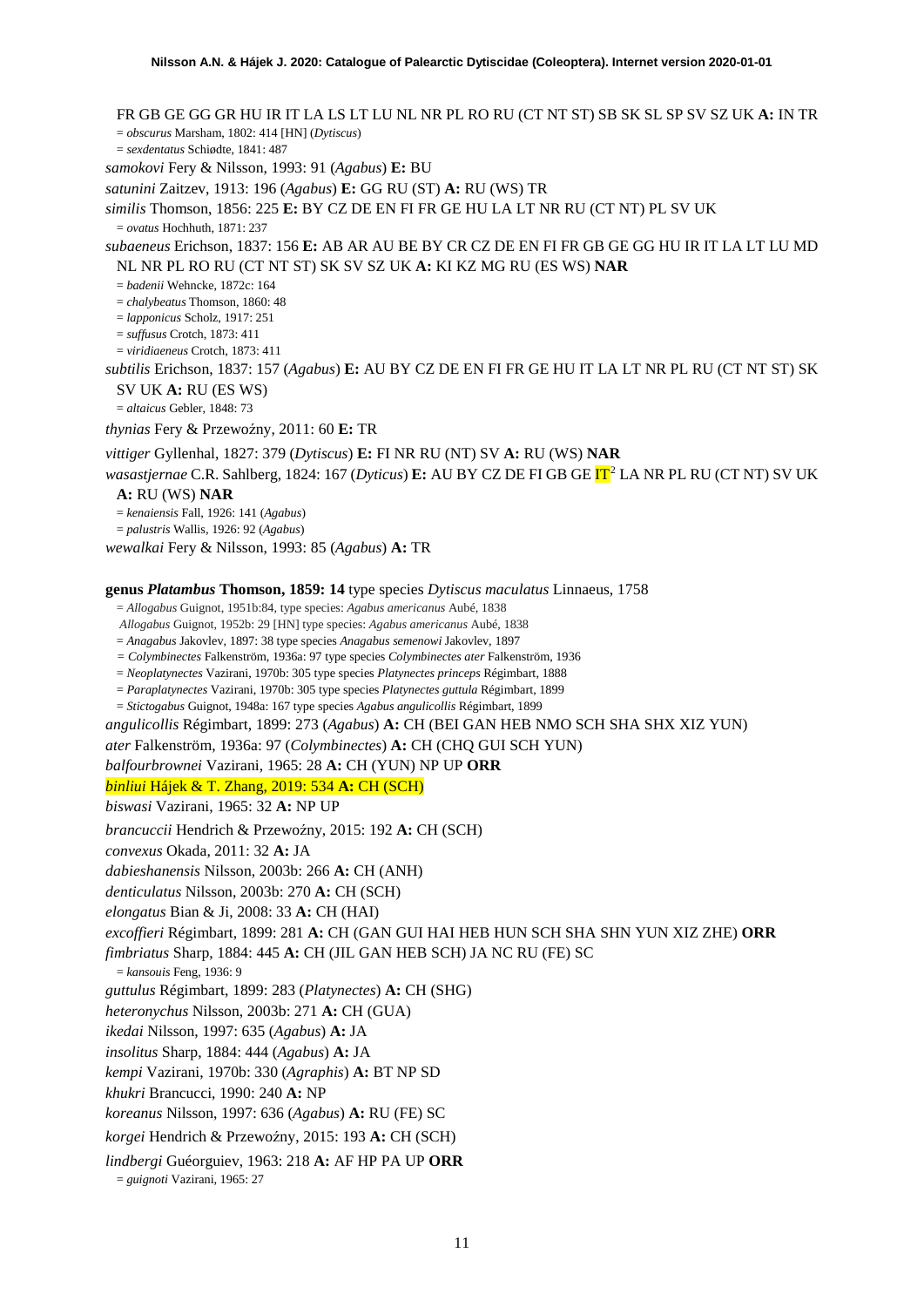FR GB GE GG GR HU IR IT LA LS LT LU NL NR PL RO RU (CT NT ST) SB SK SL SP SV SZ UK **A:** IN TR
= *obscurus* Marsham, 1802: 414 [HN] (*Dytiscus*)
= *sexdentatus* Schiødte, 1841: 487

*samokovi* Fery & Nilsson, 1993: 91 (*Agabus*) **E:** BU

*satunini* Zaitzev, 1913: 196 (*Agabus*) **E:** GG RU (ST) **A:** RU (WS) TR

*similis* Thomson, 1856: 225 **E:** BY CZ DE EN FI FR GE HU LA LT NR RU (CT NT) PL SV UK
= *ovatus* Hochhuth, 1871: 237

*subaeneus* Erichson, 1837: 156 **E:** AB AR AU BE BY CR CZ DE EN FI FR GB GE GG HU IR IT LA LT LU MD NL NR PL RO RU (CT NT ST) SK SV SZ UK **A:** KI KZ MG RU (ES WS) **NAR**
= *badenii* Wehncke, 1872c: 164
= *chalybeatus* Thomson, 1860: 48
= *lapponicus* Scholz, 1917: 251
= *suffusus* Crotch, 1873: 411
= *viridiaeneus* Crotch, 1873: 411

*subtilis* Erichson, 1837: 157 (*Agabus*) **E:** AU BY CZ DE EN FI FR GE HU IT LA LT NR PL RU (CT NT ST) SK SV UK **A:** RU (ES WS)
= *altaicus* Gebler, 1848: 73

*thynias* Fery & Przewoźny, 2011: 60 **E:** TR

*vittiger* Gyllenhal, 1827: 379 (*Dytiscus*) **E:** FI NR RU (NT) SV **A:** RU (WS) **NAR**

*wasastjernae* C.R. Sahlberg, 1824: 167 (*Dyticus*) **E:** AU BY CZ DE FI GB GE IT[2] LA NR PL RU (CT NT) SV UK **A:** RU (WS) **NAR**
= *kenaiensis* Fall, 1926: 141 (*Agabus*)
= *palustris* Wallis, 1926: 92 (*Agabus*)

*wewalkai* Fery & Nilsson, 1993: 85 (*Agabus*) **A:** TR

**genus *Platambus* Thomson, 1859: 14** type species *Dytiscus maculatus* Linnaeus, 1758
= *Allogabus* Guignot, 1951b:84, type species: *Agabus americanus* Aubé, 1838
*Allogabus* Guignot, 1952b: 29 [HN] type species: *Agabus americanus* Aubé, 1838
= *Anagabus* Jakovlev, 1897: 38 type species *Anagabus semenowi* Jakovlev, 1897
= *Colymbinectes* Falkenström, 1936a: 97 type species *Colymbinectes ater* Falkenström, 1936
= *Neoplatynectes* Vazirani, 1970b: 305 type species *Platynectes princeps* Régimbart, 1888
= *Paraplatynectes* Vazirani, 1970b: 305 type species *Platynectes guttula* Régimbart, 1899
= *Stictogabus* Guignot, 1948a: 167 type species *Agabus angulicollis* Régimbart, 1899

*angulicollis* Régimbart, 1899: 273 (*Agabus*) **A:** CH (BEI GAN HEB NMO SCH SHA SHX XIZ YUN)

*ater* Falkenström, 1936a: 97 (*Colymbinectes*) **A:** CH (CHQ GUI SCH YUN)

*balfourbrownei* Vazirani, 1965: 28 **A:** CH (YUN) NP UP **ORR**

*binliui* Hájek & T. Zhang, 2019: 534 **A:** CH (SCH)

*biswasi* Vazirani, 1965: 32 **A:** NP UP

*brancuccii* Hendrich & Przewoźny, 2015: 192 **A:** CH (SCH)

*convexus* Okada, 2011: 32 **A:** JA

*dabieshanensis* Nilsson, 2003b: 266 **A:** CH (ANH)

*denticulatus* Nilsson, 2003b: 270 **A:** CH (SCH)

*elongatus* Bian & Ji, 2008: 33 **A:** CH (HAI)

*excoffieri* Régimbart, 1899: 281 **A:** CH (GAN GUI HAI HEB HUN SCH SHA SHN YUN XIZ ZHE) **ORR**

*fimbriatus* Sharp, 1884: 445 **A:** CH (JIL GAN HEB SCH) JA NC RU (FE) SC
= *kansouis* Feng, 1936: 9

*guttulus* Régimbart, 1899: 283 (*Platynectes*) **A:** CH (SHG)

*heteronychus* Nilsson, 2003b: 271 **A:** CH (GUA)

*ikedai* Nilsson, 1997: 635 (*Agabus*) **A:** JA

*insolitus* Sharp, 1884: 444 (*Agabus*) **A:** JA

*kempi* Vazirani, 1970b: 330 (*Agraphis*) **A:** BT NP SD

*khukri* Brancucci, 1990: 240 **A:** NP

*koreanus* Nilsson, 1997: 636 (*Agabus*) **A:** RU (FE) SC

*korgei* Hendrich & Przewoźny, 2015: 193 **A:** CH (SCH)

*lindbergi* Guéorguiev, 1963: 218 **A:** AF HP PA UP **ORR**
= *guignoti* Vazirani, 1965: 27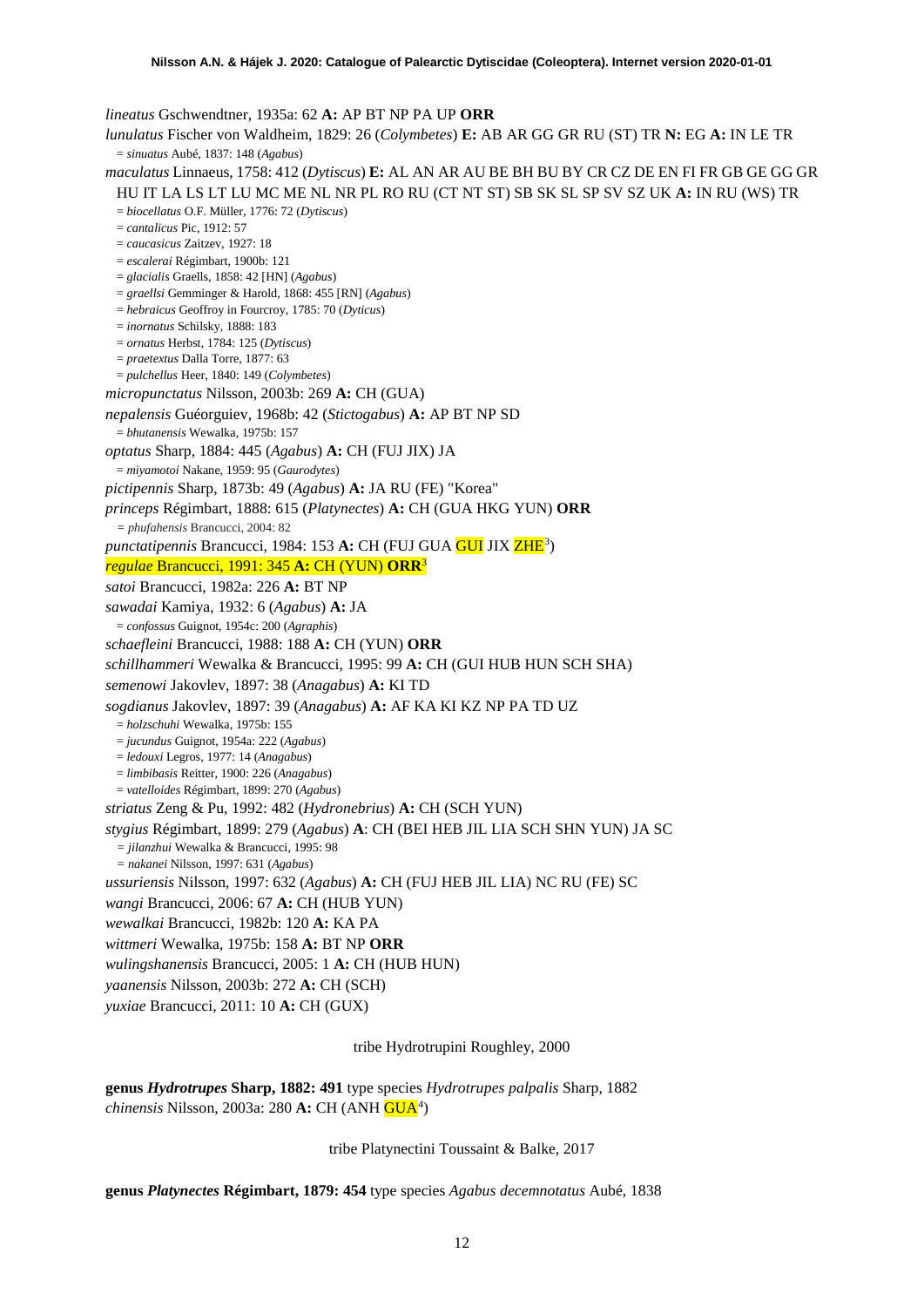*lineatus* Gschwendtner, 1935a: 62 **A:** AP BT NP PA UP **ORR**

*lunulatus* Fischer von Waldheim, 1829: 26 (*Colymbetes*) **E:** AB AR GG GR RU (ST) TR **N:** EG **A:** IN LE TR

= *sinuatus* Aubé, 1837: 148 (*Agabus*)

*maculatus* Linnaeus, 1758: 412 (*Dytiscus*) **E:** AL AN AR AU BE BH BU BY CR CZ DE EN FI FR GB GE GG GR HU IT LA LS LT LU MC ME NL NR PL RO RU (CT NT ST) SB SK SL SP SV SZ UK **A:** IN RU (WS) TR

= *biocellatus* O.F. Müller, 1776: 72 (*Dytiscus*)
= *cantalicus* Pic, 1912: 57
= *caucasicus* Zaitzev, 1927: 18
= *escalerai* Régimbart, 1900b: 121
= *glacialis* Graells, 1858: 42 [HN] (*Agabus*)
= *graellsi* Gemminger & Harold, 1868: 455 [RN] (*Agabus*)
= *hebraicus* Geoffroy in Fourcroy, 1785: 70 (*Dyticus*)
= *inornatus* Schilsky, 1888: 183
= *ornatus* Herbst, 1784: 125 (*Dytiscus*)
= *praetextus* Dalla Torre, 1877: 63
= *pulchellus* Heer, 1840: 149 (*Colymbetes*)

*micropunctatus* Nilsson, 2003b: 269 **A:** CH (GUA)

*nepalensis* Guéorguiev, 1968b: 42 (*Stictogabus*) **A:** AP BT NP SD

= *bhutanensis* Wewalka, 1975b: 157

*optatus* Sharp, 1884: 445 (*Agabus*) **A:** CH (FUJ JIX) JA

= *miyamotoi* Nakane, 1959: 95 (*Gaurodytes*)

*pictipennis* Sharp, 1873b: 49 (*Agabus*) **A:** JA RU (FE) "Korea"

*princeps* Régimbart, 1888: 615 (*Platynectes*) **A:** CH (GUA HKG YUN) **ORR**

= *phufahensis* Brancucci, 2004: 82

*punctatipennis* Brancucci, 1984: 153 **A:** CH (FUJ GUA GUI JIX ZHE[3])

*regulae* Brancucci, 1991: 345 **A:** CH (YUN) **ORR**[3]

*satoi* Brancucci, 1982a: 226 **A:** BT NP

*sawadai* Kamiya, 1932: 6 (*Agabus*) **A:** JA

= *confossus* Guignot, 1954c: 200 (*Agraphis*)

*schaefleini* Brancucci, 1988: 188 **A:** CH (YUN) **ORR**

*schillhammeri* Wewalka & Brancucci, 1995: 99 **A:** CH (GUI HUB HUN SCH SHA)

*semenowi* Jakovlev, 1897: 38 (*Anagabus*) **A:** KI TD

*sogdianus* Jakovlev, 1897: 39 (*Anagabus*) **A:** AF KA KI KZ NP PA TD UZ

= *holzschuhi* Wewalka, 1975b: 155
= *jucundus* Guignot, 1954a: 222 (*Agabus*)
= *ledouxi* Legros, 1977: 14 (*Anagabus*)
= *limbibasis* Reitter, 1900: 226 (*Anagabus*)
= *vatelloides* Régimbart, 1899: 270 (*Agabus*)

*striatus* Zeng & Pu, 1992: 482 (*Hydronebrius*) **A:** CH (SCH YUN)

*stygius* Régimbart, 1899: 279 (*Agabus*) **A**: CH (BEI HEB JIL LIA SCH SHN YUN) JA SC

= *jilanzhui* Wewalka & Brancucci, 1995: 98
= *nakanei* Nilsson, 1997: 631 (*Agabus*)

*ussuriensis* Nilsson, 1997: 632 (*Agabus*) **A:** CH (FUJ HEB JIL LIA) NC RU (FE) SC

*wangi* Brancucci, 2006: 67 **A:** CH (HUB YUN)

*wewalkai* Brancucci, 1982b: 120 **A:** KA PA

*wittmeri* Wewalka, 1975b: 158 **A:** BT NP **ORR**

*wulingshanensis* Brancucci, 2005: 1 **A:** CH (HUB HUN)

*yaanensis* Nilsson, 2003b: 272 **A:** CH (SCH)

*yuxiae* Brancucci, 2011: 10 **A:** CH (GUX)

tribe Hydrotrupini Roughley, 2000

**genus *Hydrotrupes* Sharp, 1882: 491** type species *Hydrotrupes palpalis* Sharp, 1882

*chinensis* Nilsson, 2003a: 280 **A:** CH (ANH GUA[4])

tribe Platynectini Toussaint & Balke, 2017

**genus *Platynectes* Régimbart, 1879: 454** type species *Agabus decemnotatus* Aubé, 1838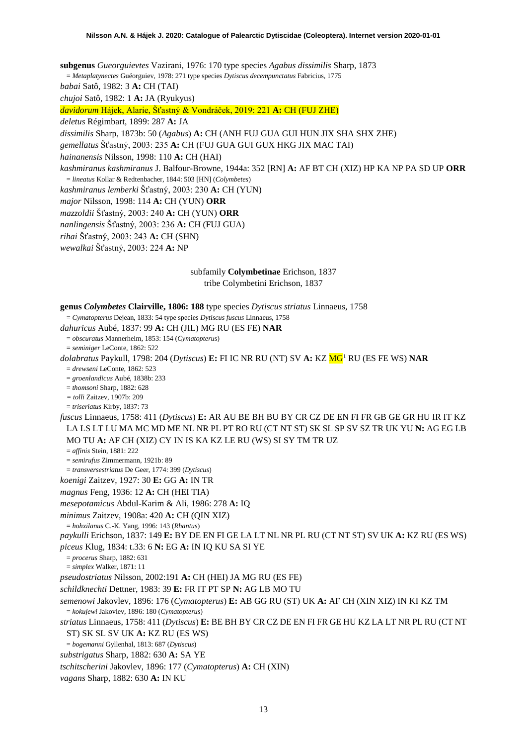**subgenus** ***Gueorguievtes*** Vazirani, 1976: 170 type species *Agabus dissimilis* Sharp, 1873

= *Metaplatynectes* Guéorguiev, 1978: 271 type species *Dytiscus decempunctatus* Fabricius, 1775

*babai* Satô, 1982: 3 **A:** CH (TAI)

*chujoi* Satô, 1982: 1 **A:** JA (Ryukyus)

*davidorum* Hájek, Alarie, Šťastný & Vondráček, 2019: 221 **A:** CH (FUJ ZHE)

*deletus* Régimbart, 1899: 287 **A:** JA

*dissimilis* Sharp, 1873b: 50 (*Agabus*) **A:** CH (ANH FUJ GUA GUI HUN JIX SHA SHX ZHE)

*gemellatus* Šťastný, 2003: 235 **A:** CH (FUJ GUA GUI GUX HKG JIX MAC TAI)

*hainanensis* Nilsson, 1998: 110 **A:** CH (HAI)

*kashmiranus kashmiranus* J. Balfour-Browne, 1944a: 352 [RN] **A:** AF BT CH (XIZ) HP KA NP PA SD UP **ORR**

= *lineatus* Kollar & Redtenbacher, 1844: 503 [HN] (*Colymbetes*)

*kashmiranus lemberki* Šťastný, 2003: 230 **A:** CH (YUN)

*major* Nilsson, 1998: 114 **A:** CH (YUN) **ORR**

*mazzoldii* Šťastný, 2003: 240 **A:** CH (YUN) **ORR**

*nanlingensis* Šťastný, 2003: 236 **A:** CH (FUJ GUA)

*rihai* Šťastný, 2003: 243 **A:** CH (SHN)

*wewalkai* Šťastný, 2003: 224 **A:** NP

subfamily **Colymbetinae** Erichson, 1837

tribe Colymbetini Erichson, 1837

**genus** ***Colymbetes*** **Clairville, 1806: 188** type species *Dytiscus striatus* Linnaeus, 1758

= *Cymatopterus* Dejean, 1833: 54 type species *Dytiscus fuscus* Linnaeus, 1758

*dahuricus* Aubé, 1837: 99 **A:** CH (JIL) MG RU (ES FE) **NAR**

= *obscuratus* Mannerheim, 1853: 154 (*Cymatopterus*)

= *seminiger* LeConte, 1862: 522

*dolabratus* Paykull, 1798: 204 (*Dytiscus*) **E:** FI IC NR RU (NT) SV **A:** KZ MG[1] RU (ES FE WS) **NAR**

= *drewseni* LeConte, 1862: 523

= *groenlandicus* Aubé, 1838b: 233

= *thomsoni* Sharp, 1882: 628

= *tolli* Zaitzev, 1907b: 209

= *triseriatus* Kirby, 1837: 73

*fuscus* Linnaeus, 1758: 411 (*Dytiscus*) **E:** AR AU BE BH BU BY CR CZ DE EN FI FR GB GE GR HU IR IT KZ LA LS LT LU MA MC MD ME NL NR PL PT RO RU (CT NT ST) SK SL SP SV SZ TR UK YU **N:** AG EG LB MO TU **A:** AF CH (XIZ) CY IN IS KA KZ LE RU (WS) SI SY TM TR UZ

= *affinis* Stein, 1881: 222

= *semirufus* Zimmermann, 1921b: 89

= *transversestriatus* De Geer, 1774: 399 (*Dytiscus*)

*koenigi* Zaitzev, 1927: 30 **E:** GG **A:** IN TR

*magnus* Feng, 1936: 12 **A:** CH (HEI TIA)

*mesepotamicus* Abdul-Karim & Ali, 1986: 278 **A:** IQ

*minimus* Zaitzev, 1908a: 420 **A:** CH (QIN XIZ)

= *hohxilanus* C.-K. Yang, 1996: 143 (*Rhantus*)

*paykulli* Erichson, 1837: 149 **E:** BY DE EN FI GE LA LT NL NR PL RU (CT NT ST) SV UK **A:** KZ RU (ES WS)

*piceus* Klug, 1834: t.33: 6 **N:** EG **A:** IN IQ KU SA SI YE

= *procerus* Sharp, 1882: 631

= *simplex* Walker, 1871: 11

*pseudostriatus* Nilsson, 2002:191 **A:** CH (HEI) JA MG RU (ES FE)

*schildknechti* Dettner, 1983: 39 **E:** FR IT PT SP **N:** AG LB MO TU

*semenowi* Jakovlev, 1896: 176 (*Cymatopterus*) **E:** AB GG RU (ST) UK **A:** AF CH (XIN XIZ) IN KI KZ TM

= *kokujewi* Jakovlev, 1896: 180 (*Cymatopterus*)

*striatus* Linnaeus, 1758: 411 (*Dytiscus*) **E:** BE BH BY CR CZ DE EN FI FR GE HU KZ LA LT NR PL RU (CT NT ST) SK SL SV UK **A:** KZ RU (ES WS)

= *bogemanni* Gyllenhal, 1813: 687 (*Dytiscus*)

*substrigatus* Sharp, 1882: 630 **A:** SA YE

*tschitscherini* Jakovlev, 1896: 177 (*Cymatopterus*) **A:** CH (XIN)

*vagans* Sharp, 1882: 630 **A:** IN KU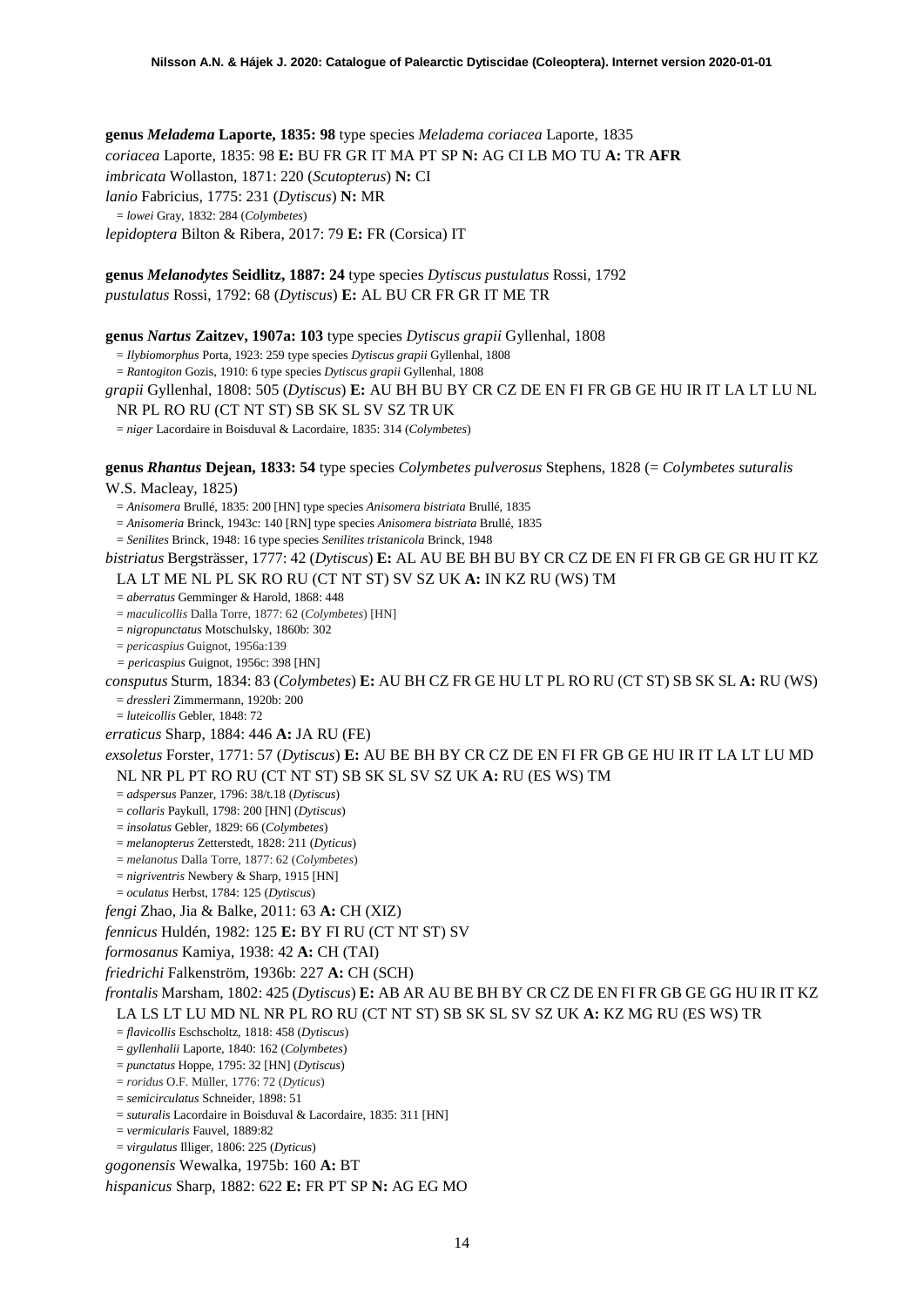**genus *Meladema* Laporte, 1835: 98** type species *Meladema coriacea* Laporte, 1835
*coriacea* Laporte, 1835: 98 **E:** BU FR GR IT MA PT SP **N:** AG CI LB MO TU **A:** TR **AFR**
*imbricata* Wollaston, 1871: 220 (*Scutopterus*) **N:** CI
*lanio* Fabricius, 1775: 231 (*Dytiscus*) **N:** MR
= *lowei* Gray, 1832: 284 (*Colymbetes*)
*lepidoptera* Bilton & Ribera, 2017: 79 **E:** FR (Corsica) IT

**genus *Melanodytes* Seidlitz, 1887: 24** type species *Dytiscus pustulatus* Rossi, 1792
*pustulatus* Rossi, 1792: 68 (*Dytiscus*) **E:** AL BU CR FR GR IT ME TR

**genus *Nartus* Zaitzev, 1907a: 103** type species *Dytiscus grapii* Gyllenhal, 1808
= *Ilybiomorphus* Porta, 1923: 259 type species *Dytiscus grapii* Gyllenhal, 1808
= *Rantogiton* Gozis, 1910: 6 type species *Dytiscus grapii* Gyllenhal, 1808
*grapii* Gyllenhal, 1808: 505 (*Dytiscus*) **E:** AU BH BU BY CR CZ DE EN FI FR GB GE HU IR IT LA LT LU NL NR PL RO RU (CT NT ST) SB SK SL SV SZ TR UK
= *niger* Lacordaire in Boisduval & Lacordaire, 1835: 314 (*Colymbetes*)

**genus *Rhantus* Dejean, 1833: 54** type species *Colymbetes pulverosus* Stephens, 1828 (= *Colymbetes suturalis* W.S. Macleay, 1825)
= *Anisomera* Brullé, 1835: 200 [HN] type species *Anisomera bistriata* Brullé, 1835
= *Anisomeria* Brinck, 1943c: 140 [RN] type species *Anisomera bistriata* Brullé, 1835
= *Senilites* Brinck, 1948: 16 type species *Senilites tristanicola* Brinck, 1948
*bistriatus* Bergsträsser, 1777: 42 (*Dytiscus*) **E:** AL AU BE BH BU BY CR CZ DE EN FI FR GB GE GR HU IT KZ LA LT ME NL PL SK RO RU (CT NT ST) SV SZ UK **A:** IN KZ RU (WS) TM
= *aberratus* Gemminger & Harold, 1868: 448
= *maculicollis* Dalla Torre, 1877: 62 (*Colymbetes*) [HN]
= *nigropunctatus* Motschulsky, 1860b: 302
= *pericaspius* Guignot, 1956a:139
= *pericaspius* Guignot, 1956c: 398 [HN]
*consputus* Sturm, 1834: 83 (*Colymbetes*) **E:** AU BH CZ FR GE HU LT PL RO RU (CT ST) SB SK SL **A:** RU (WS)
= *dressleri* Zimmermann, 1920b: 200
= *luteicollis* Gebler, 1848: 72
*erraticus* Sharp, 1884: 446 **A:** JA RU (FE)
*exsoletus* Forster, 1771: 57 (*Dytiscus*) **E:** AU BE BH BY CR CZ DE EN FI FR GB GE HU IR IT LA LT LU MD NL NR PL PT RO RU (CT NT ST) SB SK SL SV SZ UK **A:** RU (ES WS) TM
= *adspersus* Panzer, 1796: 38/t.18 (*Dytiscus*)
= *collaris* Paykull, 1798: 200 [HN] (*Dytiscus*)
= *insolatus* Gebler, 1829: 66 (*Colymbetes*)
= *melanopterus* Zetterstedt, 1828: 211 (*Dyticus*)
= *melanotus* Dalla Torre, 1877: 62 (*Colymbetes*)
= *nigriventris* Newbery & Sharp, 1915 [HN]
= *oculatus* Herbst, 1784: 125 (*Dytiscus*)
*fengi* Zhao, Jia & Balke, 2011: 63 **A:** CH (XIZ)
*fennicus* Huldén, 1982: 125 **E:** BY FI RU (CT NT ST) SV
*formosanus* Kamiya, 1938: 42 **A:** CH (TAI)
*friedrichi* Falkenström, 1936b: 227 **A:** CH (SCH)
*frontalis* Marsham, 1802: 425 (*Dytiscus*) **E:** AB AR AU BE BH BY CR CZ DE EN FI FR GB GE GG HU IR IT KZ LA LS LT LU MD NL NR PL RO RU (CT NT ST) SB SK SL SV SZ UK **A:** KZ MG RU (ES WS) TR
= *flavicollis* Eschscholtz, 1818: 458 (*Dytiscus*)
= *gyllenhalii* Laporte, 1840: 162 (*Colymbetes*)
= *punctatus* Hoppe, 1795: 32 [HN] (*Dytiscus*)
= *roridus* O.F. Müller, 1776: 72 (*Dyticus*)
= *semicirculatus* Schneider, 1898: 51
= *suturalis* Lacordaire in Boisduval & Lacordaire, 1835: 311 [HN]
= *vermicularis* Fauvel, 1889:82
= *virgulatus* Illiger, 1806: 225 (*Dyticus*)
*gogonensis* Wewalka, 1975b: 160 **A:** BT
*hispanicus* Sharp, 1882: 622 **E:** FR PT SP **N:** AG EG MO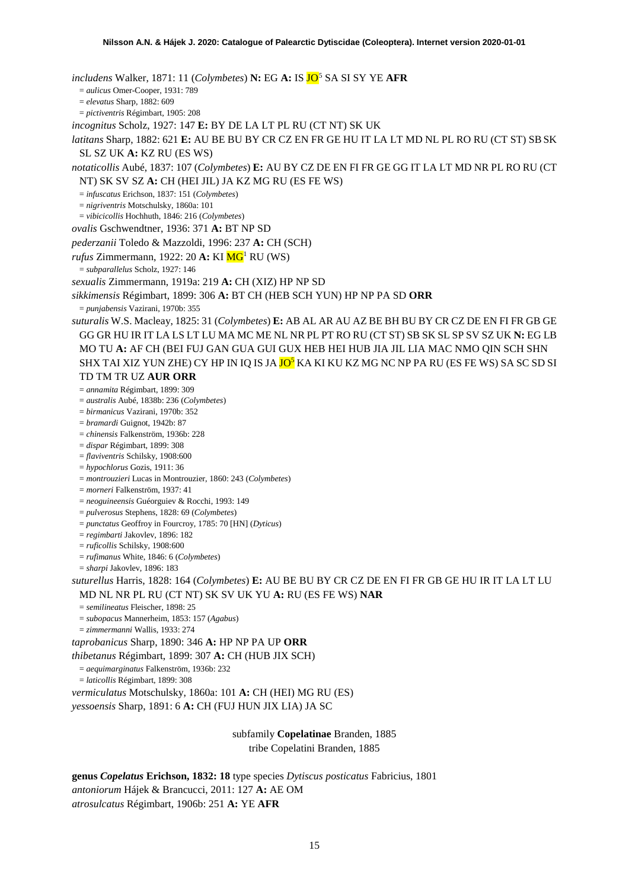*includens* Walker, 1871: 11 (*Colymbetes*) **N:** EG **A:** IS JO[5] SA SI SY YE **AFR**

= *aulicus* Omer-Cooper, 1931: 789

= *elevatus* Sharp, 1882: 609

= *pictiventris* Régimbart, 1905: 208

*incognitus* Scholz, 1927: 147 **E:** BY DE LA LT PL RU (CT NT) SK UK

*latitans* Sharp, 1882: 621 **E:** AU BE BU BY CR CZ EN FR GE HU IT LA LT MD NL PL RO RU (CT ST) SB SK SL SZ UK **A:** KZ RU (ES WS)

*notaticollis* Aubé, 1837: 107 (*Colymbetes*) **E:** AU BY CZ DE EN FI FR GE GG IT LA LT MD NR PL RO RU (CT NT) SK SV SZ **A:** CH (HEI JIL) JA KZ MG RU (ES FE WS)

= *infuscatus* Erichson, 1837: 151 (*Colymbetes*)

= *nigriventris* Motschulsky, 1860a: 101

= *vibicicollis* Hochhuth, 1846: 216 (*Colymbetes*)

*ovalis* Gschwendtner, 1936: 371 **A:** BT NP SD

*pederzanii* Toledo & Mazzoldi, 1996: 237 **A:** CH (SCH)

*rufus* Zimmermann, 1922: 20 **A:** KI MG[1] RU (WS)

= *subparallelus* Scholz, 1927: 146

*sexualis* Zimmermann, 1919a: 219 **A:** CH (XIZ) HP NP SD

*sikkimensis* Régimbart, 1899: 306 **A:** BT CH (HEB SCH YUN) HP NP PA SD **ORR**

= *punjabensis* Vazirani, 1970b: 355

*suturalis* W.S. Macleay, 1825: 31 (*Colymbetes*) **E:** AB AL AR AU AZ BE BH BU BY CR CZ DE EN FI FR GB GE GG GR HU IR IT LA LS LT LU MA MC ME NL NR PL PT RO RU (CT ST) SB SK SL SP SV SZ UK **N:** EG LB MO TU **A:** AF CH (BEI FUJ GAN GUA GUI GUX HEB HEI HUB JIA JIL LIA MAC NMO QIN SCH SHN SHX TAI XIZ YUN ZHE) CY HP IN IQ IS JA JO[5] KA KI KU KZ MG NC NP PA RU (ES FE WS) SA SC SD SI TD TM TR UZ **AUR ORR**

= *annamita* Régimbart, 1899: 309

= *australis* Aubé, 1838b: 236 (*Colymbetes*)

= *birmanicus* Vazirani, 1970b: 352

= *bramardi* Guignot, 1942b: 87

= *chinensis* Falkenström, 1936b: 228

= *dispar* Régimbart, 1899: 308

= *flaviventris* Schilsky, 1908:600

= *hypochlorus* Gozis, 1911: 36

= *montrouzieri* Lucas in Montrouzier, 1860: 243 (*Colymbetes*)

= *morneri* Falkenström, 1937: 41

= *neoguineensis* Guéorguiev & Rocchi, 1993: 149

= *pulverosus* Stephens, 1828: 69 (*Colymbetes*)

= *punctatus* Geoffroy in Fourcroy, 1785: 70 [HN] (*Dyticus*)

= *regimbarti* Jakovlev, 1896: 182

= *ruficollis* Schilsky, 1908:600

= *rufimanus* White, 1846: 6 (*Colymbetes*)

= *sharpi* Jakovlev, 1896: 183

*suturellus* Harris, 1828: 164 (*Colymbetes*) **E:** AU BE BU BY CR CZ DE EN FI FR GB GE HU IR IT LA LT LU MD NL NR PL RU (CT NT) SK SV UK YU **A:** RU (ES FE WS) **NAR**

= *semilineatus* Fleischer, 1898: 25

= *subopacus* Mannerheim, 1853: 157 (*Agabus*)

= *zimmermanni* Wallis, 1933: 274

*taprobanicus* Sharp, 1890: 346 **A:** HP NP PA UP **ORR**

*thibetanus* Régimbart, 1899: 307 **A:** CH (HUB JIX SCH)

= *aequimarginatus* Falkenström, 1936b: 232

= *laticollis* Régimbart, 1899: 308

*vermiculatus* Motschulsky, 1860a: 101 **A:** CH (HEI) MG RU (ES)

*yessoensis* Sharp, 1891: 6 **A:** CH (FUJ HUN JIX LIA) JA SC

subfamily **Copelatinae** Branden, 1885

tribe Copelatini Branden, 1885

**genus *Copelatus* Erichson, 1832: 18** type species *Dytiscus posticatus* Fabricius, 1801

*antoniorum* Hájek & Brancucci, 2011: 127 **A:** AE OM

*atrosulcatus* Régimbart, 1906b: 251 **A:** YE **AFR**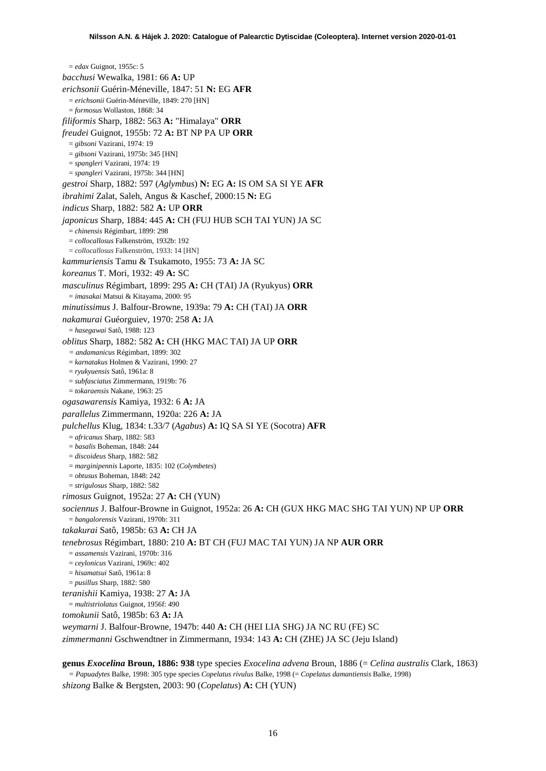= *edax* Guignot, 1955c: 5

*bacchusi* Wewalka, 1981: 66 **A:** UP

*erichsonii* Guérin-Méneville, 1847: 51 **N:** EG **AFR**

= *erichsonii* Guérin-Méneville, 1849: 270 [HN]

= *formosus* Wollaston, 1868: 34

*filiformis* Sharp, 1882: 563 **A:** "Himalaya" **ORR**

*freudei* Guignot, 1955b: 72 **A:** BT NP PA UP **ORR**

= *gibsoni* Vazirani, 1974: 19

= *gibsoni* Vazirani, 1975b: 345 [HN]

= *spangleri* Vazirani, 1974: 19

= *spangleri* Vazirani, 1975b: 344 [HN]

*gestroi* Sharp, 1882: 597 (*Aglymbus*) **N:** EG **A:** IS OM SA SI YE **AFR**

*ibrahimi* Zalat, Saleh, Angus & Kaschef, 2000:15 **N:** EG

*indicus* Sharp, 1882: 582 **A:** UP **ORR**

*japonicus* Sharp, 1884: 445 **A:** CH (FUJ HUB SCH TAI YUN) JA SC

= *chinensis* Régimbart, 1899: 298

= *collocallosus* Falkenström, 1932b: 192

= *collocallosus* Falkenström, 1933: 14 [HN]

*kammuriensis* Tamu & Tsukamoto, 1955: 73 **A:** JA SC

*koreanus* T. Mori, 1932: 49 **A:** SC

*masculinus* Régimbart, 1899: 295 **A:** CH (TAI) JA (Ryukyus) **ORR**

= *imasakai* Matsui & Kitayama, 2000: 95

*minutissimus* J. Balfour-Browne, 1939a: 79 **A:** CH (TAI) JA **ORR**

*nakamurai* Guéorguiev, 1970: 258 **A:** JA

= *hasegawai* Satô, 1988: 123

*oblitus* Sharp, 1882: 582 **A:** CH (HKG MAC TAI) JA UP **ORR**

= *andamanicus* Régimbart, 1899: 302

= *karnatakus* Holmen & Vazirani, 1990: 27

= *ryukyuensis* Satô, 1961a: 8

= *subfasciatus* Zimmermann, 1919b: 76

= *tokaraensis* Nakane, 1963: 25

*ogasawarensis* Kamiya, 1932: 6 **A:** JA

*parallelus* Zimmermann, 1920a: 226 **A:** JA

*pulchellus* Klug, 1834: t.33/7 (*Agabus*) **A:** IQ SA SI YE (Socotra) **AFR**

= *africanus* Sharp, 1882: 583

= *basalis* Boheman, 1848: 244

= *discoideus* Sharp, 1882: 582

= *marginipennis* Laporte, 1835: 102 (*Colymbetes*)

= *obtusus* Boheman, 1848: 242

= *strigulosus* Sharp, 1882: 582

*rimosus* Guignot, 1952a: 27 **A:** CH (YUN)

*sociennus* J. Balfour-Browne in Guignot, 1952a: 26 **A:** CH (GUX HKG MAC SHG TAI YUN) NP UP **ORR**

= *bangalorensis* Vazirani, 1970b: 311

*takakurai* Satô, 1985b: 63 **A:** CH JA

*tenebrosus* Régimbart, 1880: 210 **A:** BT CH (FUJ MAC TAI YUN) JA NP **AUR ORR**

= *assamensis* Vazirani, 1970b: 316

= *ceylonicus* Vazirani, 1969c: 402

= *hisamatsui* Satô, 1961a: 8

= *pusillus* Sharp, 1882: 580

*teranishii* Kamiya, 1938: 27 **A:** JA

= *multistriolatus* Guignot, 1956f: 490

*tomokunii* Satô, 1985b: 63 **A:** JA

*weymarni* J. Balfour-Browne, 1947b: 440 **A:** CH (HEI LIA SHG) JA NC RU (FE) SC

*zimmermanni* Gschwendtner in Zimmermann, 1934: 143 **A:** CH (ZHE) JA SC (Jeju Island)

**genus *Exocelina* Broun, 1886: 938** type species *Exocelina advena* Broun, 1886 (= *Celina australis* Clark, 1863)

= *Papuadytes* Balke, 1998: 305 type species *Copelatus rivulus* Balke, 1998 (= *Copelatus damantiensis* Balke, 1998)

*shizong* Balke & Bergsten, 2003: 90 (*Copelatus*) **A:** CH (YUN)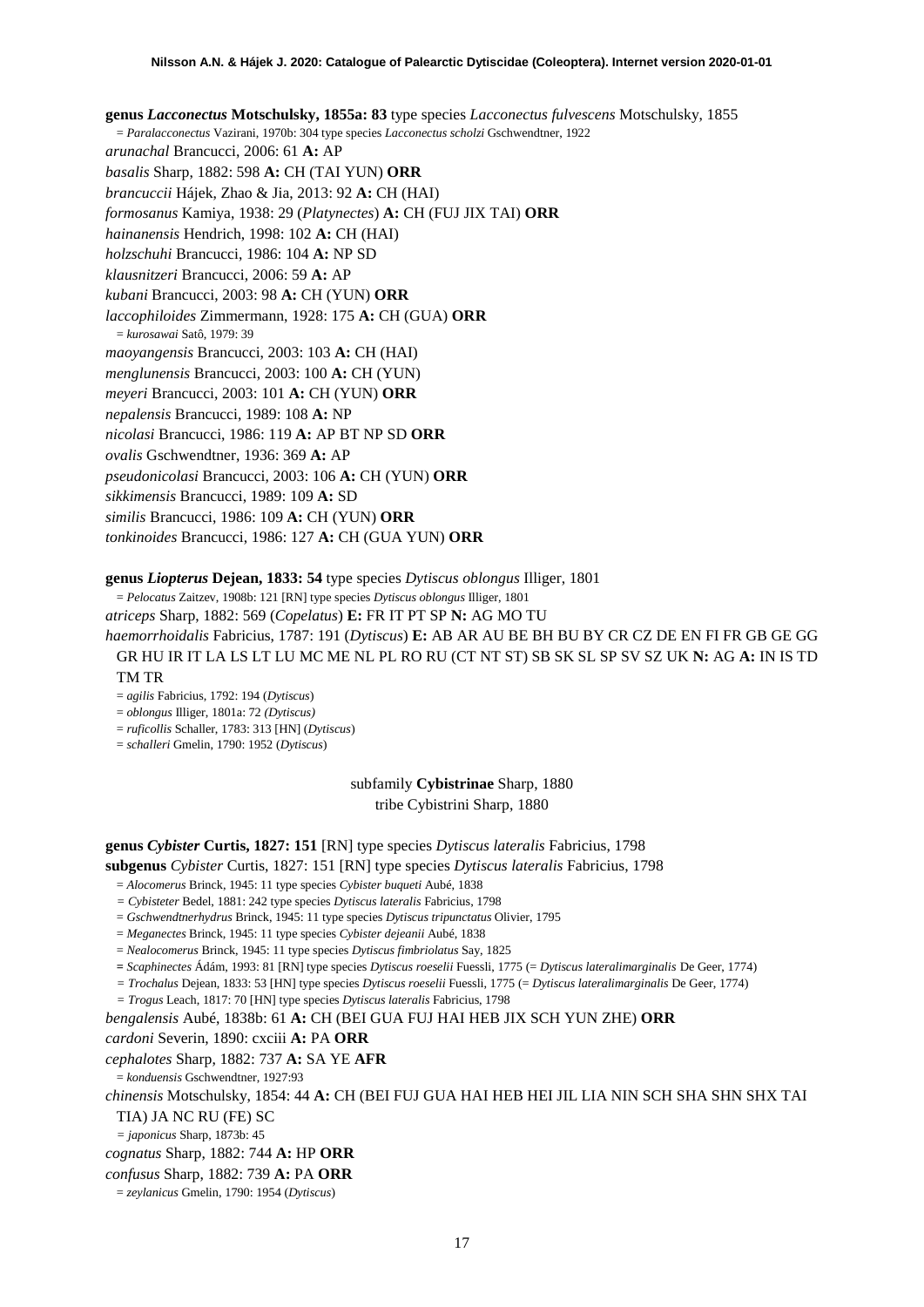**genus *Lacconectus* Motschulsky, 1855a: 83** type species *Lacconectus fulvescens* Motschulsky, 1855

= *Paralacconectus* Vazirani, 1970b: 304 type species *Lacconectus scholzi* Gschwendtner, 1922

*arunachal* Brancucci, 2006: 61 **A:** AP

*basalis* Sharp, 1882: 598 **A:** CH (TAI YUN) **ORR**

*brancuccii* Hájek, Zhao & Jia, 2013: 92 **A:** CH (HAI)

*formosanus* Kamiya, 1938: 29 (*Platynectes*) **A:** CH (FUJ JIX TAI) **ORR**

*hainanensis* Hendrich, 1998: 102 **A:** CH (HAI)

*holzschuhi* Brancucci, 1986: 104 **A:** NP SD

*klausnitzeri* Brancucci, 2006: 59 **A:** AP

*kubani* Brancucci, 2003: 98 **A:** CH (YUN) **ORR**

*laccophiloides* Zimmermann, 1928: 175 **A:** CH (GUA) **ORR**

= *kurosawai* Satô, 1979: 39

*maoyangensis* Brancucci, 2003: 103 **A:** CH (HAI)

*menglunensis* Brancucci, 2003: 100 **A:** CH (YUN)

*meyeri* Brancucci, 2003: 101 **A:** CH (YUN) **ORR**

*nepalensis* Brancucci, 1989: 108 **A:** NP

*nicolasi* Brancucci, 1986: 119 **A:** AP BT NP SD **ORR**

*ovalis* Gschwendtner, 1936: 369 **A:** AP

*pseudonicolasi* Brancucci, 2003: 106 **A:** CH (YUN) **ORR**

*sikkimensis* Brancucci, 1989: 109 **A:** SD

*similis* Brancucci, 1986: 109 **A:** CH (YUN) **ORR**

*tonkinoides* Brancucci, 1986: 127 **A:** CH (GUA YUN) **ORR**

**genus *Liopterus* Dejean, 1833: 54** type species *Dytiscus oblongus* Illiger, 1801

= *Pelocatus* Zaitzev, 1908b: 121 [RN] type species *Dytiscus oblongus* Illiger, 1801

*atriceps* Sharp, 1882: 569 (*Copelatus*) **E:** FR IT PT SP **N:** AG MO TU

*haemorrhoidalis* Fabricius, 1787: 191 (*Dytiscus*) **E:** AB AR AU BE BH BU BY CR CZ DE EN FI FR GB GE GG GR HU IR IT LA LS LT LU MC ME NL PL RO RU (CT NT ST) SB SK SL SP SV SZ UK **N:** AG **A:** IN IS TD TM TR

= *agilis* Fabricius, 1792: 194 (*Dytiscus*)

= *oblongus* Illiger, 1801a: 72 (*Dytiscus)*

= *ruficollis* Schaller, 1783: 313 [HN] (*Dytiscus*)

= *schalleri* Gmelin, 1790: 1952 (*Dytiscus*)

subfamily **Cybistrinae** Sharp, 1880

tribe Cybistrini Sharp, 1880

**genus *Cybister* Curtis, 1827: 151** [RN] type species *Dytiscus lateralis* Fabricius, 1798

**subgenus** *Cybister* Curtis, 1827: 151 [RN] type species *Dytiscus lateralis* Fabricius, 1798

= *Alocomerus* Brinck, 1945: 11 type species *Cybister buqueti* Aubé, 1838

= *Cybisteter* Bedel, 1881: 242 type species *Dytiscus lateralis* Fabricius, 1798

= *Gschwendtnerhydrus* Brinck, 1945: 11 type species *Dytiscus tripunctatus* Olivier, 1795

= *Meganectes* Brinck, 1945: 11 type species *Cybister dejeanii* Aubé, 1838

= *Nealocomerus* Brinck, 1945: 11 type species *Dytiscus fimbriolatus* Say, 1825

= *Scaphinectes* Ádám, 1993: 81 [RN] type species *Dytiscus roeselii* Fuessli, 1775 (= *Dytiscus lateralimarginalis* De Geer, 1774)

= *Trochalus* Dejean, 1833: 53 [HN] type species *Dytiscus roeselii* Fuessli, 1775 (= *Dytiscus lateralimarginalis* De Geer, 1774)

= *Trogus* Leach, 1817: 70 [HN] type species *Dytiscus lateralis* Fabricius, 1798

*bengalensis* Aubé, 1838b: 61 **A:** CH (BEI GUA FUJ HAI HEB JIX SCH YUN ZHE) **ORR**

*cardoni* Severin, 1890: cxciii **A:** PA **ORR**

*cephalotes* Sharp, 1882: 737 **A:** SA YE **AFR**

= *konduensis* Gschwendtner, 1927:93

*chinensis* Motschulsky, 1854: 44 **A:** CH (BEI FUJ GUA HAI HEB HEI JIL LIA NIN SCH SHA SHN SHX TAI TIA) JA NC RU (FE) SC

= *japonicus* Sharp, 1873b: 45

*cognatus* Sharp, 1882: 744 **A:** HP **ORR**

*confusus* Sharp, 1882: 739 **A:** PA **ORR**

= *zeylanicus* Gmelin, 1790: 1954 (*Dytiscus*)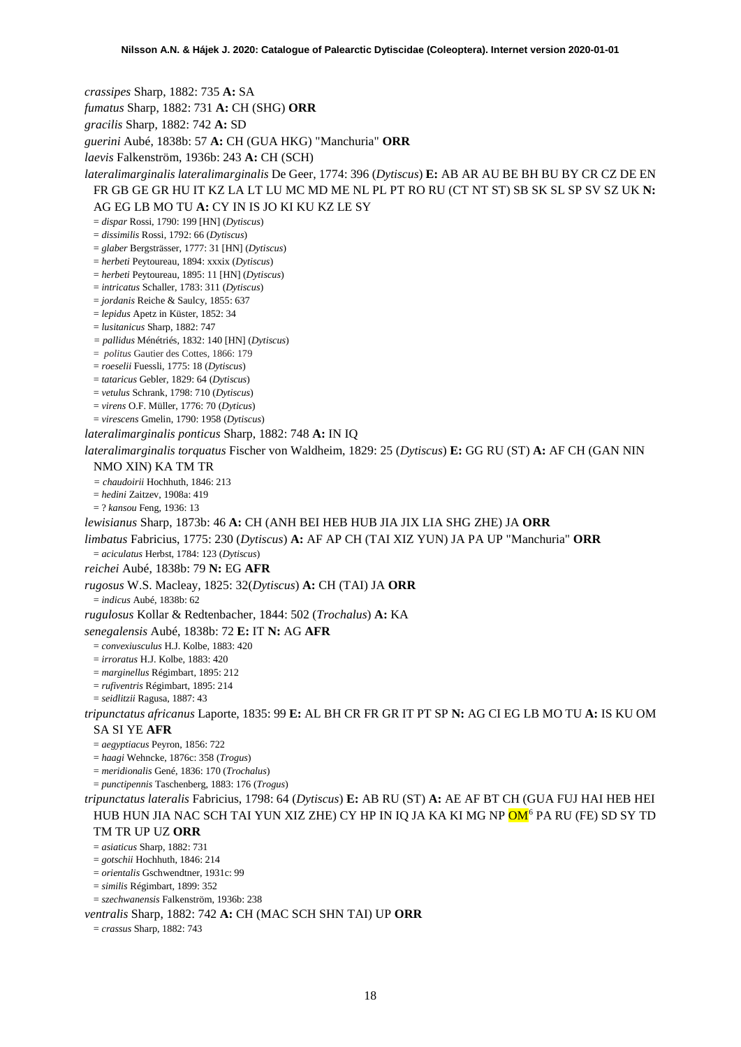*crassipes* Sharp, 1882: 735 **A:** SA

*fumatus* Sharp, 1882: 731 **A:** CH (SHG) **ORR**

*gracilis* Sharp, 1882: 742 **A:** SD

*guerini* Aubé, 1838b: 57 **A:** CH (GUA HKG) "Manchuria" **ORR**

*laevis* Falkenström, 1936b: 243 **A:** CH (SCH)

*lateralimarginalis lateralimarginalis* De Geer, 1774: 396 (*Dytiscus*) **E:** AB AR AU BE BH BU BY CR CZ DE EN FR GB GE GR HU IT KZ LA LT LU MC MD ME NL PL PT RO RU (CT NT ST) SB SK SL SP SV SZ UK **N:** AG EG LB MO TU **A:** CY IN IS JO KI KU KZ LE SY

= *dispar* Rossi, 1790: 199 [HN] (*Dytiscus*)
= *dissimilis* Rossi, 1792: 66 (*Dytiscus*)
= *glaber* Bergsträsser, 1777: 31 [HN] (*Dytiscus*)
= *herbeti* Peytoureau, 1894: xxxix (*Dytiscus*)
= *herbeti* Peytoureau, 1895: 11 [HN] (*Dytiscus*)
= *intricatus* Schaller, 1783: 311 (*Dytiscus*)
= *jordanis* Reiche & Saulcy, 1855: 637
= *lepidus* Apetz in Küster, 1852: 34
= *lusitanicus* Sharp, 1882: 747
= *pallidus* Ménétriés, 1832: 140 [HN] (*Dytiscus*)
= *politus* Gautier des Cottes, 1866: 179
= *roeselii* Fuessli, 1775: 18 (*Dytiscus*)
= *tataricus* Gebler, 1829: 64 (*Dytiscus*)
= *vetulus* Schrank, 1798: 710 (*Dytiscus*)
= *virens* O.F. Müller, 1776: 70 (*Dyticus*)
= *virescens* Gmelin, 1790: 1958 (*Dytiscus*)

*lateralimarginalis ponticus* Sharp, 1882: 748 **A:** IN IQ

*lateralimarginalis torquatus* Fischer von Waldheim, 1829: 25 (*Dytiscus*) **E:** GG RU (ST) **A:** AF CH (GAN NIN NMO XIN) KA TM TR

= *chaudoirii* Hochhuth, 1846: 213
= *hedini* Zaitzev, 1908a: 419
= ? *kansou* Feng, 1936: 13

*lewisianus* Sharp, 1873b: 46 **A:** CH (ANH BEI HEB HUB JIA JIX LIA SHG ZHE) JA **ORR**

*limbatus* Fabricius, 1775: 230 (*Dytiscus*) **A:** AF AP CH (TAI XIZ YUN) JA PA UP "Manchuria" **ORR**

= *aciculatus* Herbst, 1784: 123 (*Dytiscus*)

*reichei* Aubé, 1838b: 79 **N:** EG **AFR**

*rugosus* W.S. Macleay, 1825: 32(*Dytiscus*) **A:** CH (TAI) JA **ORR**

= *indicus* Aubé, 1838b: 62

*rugulosus* Kollar & Redtenbacher, 1844: 502 (*Trochalus*) **A:** KA

*senegalensis* Aubé, 1838b: 72 **E:** IT **N:** AG **AFR**

= *convexiusculus* H.J. Kolbe, 1883: 420
= *irroratus* H.J. Kolbe, 1883: 420
= *marginellus* Régimbart, 1895: 212
= *rufiventris* Régimbart, 1895: 214
= *seidlitzii* Ragusa, 1887: 43

*tripunctatus africanus* Laporte, 1835: 99 **E:** AL BH CR FR GR IT PT SP **N:** AG CI EG LB MO TU **A:** IS KU OM SA SI YE **AFR**

= *aegyptiacus* Peyron, 1856: 722
= *haagi* Wehncke, 1876c: 358 (*Trogus*)
= *meridionalis* Gené, 1836: 170 (*Trochalus*)
= *punctipennis* Taschenberg, 1883: 176 (*Trogus*)

*tripunctatus lateralis* Fabricius, 1798: 64 (*Dytiscus*) **E:** AB RU (ST) **A:** AE AF BT CH (GUA FUJ HAI HEB HEI HUB HUN JIA NAC SCH TAI YUN XIZ ZHE) CY HP IN IQ JA KA KI MG NP OM[6] PA RU (FE) SD SY TD TM TR UP UZ **ORR**

= *asiaticus* Sharp, 1882: 731
= *gotschii* Hochhuth, 1846: 214
= *orientalis* Gschwendtner, 1931c: 99
= *similis* Régimbart, 1899: 352
= *szechwanensis* Falkenström, 1936b: 238

*ventralis* Sharp, 1882: 742 **A:** CH (MAC SCH SHN TAI) UP **ORR**

= *crassus* Sharp, 1882: 743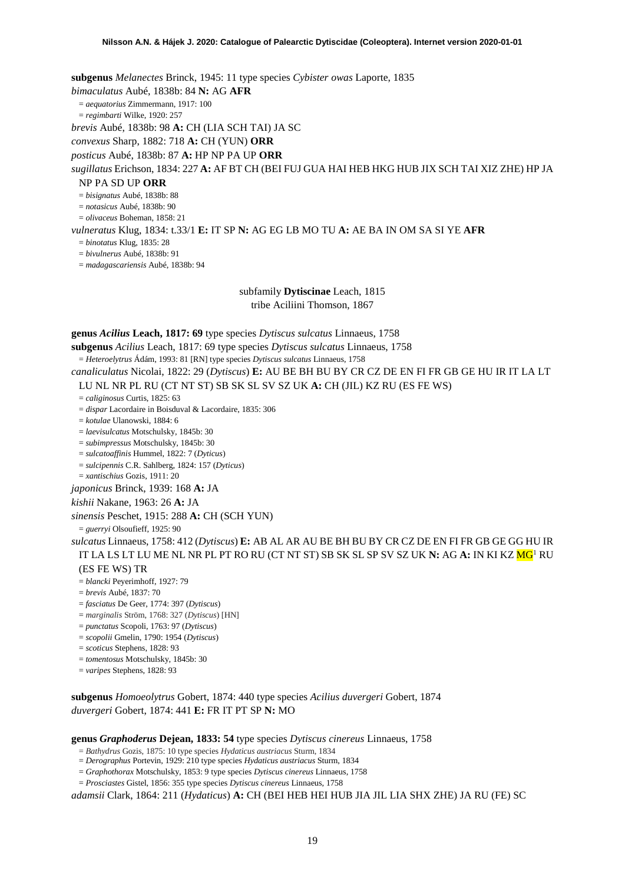**subgenus** *Melanectes* Brinck, 1945: 11 type species *Cybister owas* Laporte, 1835

*bimaculatus* Aubé, 1838b: 84 **N:** AG **AFR**

= *aequatorius* Zimmermann, 1917: 100

= *regimbarti* Wilke, 1920: 257

*brevis* Aubé, 1838b: 98 **A:** CH (LIA SCH TAI) JA SC

*convexus* Sharp, 1882: 718 **A:** CH (YUN) **ORR**

*posticus* Aubé, 1838b: 87 **A:** HP NP PA UP **ORR**

*sugillatus* Erichson, 1834: 227 **A:** AF BT CH (BEI FUJ GUA HAI HEB HKG HUB JIX SCH TAI XIZ ZHE) HP JA NP PA SD UP **ORR**

= *bisignatus* Aubé, 1838b: 88

= *notasicus* Aubé, 1838b: 90

= *olivaceus* Boheman, 1858: 21

*vulneratus* Klug, 1834: t.33/1 **E:** IT SP **N:** AG EG LB MO TU **A:** AE BA IN OM SA SI YE **AFR**

= *binotatus* Klug, 1835: 28

= *bivulnerus* Aubé, 1838b: 91

= *madagascariensis* Aubé, 1838b: 94

subfamily **Dytiscinae** Leach, 1815

tribe Aciliini Thomson, 1867

**genus *Acilius* Leach, 1817: 69** type species *Dytiscus sulcatus* Linnaeus, 1758

**subgenus** *Acilius* Leach, 1817: 69 type species *Dytiscus sulcatus* Linnaeus, 1758

= *Heteroelytrus* Ádám, 1993: 81 [RN] type species *Dytiscus sulcatus* Linnaeus, 1758

*canaliculatus* Nicolai, 1822: 29 (*Dytiscus*) **E:** AU BE BH BU BY CR CZ DE EN FI FR GB GE HU IR IT LA LT LU NL NR PL RU (CT NT ST) SB SK SL SV SZ UK **A:** CH (JIL) KZ RU (ES FE WS)

= *caliginosus* Curtis, 1825: 63

= *dispar* Lacordaire in Boisduval & Lacordaire, 1835: 306

= *kotulae* Ulanowski, 1884: 6

= *laevisulcatus* Motschulsky, 1845b: 30

= *subimpressus* Motschulsky, 1845b: 30

= *sulcatoaffinis* Hummel, 1822: 7 (*Dyticus*)

= *sulcipennis* C.R. Sahlberg, 1824: 157 (*Dyticus*)

= *xantischius* Gozis, 1911: 20

*japonicus* Brinck, 1939: 168 **A:** JA

*kishii* Nakane, 1963: 26 **A:** JA

*sinensis* Peschet, 1915: 288 **A:** CH (SCH YUN)

= *guerryi* Olsoufieff, 1925: 90

*sulcatus* Linnaeus, 1758: 412 (*Dytiscus*) **E:** AB AL AR AU BE BH BU BY CR CZ DE EN FI FR GB GE GG HU IR IT LA LS LT LU ME NL NR PL PT RO RU (CT NT ST) SB SK SL SP SV SZ UK **N:** AG **A:** IN KI KZ MG[1] RU (ES FE WS) TR

= *blancki* Peyerimhoff, 1927: 79

= *brevis* Aubé, 1837: 70

= *fasciatus* De Geer, 1774: 397 (*Dytiscus*)

= *marginalis* Ström, 1768: 327 (*Dytiscus*) [HN]

= *punctatus* Scopoli, 1763: 97 (*Dytiscus*)

= *scopolii* Gmelin, 1790: 1954 (*Dytiscus*)

= *scoticus* Stephens, 1828: 93

= *tomentosus* Motschulsky, 1845b: 30

= *varipes* Stephens, 1828: 93

**subgenus** *Homoeolytrus* Gobert, 1874: 440 type species *Acilius duvergeri* Gobert, 1874

*duvergeri* Gobert, 1874: 441 **E:** FR IT PT SP **N:** MO

**genus *Graphoderus* Dejean, 1833: 54** type species *Dytiscus cinereus* Linnaeus, 1758

= *Bathydrus* Gozis, 1875: 10 type species *Hydaticus austriacus* Sturm, 1834

= *Derographus* Portevin, 1929: 210 type species *Hydaticus austriacus* Sturm, 1834

= *Graphothorax* Motschulsky, 1853: 9 type species *Dytiscus cinereus* Linnaeus, 1758

= *Prosciastes* Gistel, 1856: 355 type species *Dytiscus cinereus* Linnaeus, 1758

*adamsii* Clark, 1864: 211 (*Hydaticus*) **A:** CH (BEI HEB HEI HUB JIA JIL LIA SHX ZHE) JA RU (FE) SC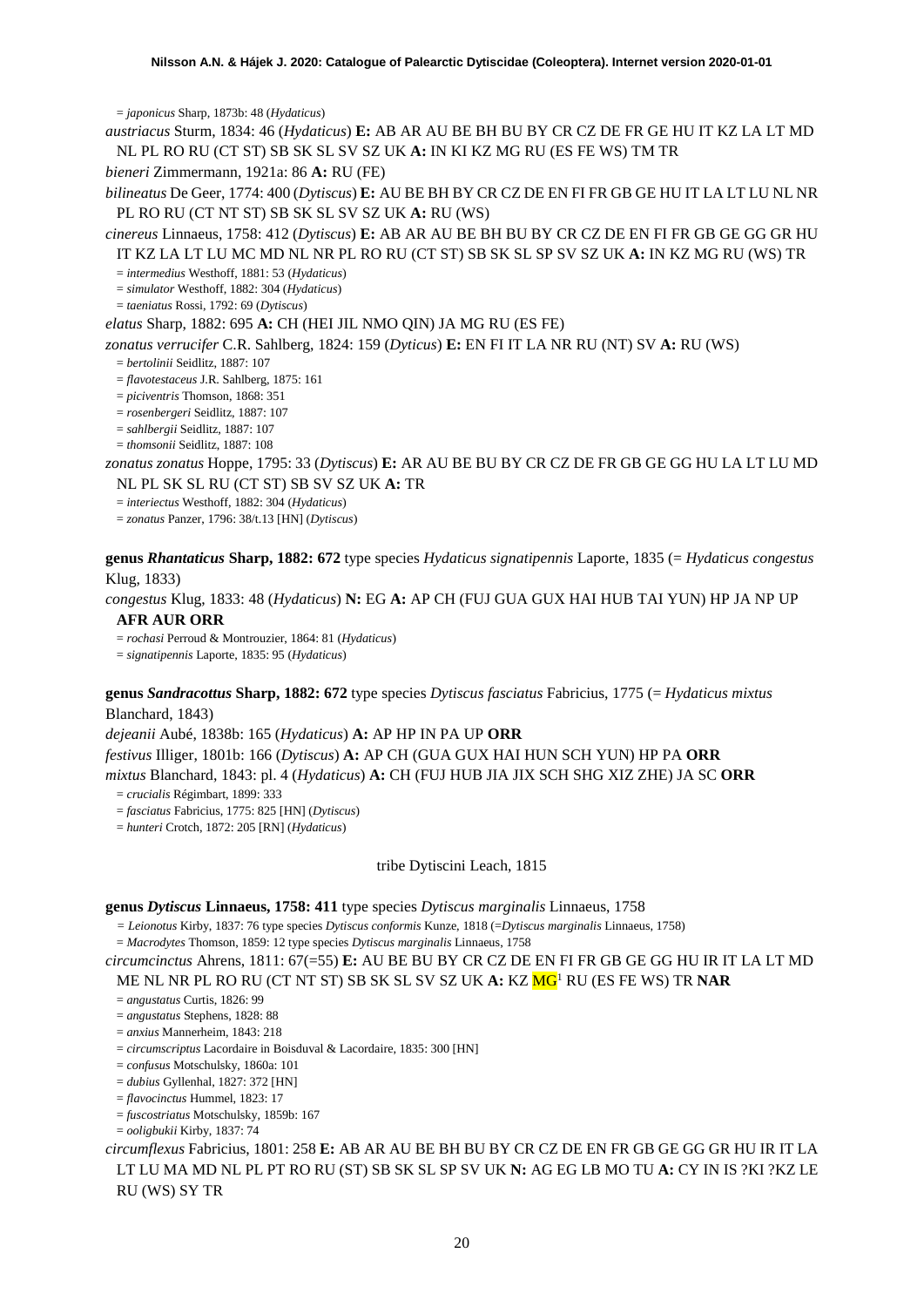= *japonicus* Sharp, 1873b: 48 (*Hydaticus*)

*austriacus* Sturm, 1834: 46 (*Hydaticus*) **E:** AB AR AU BE BH BU BY CR CZ DE FR GE HU IT KZ LA LT MD NL PL RO RU (CT ST) SB SK SL SV SZ UK **A:** IN KI KZ MG RU (ES FE WS) TM TR

*bieneri* Zimmermann, 1921a: 86 **A:** RU (FE)

*bilineatus* De Geer, 1774: 400 (*Dytiscus*) **E:** AU BE BH BY CR CZ DE EN FI FR GB GE HU IT LA LT LU NL NR PL RO RU (CT NT ST) SB SK SL SV SZ UK **A:** RU (WS)

*cinereus* Linnaeus, 1758: 412 (*Dytiscus*) **E:** AB AR AU BE BH BU BY CR CZ DE EN FI FR GB GE GG GR HU IT KZ LA LT LU MC MD NL NR PL RO RU (CT ST) SB SK SL SP SV SZ UK **A:** IN KZ MG RU (WS) TR

= *intermedius* Westhoff, 1881: 53 (*Hydaticus*)
= *simulator* Westhoff, 1882: 304 (*Hydaticus*)
= *taeniatus* Rossi, 1792: 69 (*Dytiscus*)

*elatus* Sharp, 1882: 695 **A:** CH (HEI JIL NMO QIN) JA MG RU (ES FE)

*zonatus verrucifer* C.R. Sahlberg, 1824: 159 (*Dyticus*) **E:** EN FI IT LA NR RU (NT) SV **A:** RU (WS)

= *bertolinii* Seidlitz, 1887: 107
= *flavotestaceus* J.R. Sahlberg, 1875: 161
= *piciventris* Thomson, 1868: 351
= *rosenbergeri* Seidlitz, 1887: 107
= *sahlbergii* Seidlitz, 1887: 107
= *thomsonii* Seidlitz, 1887: 108

*zonatus zonatus* Hoppe, 1795: 33 (*Dytiscus*) **E:** AR AU BE BU BY CR CZ DE FR GB GE GG HU LA LT LU MD NL PL SK SL RU (CT ST) SB SV SZ UK **A:** TR

= *interiectus* Westhoff, 1882: 304 (*Hydaticus*)
= *zonatus* Panzer, 1796: 38/t.13 [HN] (*Dytiscus*)

**genus *Rhantaticus* Sharp, 1882: 672** type species *Hydaticus signatipennis* Laporte, 1835 (= *Hydaticus congestus* Klug, 1833)

*congestus* Klug, 1833: 48 (*Hydaticus*) **N:** EG **A:** AP CH (FUJ GUA GUX HAI HUB TAI YUN) HP JA NP UP **AFR AUR ORR**

= *rochasi* Perroud & Montrouzier, 1864: 81 (*Hydaticus*)
= *signatipennis* Laporte, 1835: 95 (*Hydaticus*)

**genus *Sandracottus* Sharp, 1882: 672** type species *Dytiscus fasciatus* Fabricius, 1775 (= *Hydaticus mixtus* Blanchard, 1843)

*dejeanii* Aubé, 1838b: 165 (*Hydaticus*) **A:** AP HP IN PA UP **ORR**

*festivus* Illiger, 1801b: 166 (*Dytiscus*) **A:** AP CH (GUA GUX HAI HUN SCH YUN) HP PA **ORR**

*mixtus* Blanchard, 1843: pl. 4 (*Hydaticus*) **A:** CH (FUJ HUB JIA JIX SCH SHG XIZ ZHE) JA SC **ORR**

= *crucialis* Régimbart, 1899: 333
= *fasciatus* Fabricius, 1775: 825 [HN] (*Dytiscus*)
= *hunteri* Crotch, 1872: 205 [RN] (*Hydaticus*)

tribe Dytiscini Leach, 1815

**genus *Dytiscus* Linnaeus, 1758: 411** type species *Dytiscus marginalis* Linnaeus, 1758

= *Leionotus* Kirby, 1837: 76 type species *Dytiscus conformis* Kunze, 1818 (=*Dytiscus marginalis* Linnaeus, 1758)
= *Macrodytes* Thomson, 1859: 12 type species *Dytiscus marginalis* Linnaeus, 1758

*circumcinctus* Ahrens, 1811: 67(=55) **E:** AU BE BU BY CR CZ DE EN FI FR GB GE GG HU IR IT LA LT MD ME NL NR PL RO RU (CT NT ST) SB SK SL SV SZ UK **A:** KZ MG[1] RU (ES FE WS) TR **NAR**

= *angustatus* Curtis, 1826: 99
= *angustatus* Stephens, 1828: 88
= *anxius* Mannerheim, 1843: 218
= *circumscriptus* Lacordaire in Boisduval & Lacordaire, 1835: 300 [HN]
= *confusus* Motschulsky, 1860a: 101
= *dubius* Gyllenhal, 1827: 372 [HN]
= *flavocinctus* Hummel, 1823: 17
= *fuscostriatus* Motschulsky, 1859b: 167
= *ooligbukii* Kirby, 1837: 74

*circumflexus* Fabricius, 1801: 258 **E:** AB AR AU BE BH BU BY CR CZ DE EN FR GB GE GG GR HU IR IT LA LT LU MA MD NL PL PT RO RU (ST) SB SK SL SP SV UK **N:** AG EG LB MO TU **A:** CY IN IS ?KI ?KZ LE RU (WS) SY TR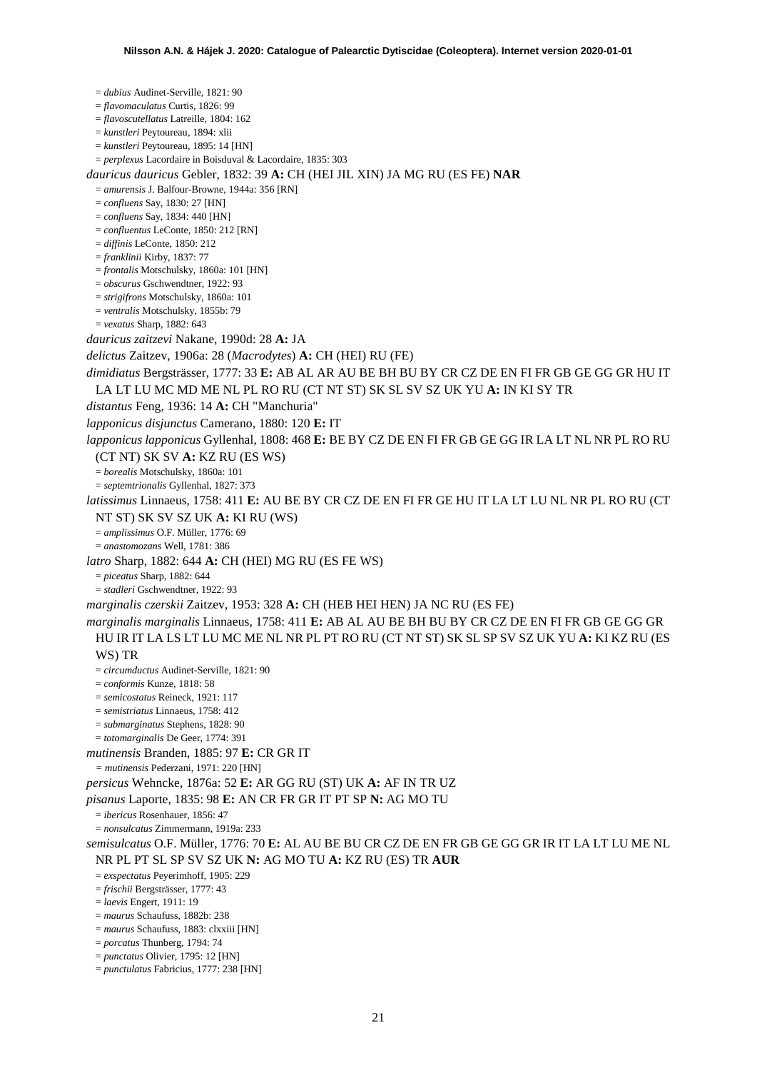= *dubius* Audinet-Serville, 1821: 90
= *flavomaculatus* Curtis, 1826: 99
= *flavoscutellatus* Latreille, 1804: 162
= *kunstleri* Peytoureau, 1894: xlii
= *kunstleri* Peytoureau, 1895: 14 [HN]
= *perplexus* Lacordaire in Boisduval & Lacordaire, 1835: 303

*dauricus dauricus* Gebler, 1832: 39 **A:** CH (HEI JIL XIN) JA MG RU (ES FE) **NAR**
= *amurensis* J. Balfour-Browne, 1944a: 356 [RN]
= *confluens* Say, 1830: 27 [HN]
= *confluens* Say, 1834: 440 [HN]
= *confluentus* LeConte, 1850: 212 [RN]
= *diffinis* LeConte, 1850: 212
= *franklinii* Kirby, 1837: 77
= *frontalis* Motschulsky, 1860a: 101 [HN]
= *obscurus* Gschwendtner, 1922: 93
= *strigifrons* Motschulsky, 1860a: 101
= *ventralis* Motschulsky, 1855b: 79
= *vexatus* Sharp, 1882: 643

*dauricus zaitzevi* Nakane, 1990d: 28 **A:** JA

*delictus* Zaitzev, 1906a: 28 (*Macrodytes*) **A:** CH (HEI) RU (FE)

*dimidiatus* Bergsträsser, 1777: 33 **E:** AB AL AR AU BE BH BU BY CR CZ DE EN FI FR GB GE GG GR HU IT LA LT LU MC MD ME NL PL RO RU (CT NT ST) SK SL SV SZ UK YU **A:** IN KI SY TR

*distantus* Feng, 1936: 14 **A:** CH "Manchuria"

*lapponicus disjunctus* Camerano, 1880: 120 **E:** IT

*lapponicus lapponicus* Gyllenhal, 1808: 468 **E:** BE BY CZ DE EN FI FR GB GE GG IR LA LT NL NR PL RO RU (CT NT) SK SV **A:** KZ RU (ES WS)
= *borealis* Motschulsky, 1860a: 101
= *septemtrionalis* Gyllenhal, 1827: 373

*latissimus* Linnaeus, 1758: 411 **E:** AU BE BY CR CZ DE EN FI FR GE HU IT LA LT LU NL NR PL RO RU (CT NT ST) SK SV SZ UK **A:** KI RU (WS)
= *amplissimus* O.F. Müller, 1776: 69
= *anastomozans* Well, 1781: 386

*latro* Sharp, 1882: 644 **A:** CH (HEI) MG RU (ES FE WS)
= *piceatus* Sharp, 1882: 644
= *stadleri* Gschwendtner, 1922: 93

*marginalis czerskii* Zaitzev, 1953: 328 **A:** CH (HEB HEI HEN) JA NC RU (ES FE)

*marginalis marginalis* Linnaeus, 1758: 411 **E:** AB AL AU BE BH BU BY CR CZ DE EN FI FR GB GE GG GR HU IR IT LA LS LT LU MC ME NL NR PL PT RO RU (CT NT ST) SK SL SP SV SZ UK YU **A:** KI KZ RU (ES WS) TR
= *circumductus* Audinet-Serville, 1821: 90
= *conformis* Kunze, 1818: 58
= *semicostatus* Reineck, 1921: 117
= *semistriatus* Linnaeus, 1758: 412
= *submarginatus* Stephens, 1828: 90
= *totomarginalis* De Geer, 1774: 391

*mutinensis* Branden, 1885: 97 **E:** CR GR IT
= *mutinensis* Pederzani, 1971: 220 [HN]

*persicus* Wehncke, 1876a: 52 **E:** AR GG RU (ST) UK **A:** AF IN TR UZ

*pisanus* Laporte, 1835: 98 **E:** AN CR FR GR IT PT SP **N:** AG MO TU
= *ibericus* Rosenhauer, 1856: 47
= *nonsulcatus* Zimmermann, 1919a: 233

*semisulcatus* O.F. Müller, 1776: 70 **E:** AL AU BE BU CR CZ DE EN FR GB GE GG GR IR IT LA LT LU ME NL NR PL PT SL SP SV SZ UK **N:** AG MO TU **A:** KZ RU (ES) TR **AUR**
= *exspectatus* Peyerimhoff, 1905: 229
= *frischii* Bergsträsser, 1777: 43
= *laevis* Engert, 1911: 19
= *maurus* Schaufuss, 1882b: 238
= *maurus* Schaufuss, 1883: clxxiii [HN]
= *porcatus* Thunberg, 1794: 74
= *punctatus* Olivier, 1795: 12 [HN]
= *punctulatus* Fabricius, 1777: 238 [HN]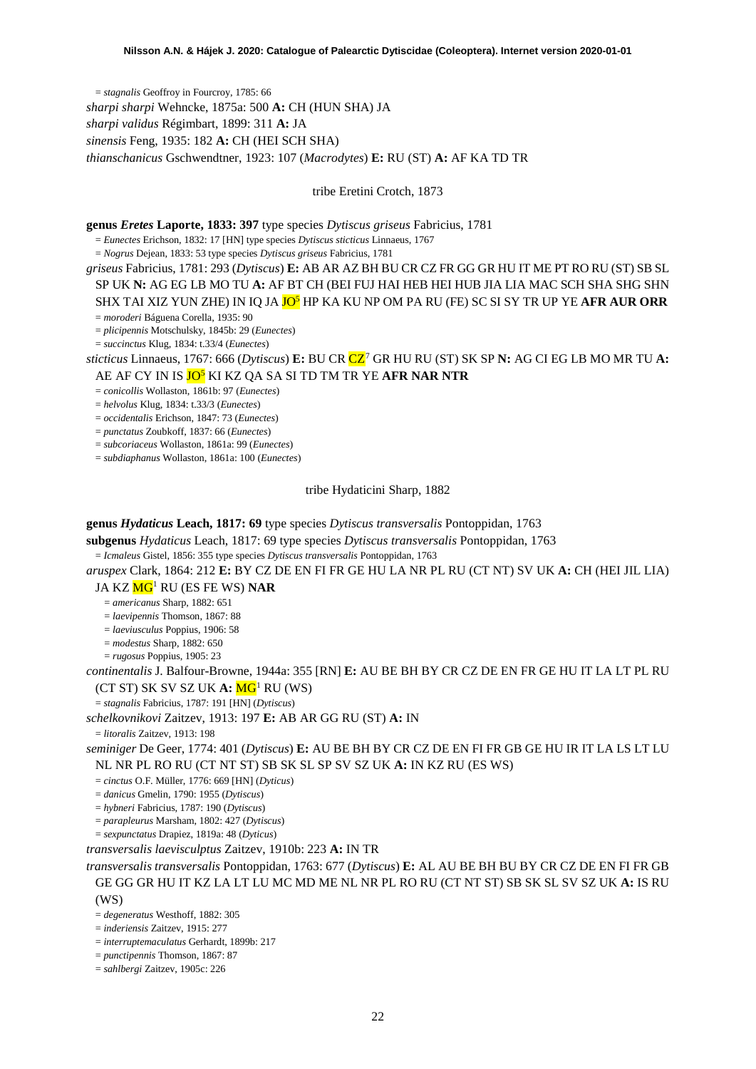= *stagnalis* Geoffroy in Fourcroy, 1785: 66

*sharpi sharpi* Wehncke, 1875a: 500 **A:** CH (HUN SHA) JA

*sharpi validus* Régimbart, 1899: 311 **A:** JA

*sinensis* Feng, 1935: 182 **A:** CH (HEI SCH SHA)

*thianschanicus* Gschwendtner, 1923: 107 (*Macrodytes*) **E:** RU (ST) **A:** AF KA TD TR

tribe Eretini Crotch, 1873

**genus *Eretes* Laporte, 1833: 397** type species *Dytiscus griseus* Fabricius, 1781

= *Eunectes* Erichson, 1832: 17 [HN] type species *Dytiscus sticticus* Linnaeus, 1767

= *Nogrus* Dejean, 1833: 53 type species *Dytiscus griseus* Fabricius, 1781

*griseus* Fabricius, 1781: 293 (*Dytiscus*) **E:** AB AR AZ BH BU CR CZ FR GG GR HU IT ME PT RO RU (ST) SB SL SP UK **N:** AG EG LB MO TU **A:** AF BT CH (BEI FUJ HAI HEB HEI HUB JIA LIA MAC SCH SHA SHG SHN SHX TAI XIZ YUN ZHE) IN IQ JA JO[5] HP KA KU NP OM PA RU (FE) SC SI SY TR UP YE **AFR AUR ORR**

= *moroderi* Báguena Corella, 1935: 90

= *plicipennis* Motschulsky, 1845b: 29 (*Eunectes*)

= *succinctus* Klug, 1834: t.33/4 (*Eunectes*)

*sticticus* Linnaeus, 1767: 666 (*Dytiscus*) **E:** BU CR CZ[7] GR HU RU (ST) SK SP **N:** AG CI EG LB MO MR TU **A:** AE AF CY IN IS JO[5] KI KZ QA SA SI TD TM TR YE **AFR NAR NTR**

= *conicollis* Wollaston, 1861b: 97 (*Eunectes*)

= *helvolus* Klug, 1834: t.33/3 (*Eunectes*)

= *occidentalis* Erichson, 1847: 73 (*Eunectes*)

= *punctatus* Zoubkoff, 1837: 66 (*Eunectes*)

= *subcoriaceus* Wollaston, 1861a: 99 (*Eunectes*)

= *subdiaphanus* Wollaston, 1861a: 100 (*Eunectes*)

tribe Hydaticini Sharp, 1882

**genus *Hydaticus* Leach, 1817: 69** type species *Dytiscus transversalis* Pontoppidan, 1763

**subgenus *Hydaticus* Leach, 1817: 69** type species *Dytiscus transversalis* Pontoppidan, 1763

= *Icmaleus* Gistel, 1856: 355 type species *Dytiscus transversalis* Pontoppidan, 1763

*aruspex* Clark, 1864: 212 **E:** BY CZ DE EN FI FR GE HU LA NR PL RU (CT NT) SV UK **A:** CH (HEI JIL LIA) JA KZ MG[1] RU (ES FE WS) **NAR**

= *americanus* Sharp, 1882: 651

= *laevipennis* Thomson, 1867: 88

= *laeviusculus* Poppius, 1906: 58

= *modestus* Sharp, 1882: 650

= *rugosus* Poppius, 1905: 23

*continentalis* J. Balfour-Browne, 1944a: 355 [RN] **E:** AU BE BH BY CR CZ DE EN FR GE HU IT LA LT PL RU (CT ST) SK SV SZ UK **A:** MG[1] RU (WS)

= *stagnalis* Fabricius, 1787: 191 [HN] (*Dytiscus*)

*schelkovnikovi* Zaitzev, 1913: 197 **E:** AB AR GG RU (ST) **A:** IN

= *litoralis* Zaitzev, 1913: 198

*seminiger* De Geer, 1774: 401 (*Dytiscus*) **E:** AU BE BH BY CR CZ DE EN FI FR GB GE HU IR IT LA LS LT LU NL NR PL RO RU (CT NT ST) SB SK SL SP SV SZ UK **A:** IN KZ RU (ES WS)

= *cinctus* O.F. Müller, 1776: 669 [HN] (*Dyticus*)

= *danicus* Gmelin, 1790: 1955 (*Dytiscus*)

= *hybneri* Fabricius, 1787: 190 (*Dytiscus*)

= *parapleurus* Marsham, 1802: 427 (*Dytiscus*)

= *sexpunctatus* Drapiez, 1819a: 48 (*Dyticus*)

*transversalis laevisculptus* Zaitzev, 1910b: 223 **A:** IN TR

*transversalis transversalis* Pontoppidan, 1763: 677 (*Dytiscus*) **E:** AL AU BE BH BU BY CR CZ DE EN FI FR GB GE GG GR HU IT KZ LA LT LU MC MD ME NL NR PL RO RU (CT NT ST) SB SK SL SV SZ UK **A:** IS RU (WS)

= *degeneratus* Westhoff, 1882: 305

= *inderiensis* Zaitzev, 1915: 277

= *interruptemaculatus* Gerhardt, 1899b: 217

= *punctipennis* Thomson, 1867: 87

= *sahlbergi* Zaitzev, 1905c: 226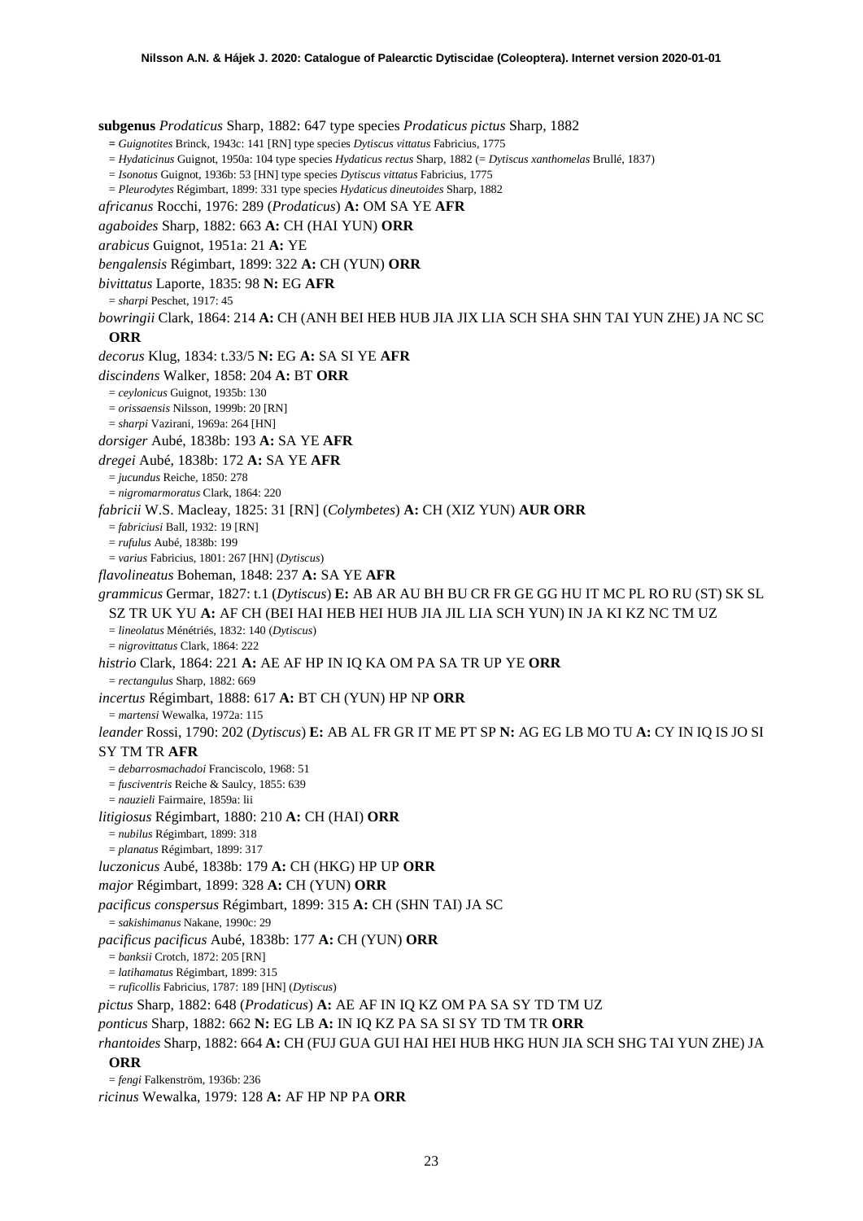**subgenus** *Prodaticus* Sharp, 1882: 647 type species *Prodaticus pictus* Sharp, 1882

= *Guignotites* Brinck, 1943c: 141 [RN] type species *Dytiscus vittatus* Fabricius, 1775

= *Hydaticinus* Guignot, 1950a: 104 type species *Hydaticus rectus* Sharp, 1882 (= *Dytiscus xanthomelas* Brullé, 1837)

= *Isonotus* Guignot, 1936b: 53 [HN] type species *Dytiscus vittatus* Fabricius, 1775

= *Pleurodytes* Régimbart, 1899: 331 type species *Hydaticus dineutoides* Sharp, 1882

*africanus* Rocchi, 1976: 289 (*Prodaticus*) **A:** OM SA YE **AFR**

*agaboides* Sharp, 1882: 663 **A:** CH (HAI YUN) **ORR**

*arabicus* Guignot, 1951a: 21 **A:** YE

*bengalensis* Régimbart, 1899: 322 **A:** CH (YUN) **ORR**

*bivittatus* Laporte, 1835: 98 **N:** EG **AFR**

= *sharpi* Peschet, 1917: 45

*bowringii* Clark, 1864: 214 **A:** CH (ANH BEI HEB HUB JIA JIX LIA SCH SHA SHN TAI YUN ZHE) JA NC SC **ORR**

*decorus* Klug, 1834: t.33/5 **N:** EG **A:** SA SI YE **AFR**

*discindens* Walker, 1858: 204 **A:** BT **ORR**

= *ceylonicus* Guignot, 1935b: 130

= *orissaensis* Nilsson, 1999b: 20 [RN]

= *sharpi* Vazirani, 1969a: 264 [HN]

*dorsiger* Aubé, 1838b: 193 **A:** SA YE **AFR**

*dregei* Aubé, 1838b: 172 **A:** SA YE **AFR**

= *jucundus* Reiche, 1850: 278

= *nigromarmoratus* Clark, 1864: 220

*fabricii* W.S. Macleay, 1825: 31 [RN] (*Colymbetes*) **A:** CH (XIZ YUN) **AUR ORR**

= *fabriciusi* Ball, 1932: 19 [RN]

= *rufulus* Aubé, 1838b: 199

= *varius* Fabricius, 1801: 267 [HN] (*Dytiscus*)

*flavolineatus* Boheman, 1848: 237 **A:** SA YE **AFR**

*grammicus* Germar, 1827: t.1 (*Dytiscus*) **E:** AB AR AU BH BU CR FR GE GG HU IT MC PL RO RU (ST) SK SL SZ TR UK YU **A:** AF CH (BEI HAI HEB HEI HUB JIA JIL LIA SCH YUN) IN JA KI KZ NC TM UZ

= *lineolatus* Ménétriés, 1832: 140 (*Dytiscus*)

= *nigrovittatus* Clark, 1864: 222

*histrio* Clark, 1864: 221 **A:** AE AF HP IN IQ KA OM PA SA TR UP YE **ORR**

= *rectangulus* Sharp, 1882: 669

*incertus* Régimbart, 1888: 617 **A:** BT CH (YUN) HP NP **ORR**

= *martensi* Wewalka, 1972a: 115

*leander* Rossi, 1790: 202 (*Dytiscus*) **E:** AB AL FR GR IT ME PT SP **N:** AG EG LB MO TU **A:** CY IN IQ IS JO SI SY TM TR **AFR**

= *debarrosmachadoi* Franciscolo, 1968: 51

= *fusciventris* Reiche & Saulcy, 1855: 639

= *nauzieli* Fairmaire, 1859a: lii

*litigiosus* Régimbart, 1880: 210 **A:** CH (HAI) **ORR**

= *nubilus* Régimbart, 1899: 318

= *planatus* Régimbart, 1899: 317

*luczonicus* Aubé, 1838b: 179 **A:** CH (HKG) HP UP **ORR**

*major* Régimbart, 1899: 328 **A:** CH (YUN) **ORR**

*pacificus conspersus* Régimbart, 1899: 315 **A:** CH (SHN TAI) JA SC

= *sakishimanus* Nakane, 1990c: 29

*pacificus pacificus* Aubé, 1838b: 177 **A:** CH (YUN) **ORR**

= *banksii* Crotch, 1872: 205 [RN]

= *latihamatus* Régimbart, 1899: 315

= *ruficollis* Fabricius, 1787: 189 [HN] (*Dytiscus*)

*pictus* Sharp, 1882: 648 (*Prodaticus*) **A:** AE AF IN IQ KZ OM PA SA SY TD TM UZ

*ponticus* Sharp, 1882: 662 **N:** EG LB **A:** IN IQ KZ PA SA SI SY TD TM TR **ORR**

*rhantoides* Sharp, 1882: 664 **A:** CH (FUJ GUA GUI HAI HEI HUB HKG HUN JIA SCH SHG TAI YUN ZHE) JA **ORR**

= *fengi* Falkenström, 1936b: 236

*ricinus* Wewalka, 1979: 128 **A:** AF HP NP PA **ORR**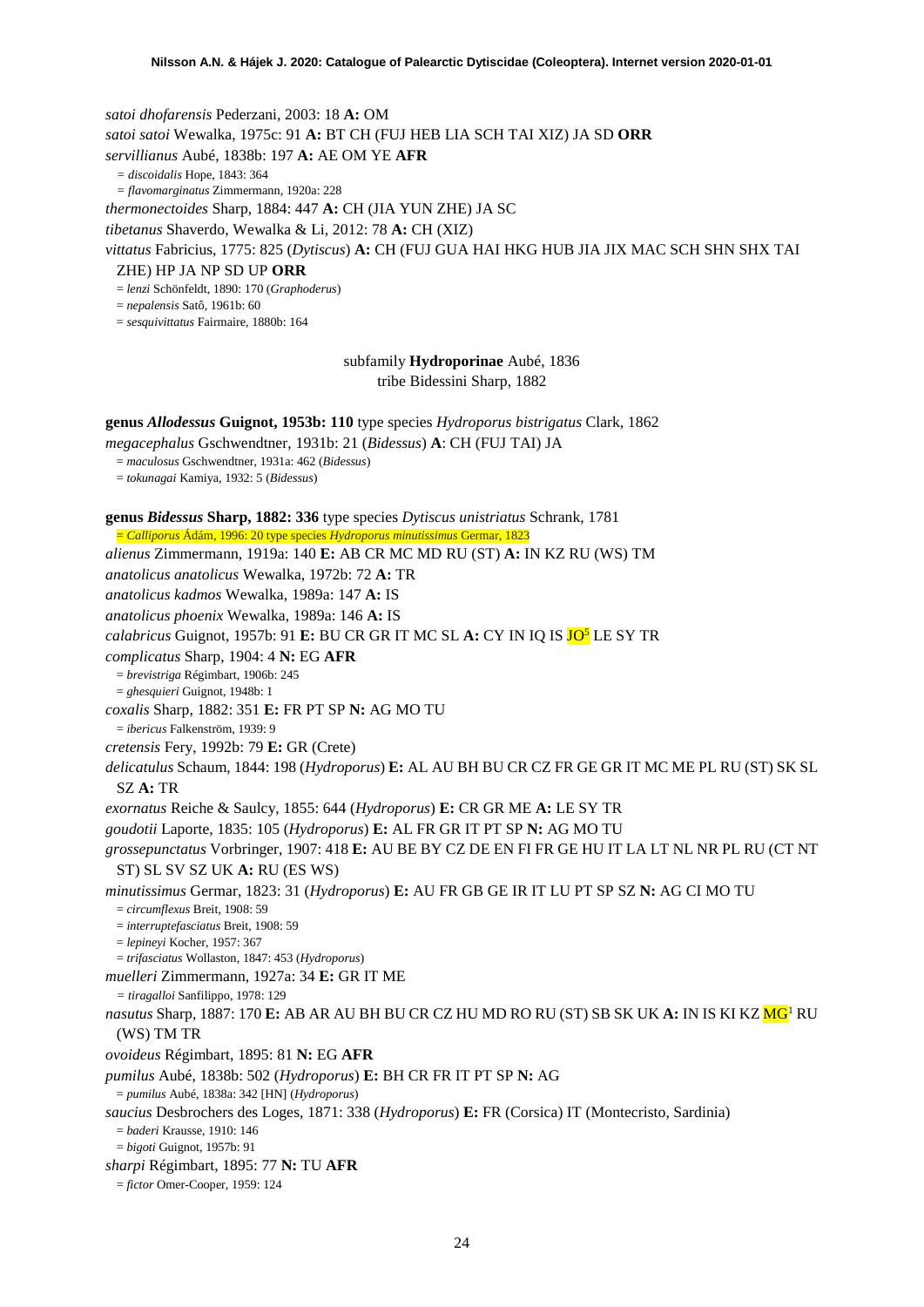*satoi dhofarensis* Pederzani, 2003: 18 **A:** OM

*satoi satoi* Wewalka, 1975c: 91 **A:** BT CH (FUJ HEB LIA SCH TAI XIZ) JA SD **ORR**

*servillianus* Aubé, 1838b: 197 **A:** AE OM YE **AFR**

= *discoidalis* Hope, 1843: 364

= *flavomarginatus* Zimmermann, 1920a: 228

*thermonectoides* Sharp, 1884: 447 **A:** CH (JIA YUN ZHE) JA SC

*tibetanus* Shaverdo, Wewalka & Li, 2012: 78 **A:** CH (XIZ)

*vittatus* Fabricius, 1775: 825 (*Dytiscus*) **A:** CH (FUJ GUA HAI HKG HUB JIA JIX MAC SCH SHN SHX TAI ZHE) HP JA NP SD UP **ORR**

= *lenzi* Schönfeldt, 1890: 170 (*Graphoderus*)

= *nepalensis* Satô, 1961b: 60

= *sesquivittatus* Fairmaire, 1880b: 164

subfamily **Hydroporinae** Aubé, 1836

tribe Bidessini Sharp, 1882

**genus *Allodessus* Guignot, 1953b: 110** type species *Hydroporus bistrigatus* Clark, 1862

*megacephalus* Gschwendtner, 1931b: 21 (*Bidessus*) **A**: CH (FUJ TAI) JA

= *maculosus* Gschwendtner, 1931a: 462 (*Bidessus*)

= *tokunagai* Kamiya, 1932: 5 (*Bidessus*)

**genus *Bidessus* Sharp, 1882: 336** type species *Dytiscus unistriatus* Schrank, 1781

= *Calliporus* Ádám, 1996: 20 type species *Hydroporus minutissimus* Germar, 1823

*alienus* Zimmermann, 1919a: 140 **E:** AB CR MC MD RU (ST) **A:** IN KZ RU (WS) TM

*anatolicus anatolicus* Wewalka, 1972b: 72 **A:** TR

*anatolicus kadmos* Wewalka, 1989a: 147 **A:** IS

*anatolicus phoenix* Wewalka, 1989a: 146 **A:** IS

*calabricus* Guignot, 1957b: 91 **E:** BU CR GR IT MC SL **A:** CY IN IQ IS JO[5] LE SY TR

*complicatus* Sharp, 1904: 4 **N:** EG **AFR**

= *brevistriga* Régimbart, 1906b: 245

= *ghesquieri* Guignot, 1948b: 1

*coxalis* Sharp, 1882: 351 **E:** FR PT SP **N:** AG MO TU

= *ibericus* Falkenström, 1939: 9

*cretensis* Fery, 1992b: 79 **E:** GR (Crete)

*delicatulus* Schaum, 1844: 198 (*Hydroporus*) **E:** AL AU BH BU CR CZ FR GE GR IT MC ME PL RU (ST) SK SL SZ **A:** TR

*exornatus* Reiche & Saulcy, 1855: 644 (*Hydroporus*) **E:** CR GR ME **A:** LE SY TR

*goudotii* Laporte, 1835: 105 (*Hydroporus*) **E:** AL FR GR IT PT SP **N:** AG MO TU

*grossepunctatus* Vorbringer, 1907: 418 **E:** AU BE BY CZ DE EN FI FR GE HU IT LA LT NL NR PL RU (CT NT ST) SL SV SZ UK **A:** RU (ES WS)

*minutissimus* Germar, 1823: 31 (*Hydroporus*) **E:** AU FR GB GE IR IT LU PT SP SZ **N:** AG CI MO TU

= *circumflexus* Breit, 1908: 59

= *interruptefasciatus* Breit, 1908: 59

= *lepineyi* Kocher, 1957: 367

= *trifasciatus* Wollaston, 1847: 453 (*Hydroporus*)

*muelleri* Zimmermann, 1927a: 34 **E:** GR IT ME

= *tiragalloi* Sanfilippo, 1978: 129

*nasutus* Sharp, 1887: 170 **E:** AB AR AU BH BU CR CZ HU MD RO RU (ST) SB SK UK **A:** IN IS KI KZ MG[1] RU (WS) TM TR

*ovoideus* Régimbart, 1895: 81 **N:** EG **AFR**

*pumilus* Aubé, 1838b: 502 (*Hydroporus*) **E:** BH CR FR IT PT SP **N:** AG

= *pumilus* Aubé, 1838a: 342 [HN] (*Hydroporus*)

*saucius* Desbrochers des Loges, 1871: 338 (*Hydroporus*) **E:** FR (Corsica) IT (Montecristo, Sardinia)

= *baderi* Krausse, 1910: 146

= *bigoti* Guignot, 1957b: 91

*sharpi* Régimbart, 1895: 77 **N:** TU **AFR**

= *fictor* Omer-Cooper, 1959: 124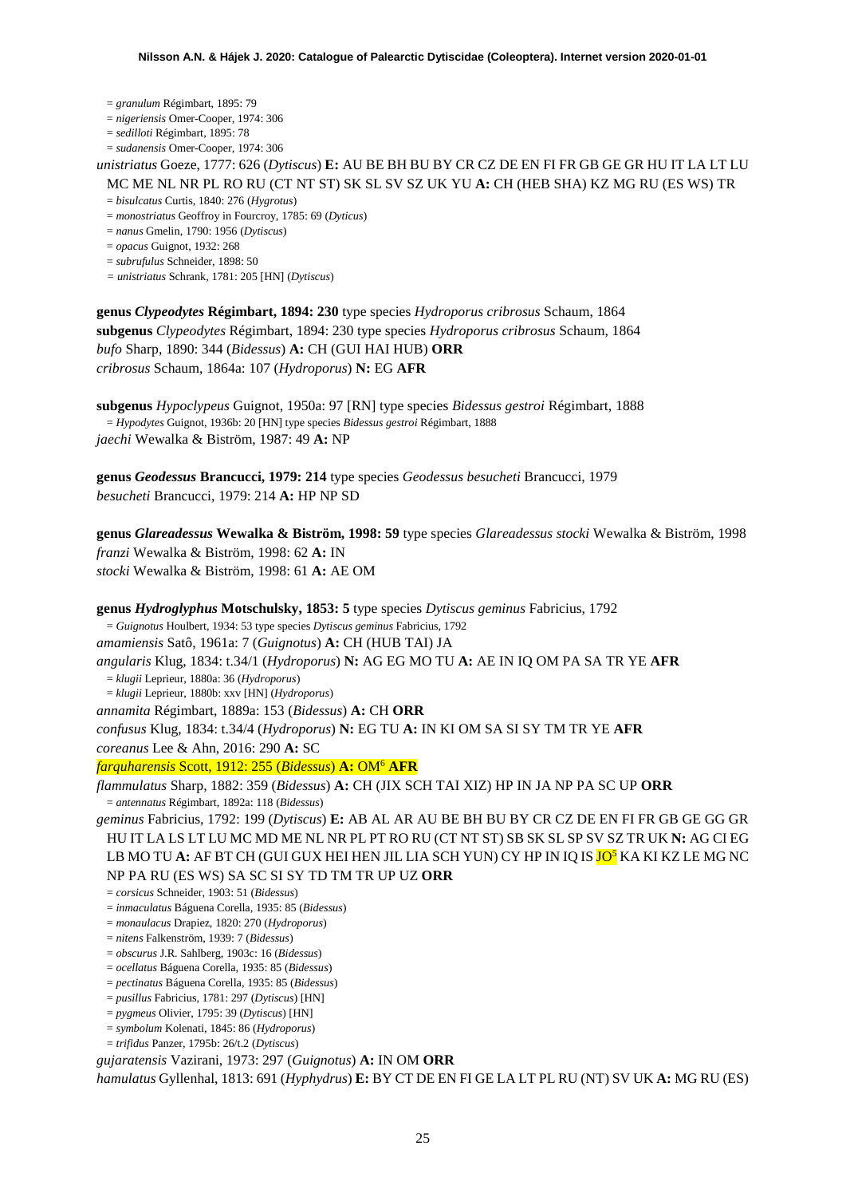= *granulum* Régimbart, 1895: 79
= *nigeriensis* Omer-Cooper, 1974: 306
= *sedilloti* Régimbart, 1895: 78
= *sudanensis* Omer-Cooper, 1974: 306

*unistriatus* Goeze, 1777: 626 (*Dytiscus*) **E:** AU BE BH BU BY CR CZ DE EN FI FR GB GE GR HU IT LA LT LU MC ME NL NR PL RO RU (CT NT ST) SK SL SV SZ UK YU **A:** CH (HEB SHA) KZ MG RU (ES WS) TR
= *bisulcatus* Curtis, 1840: 276 (*Hygrotus*)
= *monostriatus* Geoffroy in Fourcroy, 1785: 69 (*Dyticus*)
= *nanus* Gmelin, 1790: 1956 (*Dytiscus*)
= *opacus* Guignot, 1932: 268
= *subrufulus* Schneider, 1898: 50
= *unistriatus* Schrank, 1781: 205 [HN] (*Dytiscus*)

**genus *Clypeodytes* Régimbart, 1894: 230** type species *Hydroporus cribrosus* Schaum, 1864
**subgenus** *Clypeodytes* Régimbart, 1894: 230 type species *Hydroporus cribrosus* Schaum, 1864
*bufo* Sharp, 1890: 344 (*Bidessus*) **A:** CH (GUI HAI HUB) **ORR**
*cribrosus* Schaum, 1864a: 107 (*Hydroporus*) **N:** EG **AFR**

**subgenus** *Hypoclypeus* Guignot, 1950a: 97 [RN] type species *Bidessus gestroi* Régimbart, 1888
= *Hypodytes* Guignot, 1936b: 20 [HN] type species *Bidessus gestroi* Régimbart, 1888
*jaechi* Wewalka & Biström, 1987: 49 **A:** NP

**genus *Geodessus* Brancucci, 1979: 214** type species *Geodessus besucheti* Brancucci, 1979
*besucheti* Brancucci, 1979: 214 **A:** HP NP SD

**genus *Glareadessus* Wewalka & Biström, 1998: 59** type species *Glareadessus stocki* Wewalka & Biström, 1998
*franzi* Wewalka & Biström, 1998: 62 **A:** IN
*stocki* Wewalka & Biström, 1998: 61 **A:** AE OM

**genus *Hydroglyphus* Motschulsky, 1853: 5** type species *Dytiscus geminus* Fabricius, 1792
= *Guignotus* Houlbert, 1934: 53 type species *Dytiscus geminus* Fabricius, 1792
*amamiensis* Satô, 1961a: 7 (*Guignotus*) **A:** CH (HUB TAI) JA
*angularis* Klug, 1834: t.34/1 (*Hydroporus*) **N:** AG EG MO TU **A:** AE IN IQ OM PA SA TR YE **AFR**
= *klugii* Leprieur, 1880a: 36 (*Hydroporus*)
= *klugii* Leprieur, 1880b: xxv [HN] (*Hydroporus*)
*annamita* Régimbart, 1889a: 153 (*Bidessus*) **A:** CH **ORR**
*confusus* Klug, 1834: t.34/4 (*Hydroporus*) **N:** EG TU **A:** IN KI OM SA SI SY TM TR YE **AFR**
*coreanus* Lee & Ahn, 2016: 290 **A:** SC
*farquharensis* Scott, 1912: 255 (*Bidessus*) **A:** OM[6] **AFR**
*flammulatus* Sharp, 1882: 359 (*Bidessus*) **A:** CH (JIX SCH TAI XIZ) HP IN JA NP PA SC UP **ORR**
= *antennatus* Régimbart, 1892a: 118 (*Bidessus*)
*geminus* Fabricius, 1792: 199 (*Dytiscus*) **E:** AB AL AR AU BE BH BU BY CR CZ DE EN FI FR GB GE GG GR HU IT LA LS LT LU MC MD ME NL NR PL PT RO RU (CT NT ST) SB SK SL SP SV SZ TR UK **N:** AG CI EG LB MO TU **A:** AF BT CH (GUI GUX HEI HEN JIL LIA SCH YUN) CY HP IN IQ IS JO[5] KA KI KZ LE MG NC NP PA RU (ES WS) SA SC SI SY TD TM TR UP UZ **ORR**
= *corsicus* Schneider, 1903: 51 (*Bidessus*)
= *inmaculatus* Báguena Corella, 1935: 85 (*Bidessus*)
= *monaulacus* Drapiez, 1820: 270 (*Hydroporus*)
= *nitens* Falkenström, 1939: 7 (*Bidessus*)
= *obscurus* J.R. Sahlberg, 1903c: 16 (*Bidessus*)
= *ocellatus* Báguena Corella, 1935: 85 (*Bidessus*)
= *pectinatus* Báguena Corella, 1935: 85 (*Bidessus*)
= *pusillus* Fabricius, 1781: 297 (*Dytiscus*) [HN]
= *pygmeus* Olivier, 1795: 39 (*Dytiscus*) [HN]
= *symbolum* Kolenati, 1845: 86 (*Hydroporus*)
= *trifidus* Panzer, 1795b: 26/t.2 (*Dytiscus*)
*gujaratensis* Vazirani, 1973: 297 (*Guignotus*) **A:** IN OM **ORR**
*hamulatus* Gyllenhal, 1813: 691 (*Hyphydrus*) **E:** BY CT DE EN FI GE LA LT PL RU (NT) SV UK **A:** MG RU (ES)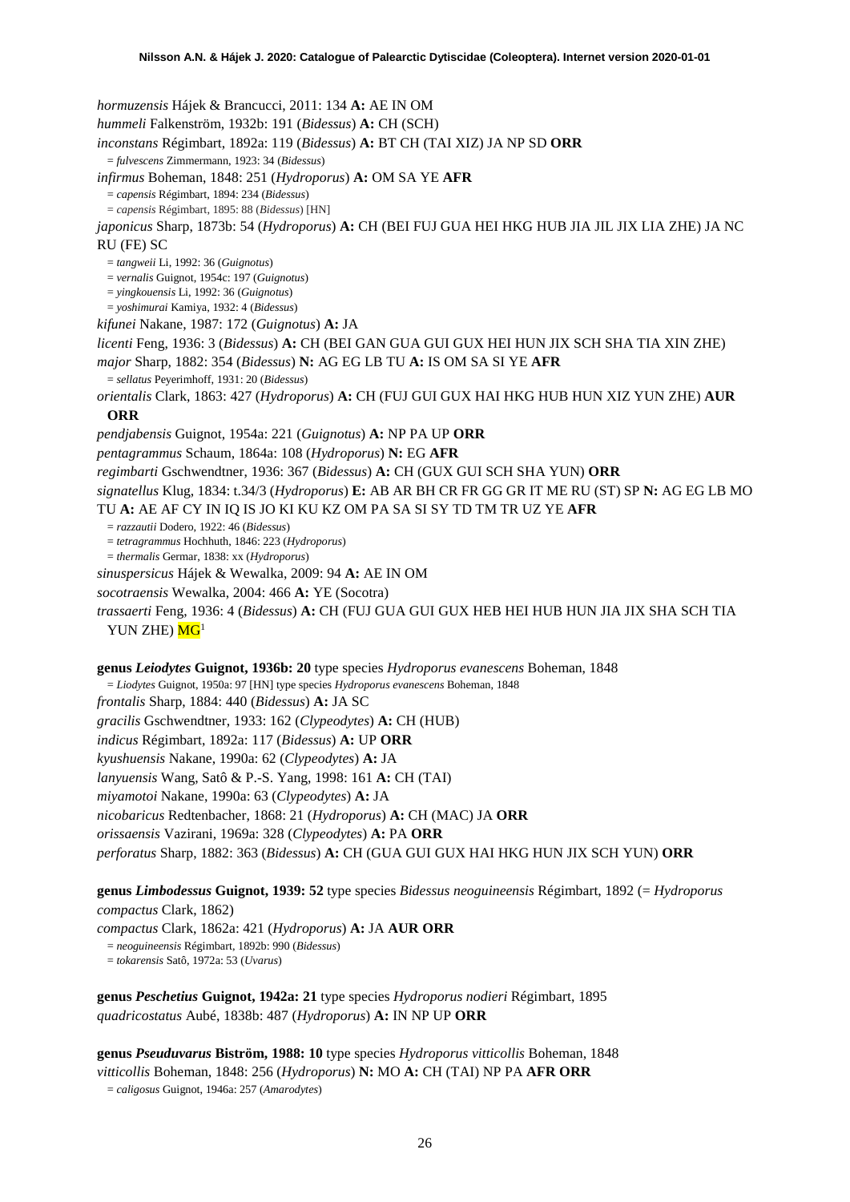*hormuzensis* Hájek & Brancucci, 2011: 134 **A:** AE IN OM

*hummeli* Falkenström, 1932b: 191 (*Bidessus*) **A:** CH (SCH)

*inconstans* Régimbart, 1892a: 119 (*Bidessus*) **A:** BT CH (TAI XIZ) JA NP SD **ORR**

= *fulvescens* Zimmermann, 1923: 34 (*Bidessus*)

*infirmus* Boheman, 1848: 251 (*Hydroporus*) **A:** OM SA YE **AFR**

= *capensis* Régimbart, 1894: 234 (*Bidessus*)

= *capensis* Régimbart, 1895: 88 (*Bidessus*) [HN]

*japonicus* Sharp, 1873b: 54 (*Hydroporus*) **A:** CH (BEI FUJ GUA HEI HKG HUB JIA JIL JIX LIA ZHE) JA NC RU (FE) SC

= *tangweii* Li, 1992: 36 (*Guignotus*)

= *vernalis* Guignot, 1954c: 197 (*Guignotus*)

= *yingkouensis* Li, 1992: 36 (*Guignotus*)

= *yoshimurai* Kamiya, 1932: 4 (*Bidessus*)

*kifunei* Nakane, 1987: 172 (*Guignotus*) **A:** JA

*licenti* Feng, 1936: 3 (*Bidessus*) **A:** CH (BEI GAN GUA GUI GUX HEI HUN JIX SCH SHA TIA XIN ZHE)

*major* Sharp, 1882: 354 (*Bidessus*) **N:** AG EG LB TU **A:** IS OM SA SI YE **AFR**

= *sellatus* Peyerimhoff, 1931: 20 (*Bidessus*)

*orientalis* Clark, 1863: 427 (*Hydroporus*) **A:** CH (FUJ GUI GUX HAI HKG HUB HUN XIZ YUN ZHE) **AUR ORR**

*pendjabensis* Guignot, 1954a: 221 (*Guignotus*) **A:** NP PA UP **ORR**

*pentagrammus* Schaum, 1864a: 108 (*Hydroporus*) **N:** EG **AFR**

*regimbarti* Gschwendtner, 1936: 367 (*Bidessus*) **A:** CH (GUX GUI SCH SHA YUN) **ORR**

*signatellus* Klug, 1834: t.34/3 (*Hydroporus*) **E:** AB AR BH CR FR GG GR IT ME RU (ST) SP **N:** AG EG LB MO TU **A:** AE AF CY IN IQ IS JO KI KU KZ OM PA SA SI SY TD TM TR UZ YE **AFR**

= *razzautii* Dodero, 1922: 46 (*Bidessus*)

= *tetragrammus* Hochhuth, 1846: 223 (*Hydroporus*)

= *thermalis* Germar, 1838: xx (*Hydroporus*)

*sinuspersicus* Hájek & Wewalka, 2009: 94 **A:** AE IN OM

*socotraensis* Wewalka, 2004: 466 **A:** YE (Socotra)

*trassaerti* Feng, 1936: 4 (*Bidessus*) **A:** CH (FUJ GUA GUI GUX HEB HEI HUB HUN JIA JIX SHA SCH TIA YUN ZHE) MG[1]

**genus *Leiodytes* Guignot, 1936b: 20** type species *Hydroporus evanescens* Boheman, 1848

= *Liodytes* Guignot, 1950a: 97 [HN] type species *Hydroporus evanescens* Boheman, 1848

*frontalis* Sharp, 1884: 440 (*Bidessus*) **A:** JA SC

*gracilis* Gschwendtner, 1933: 162 (*Clypeodytes*) **A:** CH (HUB)

*indicus* Régimbart, 1892a: 117 (*Bidessus*) **A:** UP **ORR**

*kyushuensis* Nakane, 1990a: 62 (*Clypeodytes*) **A:** JA

*lanyuensis* Wang, Satô & P.-S. Yang, 1998: 161 **A:** CH (TAI)

*miyamotoi* Nakane, 1990a: 63 (*Clypeodytes*) **A:** JA

*nicobaricus* Redtenbacher, 1868: 21 (*Hydroporus*) **A:** CH (MAC) JA **ORR**

*orissaensis* Vazirani, 1969a: 328 (*Clypeodytes*) **A:** PA **ORR**

*perforatus* Sharp, 1882: 363 (*Bidessus*) **A:** CH (GUA GUI GUX HAI HKG HUN JIX SCH YUN) **ORR**

**genus *Limbodessus* Guignot, 1939: 52** type species *Bidessus neoguineensis* Régimbart, 1892 (= *Hydroporus compactus* Clark, 1862)

*compactus* Clark, 1862a: 421 (*Hydroporus*) **A:** JA **AUR ORR**

= *neoguineensis* Régimbart, 1892b: 990 (*Bidessus*)

= *tokarensis* Satô, 1972a: 53 (*Uvarus*)

**genus *Peschetius* Guignot, 1942a: 21** type species *Hydroporus nodieri* Régimbart, 1895

*quadricostatus* Aubé, 1838b: 487 (*Hydroporus*) **A:** IN NP UP **ORR**

**genus *Pseuduvarus* Biström, 1988: 10** type species *Hydroporus vitticollis* Boheman, 1848

*vitticollis* Boheman, 1848: 256 (*Hydroporus*) **N:** MO **A:** CH (TAI) NP PA **AFR ORR**

= *caligosus* Guignot, 1946a: 257 (*Amarodytes*)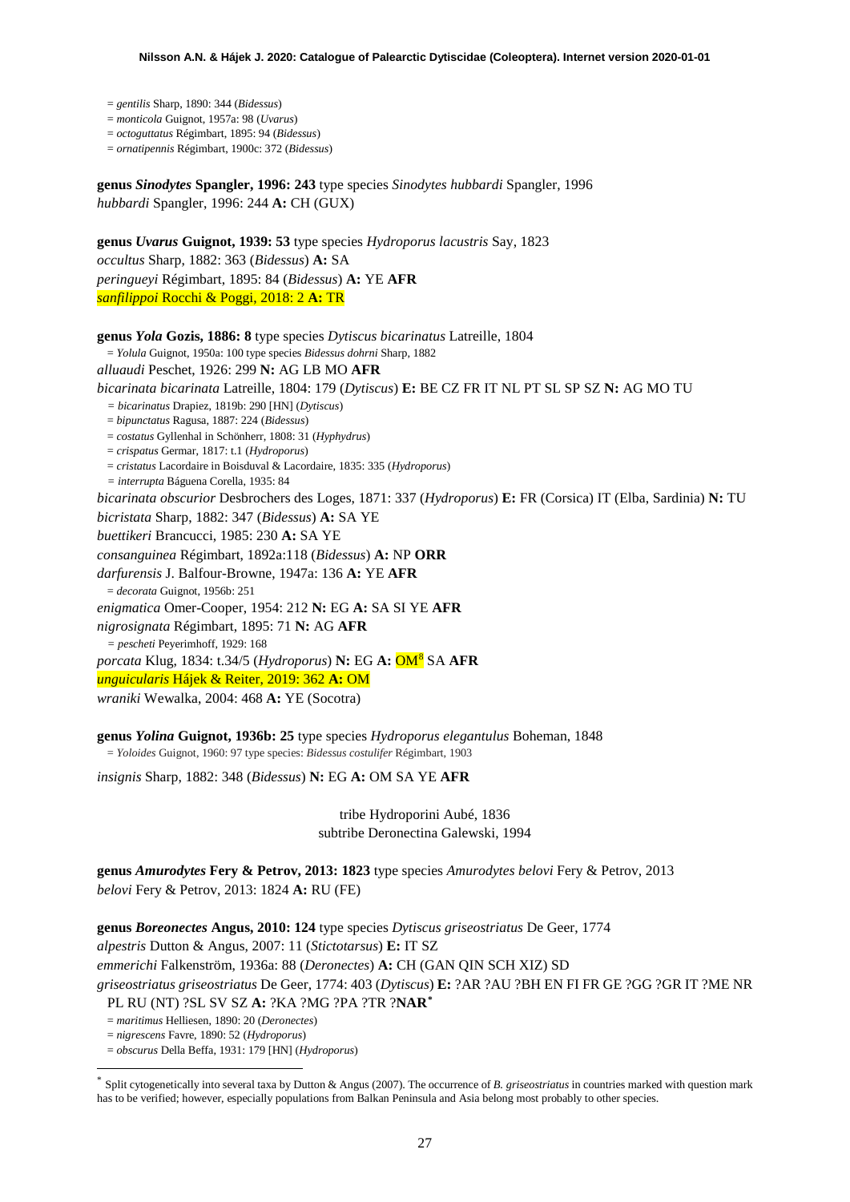= *gentilis* Sharp, 1890: 344 (*Bidessus*)
= *monticola* Guignot, 1957a: 98 (*Uvarus*)
= *octoguttatus* Régimbart, 1895: 94 (*Bidessus*)
= *ornatipennis* Régimbart, 1900c: 372 (*Bidessus*)

**genus *Sinodytes* Spangler, 1996: 243** type species *Sinodytes hubbardi* Spangler, 1996
*hubbardi* Spangler, 1996: 244 **A:** CH (GUX)

**genus *Uvarus* Guignot, 1939: 53** type species *Hydroporus lacustris* Say, 1823
*occultus* Sharp, 1882: 363 (*Bidessus*) **A:** SA
*peringueyi* Régimbart, 1895: 84 (*Bidessus*) **A:** YE **AFR**
*sanfilippoi* Rocchi & Poggi, 2018: 2 **A:** TR

**genus *Yola* Gozis, 1886: 8** type species *Dytiscus bicarinatus* Latreille, 1804
= *Yolula* Guignot, 1950a: 100 type species *Bidessus dohrni* Sharp, 1882
*alluaudi* Peschet, 1926: 299 **N:** AG LB MO **AFR**
*bicarinata bicarinata* Latreille, 1804: 179 (*Dytiscus*) **E:** BE CZ FR IT NL PT SL SP SZ **N:** AG MO TU
= *bicarinatus* Drapiez, 1819b: 290 [HN] (*Dytiscus*)
= *bipunctatus* Ragusa, 1887: 224 (*Bidessus*)
= *costatus* Gyllenhal in Schönherr, 1808: 31 (*Hyphydrus*)
= *crispatus* Germar, 1817: t.1 (*Hydroporus*)
= *cristatus* Lacordaire in Boisduval & Lacordaire, 1835: 335 (*Hydroporus*)
= *interrupta* Báguena Corella, 1935: 84
*bicarinata obscurior* Desbrochers des Loges, 1871: 337 (*Hydroporus*) **E:** FR (Corsica) IT (Elba, Sardinia) **N:** TU
*bicristata* Sharp, 1882: 347 (*Bidessus*) **A:** SA YE
*buettikeri* Brancucci, 1985: 230 **A:** SA YE
*consanguinea* Régimbart, 1892a:118 (*Bidessus*) **A:** NP **ORR**
*darfurensis* J. Balfour-Browne, 1947a: 136 **A:** YE **AFR**
= *decorata* Guignot, 1956b: 251
*enigmatica* Omer-Cooper, 1954: 212 **N:** EG **A:** SA SI YE **AFR**
*nigrosignata* Régimbart, 1895: 71 **N:** AG **AFR**
= *pescheti* Peyerimhoff, 1929: 168
*porcata* Klug, 1834: t.34/5 (*Hydroporus*) **N:** EG **A:** OM[8] SA **AFR**
*unguicularis* Hájek & Reiter, 2019: 362 **A:** OM
*wraniki* Wewalka, 2004: 468 **A:** YE (Socotra)

**genus *Yolina* Guignot, 1936b: 25** type species *Hydroporus elegantulus* Boheman, 1848
= *Yoloides* Guignot, 1960: 97 type species: *Bidessus costulifer* Régimbart, 1903

*insignis* Sharp, 1882: 348 (*Bidessus*) **N:** EG **A:** OM SA YE **AFR**

tribe Hydroporini Aubé, 1836
subtribe Deronectina Galewski, 1994

**genus *Amurodytes* Fery & Petrov, 2013: 1823** type species *Amurodytes belovi* Fery & Petrov, 2013
*belovi* Fery & Petrov, 2013: 1824 **A:** RU (FE)

**genus *Boreonectes* Angus, 2010: 124** type species *Dytiscus griseostriatus* De Geer, 1774
*alpestris* Dutton & Angus, 2007: 11 (*Stictotarsus*) **E:** IT SZ
*emmerichi* Falkenström, 1936a: 88 (*Deronectes*) **A:** CH (GAN QIN SCH XIZ) SD
*griseostriatus griseostriatus* De Geer, 1774: 403 (*Dytiscus*) **E:** ?AR ?AU ?BH EN FI FR GE ?GG ?GR IT ?ME NR PL RU (NT) ?SL SV SZ **A:** ?KA ?MG ?PA ?TR ?**NAR**[*]
= *maritimus* Helliesen, 1890: 20 (*Deronectes*)
= *nigrescens* Favre, 1890: 52 (*Hydroporus*)
= *obscurus* Della Beffa, 1931: 179 [HN] (*Hydroporus*)

---

[*] Split cytogenetically into several taxa by Dutton & Angus (2007). The occurrence of *B. griseostriatus* in countries marked with question mark has to be verified; however, especially populations from Balkan Peninsula and Asia belong most probably to other species.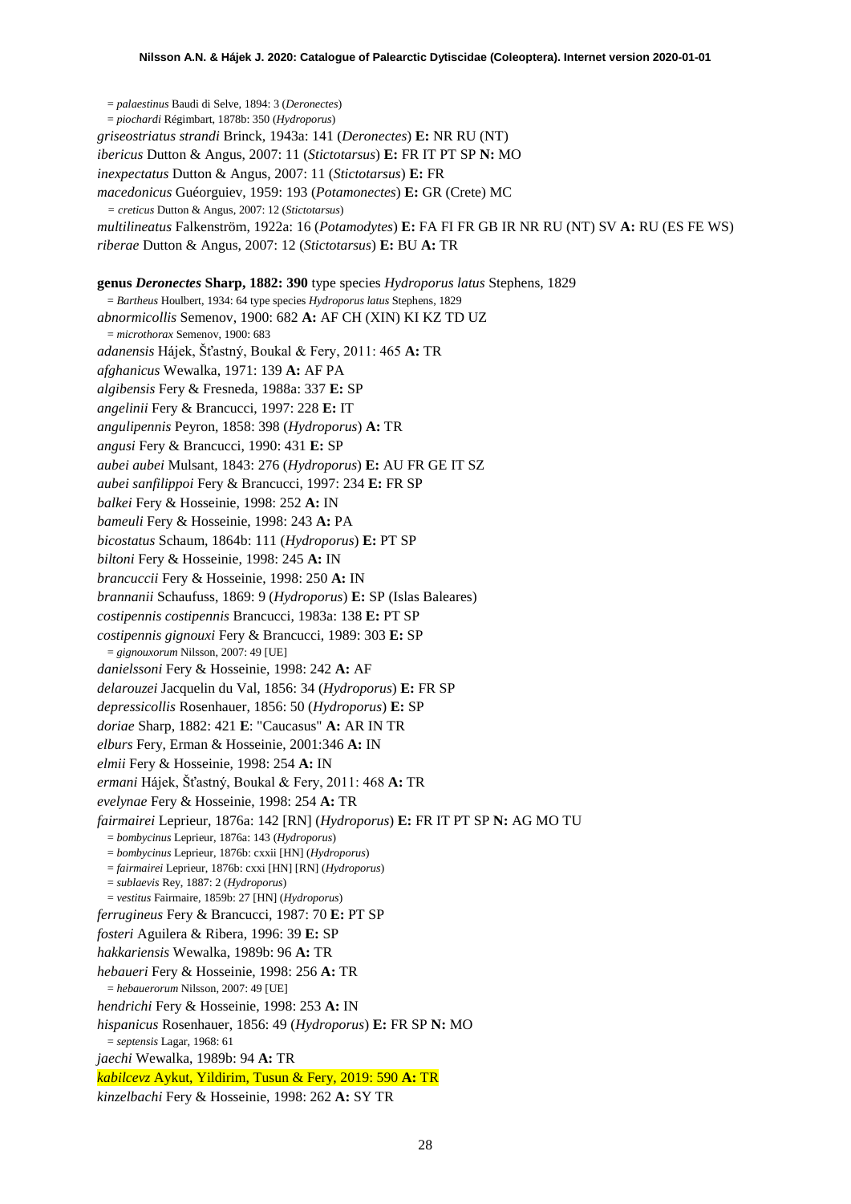= *palaestinus* Baudi di Selve, 1894: 3 (*Deronectes*)
= *piochardi* Régimbart, 1878b: 350 (*Hydroporus*)
*griseostriatus strandi* Brinck, 1943a: 141 (*Deronectes*) **E:** NR RU (NT)
*ibericus* Dutton & Angus, 2007: 11 (*Stictotarsus*) **E:** FR IT PT SP **N:** MO
*inexpectatus* Dutton & Angus, 2007: 11 (*Stictotarsus*) **E:** FR
*macedonicus* Guéorguiev, 1959: 193 (*Potamonectes*) **E:** GR (Crete) MC
= *creticus* Dutton & Angus, 2007: 12 (*Stictotarsus*)
*multilineatus* Falkenström, 1922a: 16 (*Potamodytes*) **E:** FA FI FR GB IR NR RU (NT) SV **A:** RU (ES FE WS)
*riberae* Dutton & Angus, 2007: 12 (*Stictotarsus*) **E:** BU **A:** TR

**genus *Deronectes* Sharp, 1882: 390** type species *Hydroporus latus* Stephens, 1829
= *Bartheus* Houlbert, 1934: 64 type species *Hydroporus latus* Stephens, 1829
*abnormicollis* Semenov, 1900: 682 **A:** AF CH (XIN) KI KZ TD UZ
= *microthorax* Semenov, 1900: 683
*adanensis* Hájek, Šťastný, Boukal & Fery, 2011: 465 **A:** TR
*afghanicus* Wewalka, 1971: 139 **A:** AF PA
*algibensis* Fery & Fresneda, 1988a: 337 **E:** SP
*angelinii* Fery & Brancucci, 1997: 228 **E:** IT
*angulipennis* Peyron, 1858: 398 (*Hydroporus*) **A:** TR
*angusi* Fery & Brancucci, 1990: 431 **E:** SP
*aubei aubei* Mulsant, 1843: 276 (*Hydroporus*) **E:** AU FR GE IT SZ
*aubei sanfilippoi* Fery & Brancucci, 1997: 234 **E:** FR SP
*balkei* Fery & Hosseinie, 1998: 252 **A:** IN
*bameuli* Fery & Hosseinie, 1998: 243 **A:** PA
*bicostatus* Schaum, 1864b: 111 (*Hydroporus*) **E:** PT SP
*biltoni* Fery & Hosseinie, 1998: 245 **A:** IN
*brancuccii* Fery & Hosseinie, 1998: 250 **A:** IN
*brannanii* Schaufuss, 1869: 9 (*Hydroporus*) **E:** SP (Islas Baleares)
*costipennis costipennis* Brancucci, 1983a: 138 **E:** PT SP
*costipennis gignouxi* Fery & Brancucci, 1989: 303 **E:** SP
= *gignouxorum* Nilsson, 2007: 49 [UE]
*danielssoni* Fery & Hosseinie, 1998: 242 **A:** AF
*delarouzei* Jacquelin du Val, 1856: 34 (*Hydroporus*) **E:** FR SP
*depressicollis* Rosenhauer, 1856: 50 (*Hydroporus*) **E:** SP
*doriae* Sharp, 1882: 421 **E**: "Caucasus" **A:** AR IN TR
*elburs* Fery, Erman & Hosseinie, 2001:346 **A:** IN
*elmii* Fery & Hosseinie, 1998: 254 **A:** IN
*ermani* Hájek, Šťastný, Boukal & Fery, 2011: 468 **A:** TR
*evelynae* Fery & Hosseinie, 1998: 254 **A:** TR
*fairmairei* Leprieur, 1876a: 142 [RN] (*Hydroporus*) **E:** FR IT PT SP **N:** AG MO TU
= *bombycinus* Leprieur, 1876a: 143 (*Hydroporus*)
= *bombycinus* Leprieur, 1876b: cxxii [HN] (*Hydroporus*)
= *fairmairei* Leprieur, 1876b: cxxi [HN] [RN] (*Hydroporus*)
= *sublaevis* Rey, 1887: 2 (*Hydroporus*)
= *vestitus* Fairmaire, 1859b: 27 [HN] (*Hydroporus*)
*ferrugineus* Fery & Brancucci, 1987: 70 **E:** PT SP
*fosteri* Aguilera & Ribera, 1996: 39 **E:** SP
*hakkariensis* Wewalka, 1989b: 96 **A:** TR
*hebaueri* Fery & Hosseinie, 1998: 256 **A:** TR
= *hebauerorum* Nilsson, 2007: 49 [UE]
*hendrichi* Fery & Hosseinie, 1998: 253 **A:** IN
*hispanicus* Rosenhauer, 1856: 49 (*Hydroporus*) **E:** FR SP **N:** MO
= *septensis* Lagar, 1968: 61
*jaechi* Wewalka, 1989b: 94 **A:** TR
*kabilcevz* Aykut, Yildirim, Tusun & Fery, 2019: 590 **A:** TR
*kinzelbachi* Fery & Hosseinie, 1998: 262 **A:** SY TR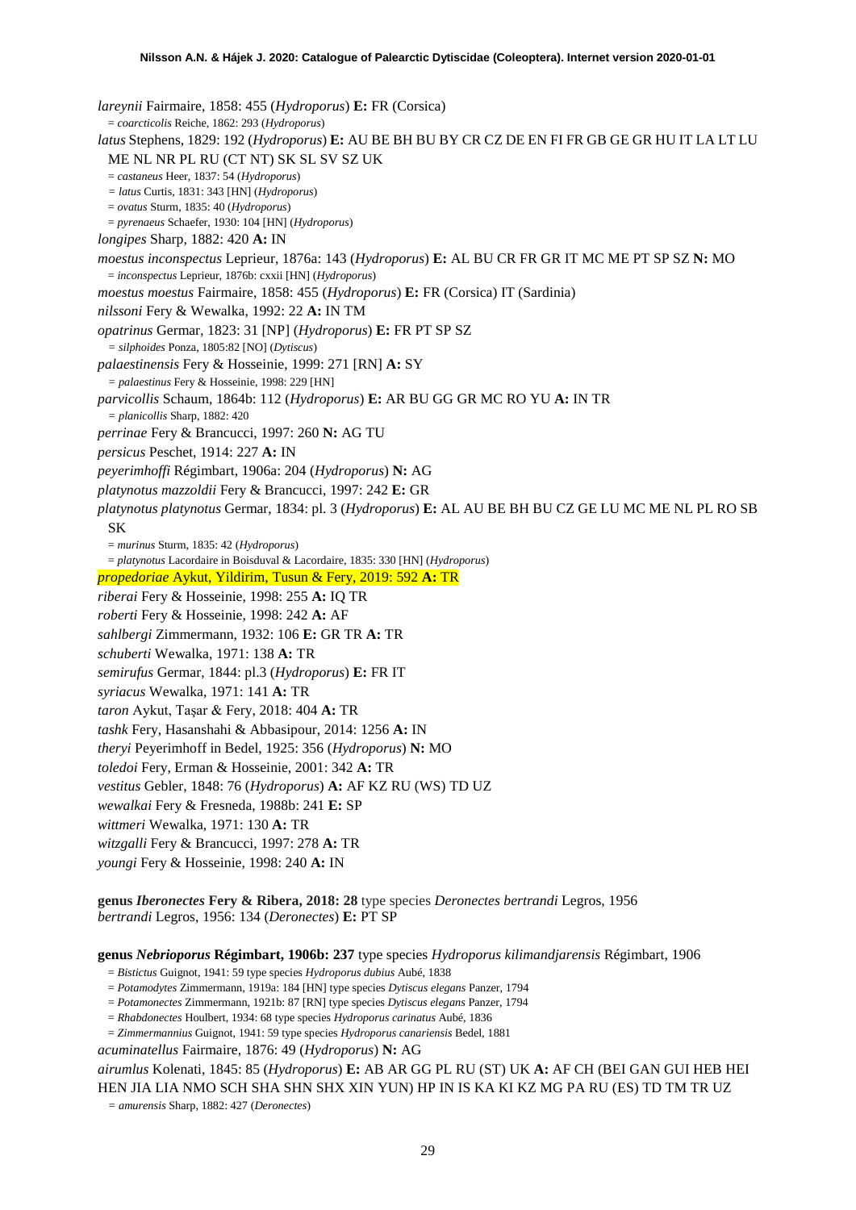*lareynii* Fairmaire, 1858: 455 (*Hydroporus*) **E:** FR (Corsica)
= *coarcticolis* Reiche, 1862: 293 (*Hydroporus*)

*latus* Stephens, 1829: 192 (*Hydroporus*) **E:** AU BE BH BU BY CR CZ DE EN FI FR GB GE GR HU IT LA LT LU ME NL NR PL RU (CT NT) SK SL SV SZ UK
= *castaneus* Heer, 1837: 54 (*Hydroporus*)
= *latus* Curtis, 1831: 343 [HN] (*Hydroporus*)
= *ovatus* Sturm, 1835: 40 (*Hydroporus*)
= *pyrenaeus* Schaefer, 1930: 104 [HN] (*Hydroporus*)

*longipes* Sharp, 1882: 420 **A:** IN

*moestus inconspectus* Leprieur, 1876a: 143 (*Hydroporus*) **E:** AL BU CR FR GR IT MC ME PT SP SZ **N:** MO
= *inconspectus* Leprieur, 1876b: cxxii [HN] (*Hydroporus*)

*moestus moestus* Fairmaire, 1858: 455 (*Hydroporus*) **E:** FR (Corsica) IT (Sardinia)

*nilssoni* Fery & Wewalka, 1992: 22 **A:** IN TM

*opatrinus* Germar, 1823: 31 [NP] (*Hydroporus*) **E:** FR PT SP SZ
= *silphoides* Ponza, 1805:82 [NO] (*Dytiscus*)

*palaestinensis* Fery & Hosseinie, 1999: 271 [RN] **A:** SY
= *palaestinus* Fery & Hosseinie, 1998: 229 [HN]

*parvicollis* Schaum, 1864b: 112 (*Hydroporus*) **E:** AR BU GG GR MC RO YU **A:** IN TR
= *planicollis* Sharp, 1882: 420

*perrinae* Fery & Brancucci, 1997: 260 **N:** AG TU

*persicus* Peschet, 1914: 227 **A:** IN

*peyerimhoffi* Régimbart, 1906a: 204 (*Hydroporus*) **N:** AG

*platynotus mazzoldii* Fery & Brancucci, 1997: 242 **E:** GR

*platynotus platynotus* Germar, 1834: pl. 3 (*Hydroporus*) **E:** AL AU BE BH BU CZ GE LU MC ME NL PL RO SB SK
= *murinus* Sturm, 1835: 42 (*Hydroporus*)
= *platynotus* Lacordaire in Boisduval & Lacordaire, 1835: 330 [HN] (*Hydroporus*)

*propedoriae* Aykut, Yildirim, Tusun & Fery, 2019: 592 **A:** TR

*riberai* Fery & Hosseinie, 1998: 255 **A:** IQ TR

*roberti* Fery & Hosseinie, 1998: 242 **A:** AF

*sahlbergi* Zimmermann, 1932: 106 **E:** GR TR **A:** TR

*schuberti* Wewalka, 1971: 138 **A:** TR

*semirufus* Germar, 1844: pl.3 (*Hydroporus*) **E:** FR IT

*syriacus* Wewalka, 1971: 141 **A:** TR

*taron* Aykut, Taşar & Fery, 2018: 404 **A:** TR

*tashk* Fery, Hasanshahi & Abbasipour, 2014: 1256 **A:** IN

*theryi* Peyerimhoff in Bedel, 1925: 356 (*Hydroporus*) **N:** MO

*toledoi* Fery, Erman & Hosseinie, 2001: 342 **A:** TR

*vestitus* Gebler, 1848: 76 (*Hydroporus*) **A:** AF KZ RU (WS) TD UZ

*wewalkai* Fery & Fresneda, 1988b: 241 **E:** SP

*wittmeri* Wewalka, 1971: 130 **A:** TR

*witzgalli* Fery & Brancucci, 1997: 278 **A:** TR

*youngi* Fery & Hosseinie, 1998: 240 **A:** IN

**genus *Iberonectes* Fery & Ribera, 2018: 28** type species *Deronectes bertrandi* Legros, 1956

*bertrandi* Legros, 1956: 134 (*Deronectes*) **E:** PT SP

**genus *Nebrioporus* Régimbart, 1906b: 237** type species *Hydroporus kilimandjarensis* Régimbart, 1906
= *Bistictus* Guignot, 1941: 59 type species *Hydroporus dubius* Aubé, 1838
= *Potamodytes* Zimmermann, 1919a: 184 [HN] type species *Dytiscus elegans* Panzer, 1794
= *Potamonectes* Zimmermann, 1921b: 87 [RN] type species *Dytiscus elegans* Panzer, 1794
= *Rhabdonectes* Houlbert, 1934: 68 type species *Hydroporus carinatus* Aubé, 1836
= *Zimmermannius* Guignot, 1941: 59 type species *Hydroporus canariensis* Bedel, 1881

*acuminatellus* Fairmaire, 1876: 49 (*Hydroporus*) **N:** AG

*airumlus* Kolenati, 1845: 85 (*Hydroporus*) **E:** AB AR GG PL RU (ST) UK **A:** AF CH (BEI GAN GUI HEB HEI HEN JIA LIA NMO SCH SHA SHN SHX XIN YUN) HP IN IS KA KI KZ MG PA RU (ES) TD TM TR UZ
= *amurensis* Sharp, 1882: 427 (*Deronectes*)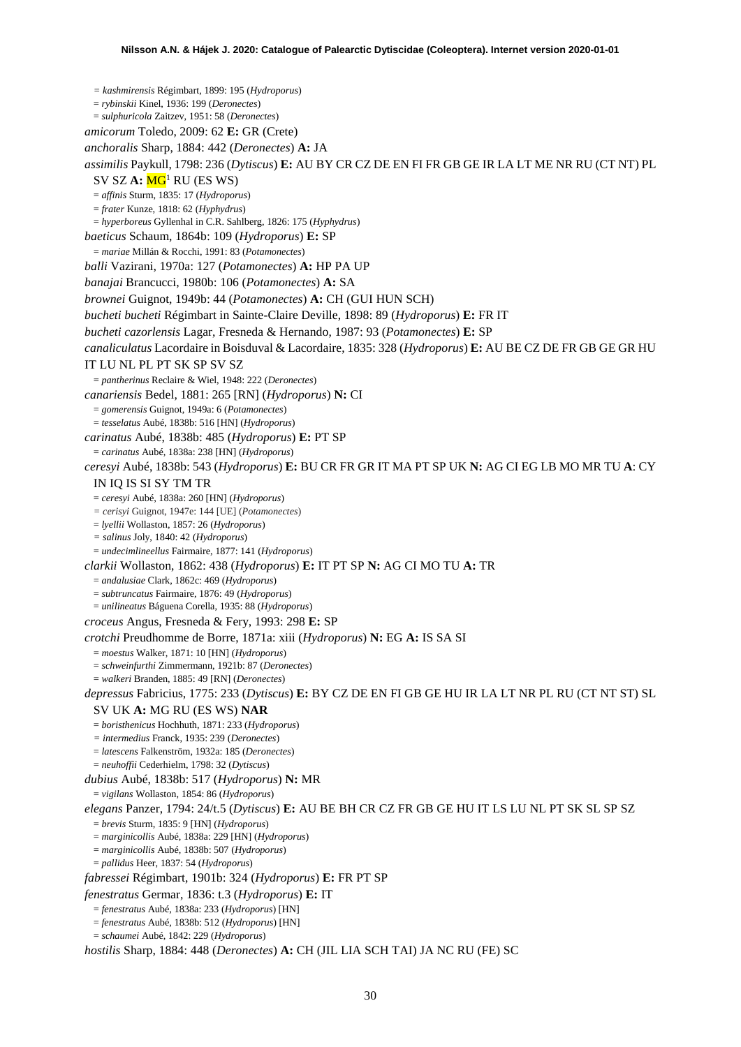= *kashmirensis* Régimbart, 1899: 195 (*Hydroporus*)
= *rybinskii* Kinel, 1936: 199 (*Deronectes*)
= *sulphuricola* Zaitzev, 1951: 58 (*Deronectes*)

*amicorum* Toledo, 2009: 62 **E:** GR (Crete)

*anchoralis* Sharp, 1884: 442 (*Deronectes*) **A:** JA

*assimilis* Paykull, 1798: 236 (*Dytiscus*) **E:** AU BY CR CZ DE EN FI FR GB GE IR LA LT ME NR RU (CT NT) PL SV SZ **A:** MG[1] RU (ES WS)
= *affinis* Sturm, 1835: 17 (*Hydroporus*)
= *frater* Kunze, 1818: 62 (*Hyphydrus*)
= *hyperboreus* Gyllenhal in C.R. Sahlberg, 1826: 175 (*Hyphydrus*)

*baeticus* Schaum, 1864b: 109 (*Hydroporus*) **E:** SP
= *mariae* Millán & Rocchi, 1991: 83 (*Potamonectes*)

*balli* Vazirani, 1970a: 127 (*Potamonectes*) **A:** HP PA UP

*banajai* Brancucci, 1980b: 106 (*Potamonectes*) **A:** SA

*brownei* Guignot, 1949b: 44 (*Potamonectes*) **A:** CH (GUI HUN SCH)

*bucheti bucheti* Régimbart in Sainte-Claire Deville, 1898: 89 (*Hydroporus*) **E:** FR IT

*bucheti cazorlensis* Lagar, Fresneda & Hernando, 1987: 93 (*Potamonectes*) **E:** SP

*canaliculatus* Lacordaire in Boisduval & Lacordaire, 1835: 328 (*Hydroporus*) **E:** AU BE CZ DE FR GB GE GR HU IT LU NL PL PT SK SP SV SZ
= *pantherinus* Reclaire & Wiel, 1948: 222 (*Deronectes*)

*canariensis* Bedel, 1881: 265 [RN] (*Hydroporus*) **N:** CI
= *gomerensis* Guignot, 1949a: 6 (*Potamonectes*)
= *tesselatus* Aubé, 1838b: 516 [HN] (*Hydroporus*)

*carinatus* Aubé, 1838b: 485 (*Hydroporus*) **E:** PT SP
= *carinatus* Aubé, 1838a: 238 [HN] (*Hydroporus*)

*ceresyi* Aubé, 1838b: 543 (*Hydroporus*) **E:** BU CR FR GR IT MA PT SP UK **N:** AG CI EG LB MO MR TU **A**: CY IN IQ IS SI SY TM TR
= *ceresyi* Aubé, 1838a: 260 [HN] (*Hydroporus*)
= *cerisyi* Guignot, 1947e: 144 [UE] (*Potamonectes*)
= *lyellii* Wollaston, 1857: 26 (*Hydroporus*)
= *salinus* Joly, 1840: 42 (*Hydroporus*)
= *undecimlineellus* Fairmaire, 1877: 141 (*Hydroporus*)

*clarkii* Wollaston, 1862: 438 (*Hydroporus*) **E:** IT PT SP **N:** AG CI MO TU **A:** TR
= *andalusiae* Clark, 1862c: 469 (*Hydroporus*)
= *subtruncatus* Fairmaire, 1876: 49 (*Hydroporus*)
= *unilineatus* Báguena Corella, 1935: 88 (*Hydroporus*)

*croceus* Angus, Fresneda & Fery, 1993: 298 **E:** SP

*crotchi* Preudhomme de Borre, 1871a: xiii (*Hydroporus*) **N:** EG **A:** IS SA SI
= *moestus* Walker, 1871: 10 [HN] (*Hydroporus*)
= *schweinfurthi* Zimmermann, 1921b: 87 (*Deronectes*)
= *walkeri* Branden, 1885: 49 [RN] (*Deronectes*)

*depressus* Fabricius, 1775: 233 (*Dytiscus*) **E:** BY CZ DE EN FI GB GE HU IR LA LT NR PL RU (CT NT ST) SL SV UK **A:** MG RU (ES WS) **NAR**
= *boristhenicus* Hochhuth, 1871: 233 (*Hydroporus*)
= *intermedius* Franck, 1935: 239 (*Deronectes*)
= *latescens* Falkenström, 1932a: 185 (*Deronectes*)
= *neuhoffii* Cederhielm, 1798: 32 (*Dytiscus*)

*dubius* Aubé, 1838b: 517 (*Hydroporus*) **N:** MR
= *vigilans* Wollaston, 1854: 86 (*Hydroporus*)

*elegans* Panzer, 1794: 24/t.5 (*Dytiscus*) **E:** AU BE BH CR CZ FR GB GE HU IT LS LU NL PT SK SL SP SZ
= *brevis* Sturm, 1835: 9 [HN] (*Hydroporus*)
= *marginicollis* Aubé, 1838a: 229 [HN] (*Hydroporus*)
= *marginicollis* Aubé, 1838b: 507 (*Hydroporus*)
= *pallidus* Heer, 1837: 54 (*Hydroporus*)

*fabressei* Régimbart, 1901b: 324 (*Hydroporus*) **E:** FR PT SP

*fenestratus* Germar, 1836: t.3 (*Hydroporus*) **E:** IT
= *fenestratus* Aubé, 1838a: 233 (*Hydroporus*) [HN]
= *fenestratus* Aubé, 1838b: 512 (*Hydroporus*) [HN]
= *schaumei* Aubé, 1842: 229 (*Hydroporus*)

*hostilis* Sharp, 1884: 448 (*Deronectes*) **A:** CH (JIL LIA SCH TAI) JA NC RU (FE) SC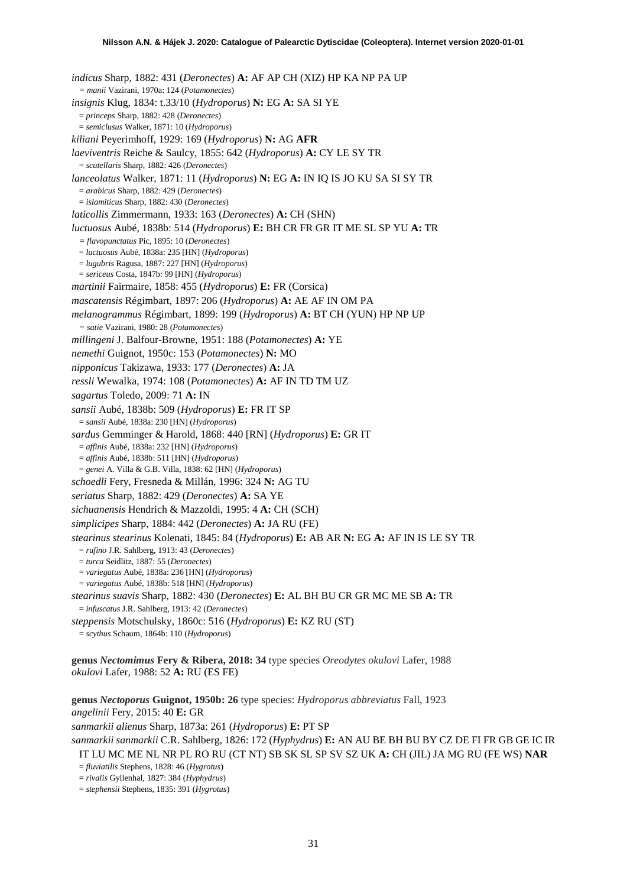*indicus* Sharp, 1882: 431 (*Deronectes*) **A:** AF AP CH (XIZ) HP KA NP PA UP
= *manii* Vazirani, 1970a: 124 (*Potamonectes*)

*insignis* Klug, 1834: t.33/10 (*Hydroporus*) **N:** EG **A:** SA SI YE
= *princeps* Sharp, 1882: 428 (*Deronectes*)
= *semiclusus* Walker, 1871: 10 (*Hydroporus*)

*kiliani* Peyerimhoff, 1929: 169 (*Hydroporus*) **N:** AG **AFR**

*laeviventris* Reiche & Saulcy, 1855: 642 (*Hydroporus*) **A:** CY LE SY TR
= *scutellaris* Sharp, 1882: 426 (*Deronectes*)

*lanceolatus* Walker, 1871: 11 (*Hydroporus*) **N:** EG **A:** IN IQ IS JO KU SA SI SY TR
= *arabicus* Sharp, 1882: 429 (*Deronectes*)
= *islamiticus* Sharp, 1882: 430 (*Deronectes*)

*laticollis* Zimmermann, 1933: 163 (*Deronectes*) **A:** CH (SHN)

*luctuosus* Aubé, 1838b: 514 (*Hydroporus*) **E:** BH CR FR GR IT ME SL SP YU **A:** TR
= *flavopunctatus* Pic, 1895: 10 (*Deronectes*)
= *luctuosus* Aubé, 1838a: 235 [HN] (*Hydroporus*)
= *lugubris* Ragusa, 1887: 227 [HN] (*Hydroporus*)
= *sericeus* Costa, 1847b: 99 [HN] (*Hydroporus*)

*martinii* Fairmaire, 1858: 455 (*Hydroporus*) **E:** FR (Corsica)

*mascatensis* Régimbart, 1897: 206 (*Hydroporus*) **A:** AE AF IN OM PA

*melanogrammus* Régimbart, 1899: 199 (*Hydroporus*) **A:** BT CH (YUN) HP NP UP
= *satie* Vazirani, 1980: 28 (*Potamonectes*)

*millingeni* J. Balfour-Browne, 1951: 188 (*Potamonectes*) **A:** YE

*nemethi* Guignot, 1950c: 153 (*Potamonectes*) **N:** MO

*nipponicus* Takizawa, 1933: 177 (*Deronectes*) **A:** JA

*ressli* Wewalka, 1974: 108 (*Potamonectes*) **A:** AF IN TD TM UZ

*sagartus* Toledo, 2009: 71 **A:** IN

*sansii* Aubé, 1838b: 509 (*Hydroporus*) **E:** FR IT SP
= *sansii* Aubé, 1838a: 230 [HN] (*Hydroporus*)

*sardus* Gemminger & Harold, 1868: 440 [RN] (*Hydroporus*) **E:** GR IT
= *affinis* Aubé, 1838a: 232 [HN] (*Hydroporus*)
= *affinis* Aubé, 1838b: 511 [HN] (*Hydroporus*)
= *genei* A. Villa & G.B. Villa, 1838: 62 [HN] (*Hydroporus*)

*schoedli* Fery, Fresneda & Millán, 1996: 324 **N:** AG TU

*seriatus* Sharp, 1882: 429 (*Deronectes*) **A:** SA YE

*sichuanensis* Hendrich & Mazzoldi, 1995: 4 **A:** CH (SCH)

*simplicipes* Sharp, 1884: 442 (*Deronectes*) **A:** JA RU (FE)

*stearinus stearinus* Kolenati, 1845: 84 (*Hydroporus*) **E:** AB AR **N:** EG **A:** AF IN IS LE SY TR
= *rufino* J.R. Sahlberg, 1913: 43 (*Deronectes*)
= *turca* Seidlitz, 1887: 55 (*Deronectes*)
= *variegatus* Aubé, 1838a: 236 [HN] (*Hydroporus*)
= *variegatus* Aubé, 1838b: 518 [HN] (*Hydroporus*)

*stearinus suavis* Sharp, 1882: 430 (*Deronectes*) **E:** AL BH BU CR GR MC ME SB **A:** TR
= *infuscatus* J.R. Sahlberg, 1913: 42 (*Deronectes*)

*steppensis* Motschulsky, 1860c: 516 (*Hydroporus*) **E:** KZ RU (ST)
= *scythus* Schaum, 1864b: 110 (*Hydroporus*)

**genus *Nectomimus* Fery & Ribera, 2018: 34** type species *Oreodytes okulovi* Lafer, 1988
*okulovi* Lafer, 1988: 52 **A:** RU (ES FE)

**genus *Nectoporus* Guignot, 1950b: 26** type species: *Hydroporus abbreviatus* Fall, 1923
*angelinii* Fery, 2015: 40 **E:** GR

*sanmarkii alienus* Sharp, 1873a: 261 (*Hydroporus*) **E:** PT SP

*sanmarkii sanmarkii* C.R. Sahlberg, 1826: 172 (*Hyphydrus*) **E:** AN AU BE BH BU BY CZ DE FI FR GB GE IC IR IT LU MC ME NL NR PL RO RU (CT NT) SB SK SL SP SV SZ UK **A:** CH (JIL) JA MG RU (FE WS) **NAR**
= *fluviatilis* Stephens, 1828: 46 (*Hygrotus*)
= *rivalis* Gyllenhal, 1827: 384 (*Hyphydrus*)
= *stephensii* Stephens, 1835: 391 (*Hygrotus*)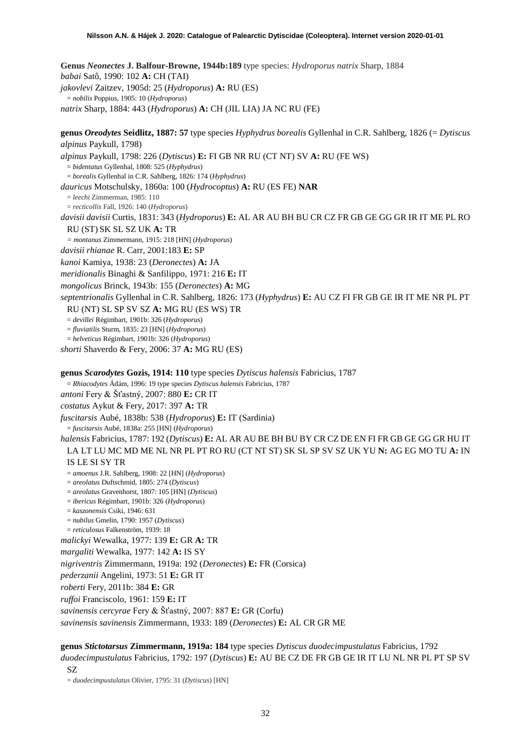**Genus *Neonectes* J. Balfour-Browne, 1944b:189** type species: *Hydroporus natrix* Sharp, 1884

*babai* Satô, 1990: 102 **A:** CH (TAI)

*jakovlevi* Zaitzev, 1905d: 25 (*Hydroporus*) **A:** RU (ES)

= *nobilis* Poppius, 1905: 10 (*Hydroporus*)

*natrix* Sharp, 1884: 443 (*Hydroporus*) **A:** CH (JIL LIA) JA NC RU (FE)

**genus *Oreodytes* Seidlitz, 1887: 57** type species *Hyphydrus borealis* Gyllenhal in C.R. Sahlberg, 1826 (= *Dytiscus alpinus* Paykull, 1798)

*alpinus* Paykull, 1798: 226 (*Dytiscus*) **E:** FI GB NR RU (CT NT) SV **A:** RU (FE WS)

= *bidentatus* Gyllenhal, 1808: 525 (*Hyphydrus*)

= *borealis* Gyllenhal in C.R. Sahlberg, 1826: 174 (*Hyphydrus*)

*dauricus* Motschulsky, 1860a: 100 (*Hydrocoptus*) **A:** RU (ES FE) **NAR**

= *leechi* Zimmerman, 1985: 110

= *recticollis* Fall, 1926: 140 (*Hydroporus*)

*davisii davisii* Curtis, 1831: 343 (*Hydroporus*) **E:** AL AR AU BH BU CR CZ FR GB GE GG GR IR IT ME PL RO RU (ST) SK SL SZ UK **A:** TR

= *montanus* Zimmermann, 1915: 218 [HN] (*Hydroporus*)

*davisii rhianae* R. Carr, 2001:183 **E:** SP

*kanoi* Kamiya, 1938: 23 (*Deronectes*) **A:** JA

*meridionalis* Binaghi & Sanfilippo, 1971: 216 **E:** IT

*mongolicus* Brinck, 1943b: 155 (*Deronectes*) **A:** MG

*septentrionalis* Gyllenhal in C.R. Sahlberg, 1826: 173 (*Hyphydrus*) **E:** AU CZ FI FR GB GE IR IT ME NR PL PT RU (NT) SL SP SV SZ **A:** MG RU (ES WS) TR

= *devillei* Régimbart, 1901b: 326 (*Hydroporus*)

= *fluviatilis* Sturm, 1835: 23 [HN] (*Hydroporus*)

= *helveticus* Régimbart, 1901b: 326 (*Hydroporus*)

*shorti* Shaverdo & Fery, 2006: 37 **A:** MG RU (ES)

**genus *Scarodytes* Gozis, 1914: 110** type species *Dytiscus halensis* Fabricius, 1787

= *Rhiacodytes* Ádám, 1996: 19 type species *Dytiscus halensis* Fabricius, 1787

*antoni* Fery & Šťastný, 2007: 880 **E:** CR IT

*costatus* Aykut & Fery, 2017: 397 **A:** TR

*fuscitarsis* Aubé, 1838b: 538 (*Hydroporus*) **E:** IT (Sardinia)

= *fuscitarsis* Aubé, 1838a: 255 [HN] (*Hydroporus*)

*halensis* Fabricius, 1787: 192 (*Dytiscus*) **E:** AL AR AU BE BH BU BY CR CZ DE EN FI FR GB GE GG GR HU IT LA LT LU MC MD ME NL NR PL PT RO RU (CT NT ST) SK SL SP SV SZ UK YU **N:** AG EG MO TU **A:** IN IS LE SI SY TR

= *amoenus* J.R. Sahlberg, 1908: 22 [HN] (*Hydroporus*)

= *areolatus* Duftschmid, 1805: 274 (*Dytiscus*)

= *areolatus* Gravenhorst, 1807: 105 [HN] (*Dytiscus*)

= *ibericus* Régimbart, 1901b: 326 (*Hydroporus*)

= *kaszonensis* Csiki, 1946: 631

= *nubilus* Gmelin, 1790: 1957 (*Dytiscus*)

= *reticulosus* Falkenström, 1939: 18

*malickyi* Wewalka, 1977: 139 **E:** GR **A:** TR

*margaliti* Wewalka, 1977: 142 **A:** IS SY

*nigriventris* Zimmermann, 1919a: 192 (*Deronectes*) **E:** FR (Corsica)

*pederzanii* Angelini, 1973: 51 **E:** GR IT

*roberti* Fery, 2011b: 384 **E:** GR

*ruffoi* Franciscolo, 1961: 159 **E:** IT

*savinensis cercyrae* Fery & Šťastný, 2007: 887 **E:** GR (Corfu)

*savinensis savinensis* Zimmermann, 1933: 189 (*Deronectes*) **E:** AL CR GR ME

**genus *Stictotarsus* Zimmermann, 1919a: 184** type species *Dytiscus duodecimpustulatus* Fabricius, 1792

*duodecimpustulatus* Fabricius, 1792: 197 (*Dytiscus*) **E:** AU BE CZ DE FR GB GE IR IT LU NL NR PL PT SP SV SZ

= *duodecimpustulatus* Olivier, 1795: 31 (*Dytiscus*) [HN]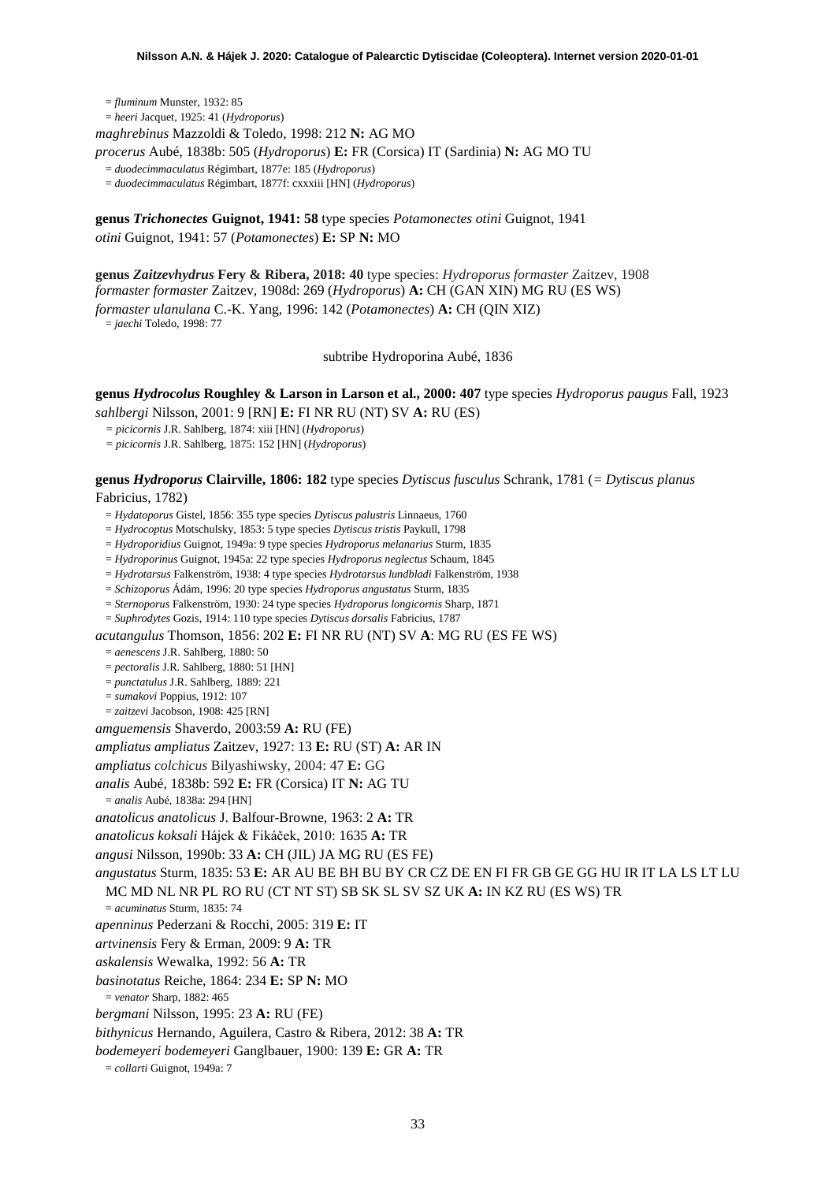= *fluminum* Munster, 1932: 85

= *heeri* Jacquet, 1925: 41 (*Hydroporus*)

*maghrebinus* Mazzoldi & Toledo, 1998: 212 **N:** AG MO

*procerus* Aubé, 1838b: 505 (*Hydroporus*) **E:** FR (Corsica) IT (Sardinia) **N:** AG MO TU

= *duodecimmaculatus* Régimbart, 1877e: 185 (*Hydroporus*)

= *duodecimmaculatus* Régimbart, 1877f: cxxxiii [HN] (*Hydroporus*)

**genus *Trichonectes* Guignot, 1941: 58** type species *Potamonectes otini* Guignot, 1941

*otini* Guignot, 1941: 57 (*Potamonectes*) **E:** SP **N:** MO

**genus *Zaitzevhydrus* Fery & Ribera, 2018: 40** type species: *Hydroporus formaster* Zaitzev, 1908

*formaster formaster* Zaitzev, 1908d: 269 (*Hydroporus*) **A:** CH (GAN XIN) MG RU (ES WS)

*formaster ulanulana* C.-K. Yang, 1996: 142 (*Potamonectes*) **A:** CH (QIN XIZ)

= *jaechi* Toledo, 1998: 77

subtribe Hydroporina Aubé, 1836

**genus *Hydrocolus* Roughley & Larson in Larson et al., 2000: 407** type species *Hydroporus paugus* Fall, 1923

*sahlbergi* Nilsson, 2001: 9 [RN] **E:** FI NR RU (NT) SV **A:** RU (ES)

= *picicornis* J.R. Sahlberg, 1874: xiii [HN] (*Hydroporus*)

= *picicornis* J.R. Sahlberg, 1875: 152 [HN] (*Hydroporus*)

**genus *Hydroporus* Clairville, 1806: 182** type species *Dytiscus fusculus* Schrank, 1781 (= *Dytiscus planus* Fabricius, 1782)

= *Hydatoporus* Gistel, 1856: 355 type species *Dytiscus palustris* Linnaeus, 1760

= *Hydrocoptus* Motschulsky, 1853: 5 type species *Dytiscus tristis* Paykull, 1798

= *Hydroporidius* Guignot, 1949a: 9 type species *Hydroporus melanarius* Sturm, 1835

= *Hydroporinus* Guignot, 1945a: 22 type species *Hydroporus neglectus* Schaum, 1845

= *Hydrotarsus* Falkenström, 1938: 4 type species *Hydrotarsus lundbladi* Falkenström, 1938

= *Schizoporus* Ádám, 1996: 20 type species *Hydroporus angustatus* Sturm, 1835

= *Sternoporus* Falkenström, 1930: 24 type species *Hydroporus longicornis* Sharp, 1871

= *Suphrodytes* Gozis, 1914: 110 type species *Dytiscus dorsalis* Fabricius, 1787

*acutangulus* Thomson, 1856: 202 **E:** FI NR RU (NT) SV **A**: MG RU (ES FE WS)

= *aenescens* J.R. Sahlberg, 1880: 50

= *pectoralis* J.R. Sahlberg, 1880: 51 [HN]

= *punctatulus* J.R. Sahlberg, 1889: 221

= *sumakovi* Poppius, 1912: 107

= *zaitzevi* Jacobson, 1908: 425 [RN]

*amguemensis* Shaverdo, 2003:59 **A:** RU (FE)

*ampliatus ampliatus* Zaitzev, 1927: 13 **E:** RU (ST) **A:** AR IN

*ampliatus colchicus* Bilyashiwsky, 2004: 47 **E:** GG

*analis* Aubé, 1838b: 592 **E:** FR (Corsica) IT **N:** AG TU

= *analis* Aubé, 1838a: 294 [HN]

*anatolicus anatolicus* J. Balfour-Browne, 1963: 2 **A:** TR

*anatolicus koksali* Hájek & Fikáček, 2010: 1635 **A:** TR

*angusi* Nilsson, 1990b: 33 **A:** CH (JIL) JA MG RU (ES FE)

*angustatus* Sturm, 1835: 53 **E:** AR AU BE BH BU BY CR CZ DE EN FI FR GB GE GG HU IR IT LA LS LT LU MC MD NL NR PL RO RU (CT NT ST) SB SK SL SV SZ UK **A:** IN KZ RU (ES WS) TR

= *acuminatus* Sturm, 1835: 74

*apenninus* Pederzani & Rocchi, 2005: 319 **E:** IT

*artvinensis* Fery & Erman, 2009: 9 **A:** TR

*askalensis* Wewalka, 1992: 56 **A:** TR

*basinotatus* Reiche, 1864: 234 **E:** SP **N:** MO

= *venator* Sharp, 1882: 465

*bergmani* Nilsson, 1995: 23 **A:** RU (FE)

*bithynicus* Hernando, Aguilera, Castro & Ribera, 2012: 38 **A:** TR

*bodemeyeri bodemeyeri* Ganglbauer, 1900: 139 **E:** GR **A:** TR

= *collarti* Guignot, 1949a: 7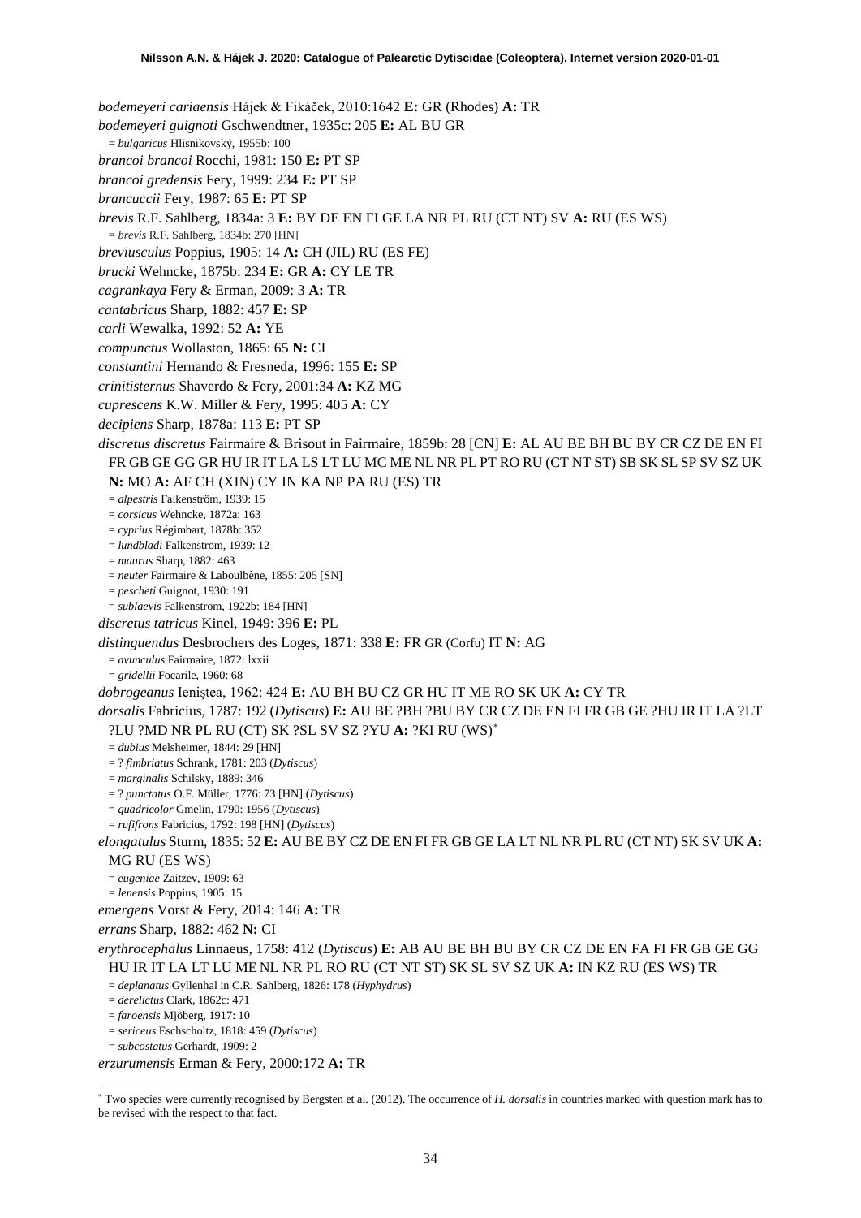*bodemeyeri cariaensis* Hájek & Fikáček, 2010:1642 **E:** GR (Rhodes) **A:** TR

*bodemeyeri guignoti* Gschwendtner, 1935c: 205 **E:** AL BU GR

= *bulgaricus* Hlisnikovský, 1955b: 100

*brancoi brancoi* Rocchi, 1981: 150 **E:** PT SP

*brancoi gredensis* Fery, 1999: 234 **E:** PT SP

*brancuccii* Fery, 1987: 65 **E:** PT SP

*brevis* R.F. Sahlberg, 1834a: 3 **E:** BY DE EN FI GE LA NR PL RU (CT NT) SV **A:** RU (ES WS)

= *brevis* R.F. Sahlberg, 1834b: 270 [HN]

*breviusculus* Poppius, 1905: 14 **A:** CH (JIL) RU (ES FE)

*brucki* Wehncke, 1875b: 234 **E:** GR **A:** CY LE TR

*cagrankaya* Fery & Erman, 2009: 3 **A:** TR

*cantabricus* Sharp, 1882: 457 **E:** SP

*carli* Wewalka, 1992: 52 **A:** YE

*compunctus* Wollaston, 1865: 65 **N:** CI

*constantini* Hernando & Fresneda, 1996: 155 **E:** SP

*crinitisternus* Shaverdo & Fery, 2001:34 **A:** KZ MG

*cuprescens* K.W. Miller & Fery, 1995: 405 **A:** CY

*decipiens* Sharp, 1878a: 113 **E:** PT SP

*discretus discretus* Fairmaire & Brisout in Fairmaire, 1859b: 28 [CN] **E:** AL AU BE BH BU BY CR CZ DE EN FI FR GB GE GG GR HU IR IT LA LS LT LU MC ME NL NR PL PT RO RU (CT NT ST) SB SK SL SP SV SZ UK **N:** MO **A:** AF CH (XIN) CY IN KA NP PA RU (ES) TR

= *alpestris* Falkenström, 1939: 15

= *corsicus* Wehncke, 1872a: 163

= *cyprius* Régimbart, 1878b: 352

= *lundbladi* Falkenström, 1939: 12

= *maurus* Sharp, 1882: 463

= *neuter* Fairmaire & Laboulbène, 1855: 205 [SN]

= *pescheti* Guignot, 1930: 191

= *sublaevis* Falkenström, 1922b: 184 [HN]

*discretus tatricus* Kinel, 1949: 396 **E:** PL

*distinguendus* Desbrochers des Loges, 1871: 338 **E:** FR GR (Corfu) IT **N:** AG

= *avunculus* Fairmaire, 1872: lxxii

= *gridellii* Focarile, 1960: 68

*dobrogeanus* Ieniştea, 1962: 424 **E:** AU BH BU CZ GR HU IT ME RO SK UK **A:** CY TR

*dorsalis* Fabricius, 1787: 192 (*Dytiscus*) **E:** AU BE ?BH ?BU BY CR CZ DE EN FI FR GB GE ?HU IR IT LA ?LT ?LU ?MD NR PL RU (CT) SK ?SL SV SZ ?YU **A:** ?KI RU (WS)*

= *dubius* Melsheimer, 1844: 29 [HN]

= ? *fimbriatus* Schrank, 1781: 203 (*Dytiscus*)

= *marginalis* Schilsky, 1889: 346

= ? *punctatus* O.F. Müller, 1776: 73 [HN] (*Dytiscus*)

= *quadricolor* Gmelin, 1790: 1956 (*Dytiscus*)

= *rufifrons* Fabricius, 1792: 198 [HN] (*Dytiscus*)

*elongatulus* Sturm, 1835: 52 **E:** AU BE BY CZ DE EN FI FR GB GE LA LT NL NR PL RU (CT NT) SK SV UK **A:** MG RU (ES WS)

= *eugeniae* Zaitzev, 1909: 63

= *lenensis* Poppius, 1905: 15

*emergens* Vorst & Fery, 2014: 146 **A:** TR

*errans* Sharp, 1882: 462 **N:** CI

*erythrocephalus* Linnaeus, 1758: 412 (*Dytiscus*) **E:** AB AU BE BH BU BY CR CZ DE EN FA FI FR GB GE GG HU IR IT LA LT LU ME NL NR PL RO RU (CT NT ST) SK SL SV SZ UK **A:** IN KZ RU (ES WS) TR

= *deplanatus* Gyllenhal in C.R. Sahlberg, 1826: 178 (*Hyphydrus*)

= *derelictus* Clark, 1862c: 471

= *faroensis* Mjöberg, 1917: 10

= *sericeus* Eschscholtz, 1818: 459 (*Dytiscus*)

= *subcostatus* Gerhardt, 1909: 2

*erzurumensis* Erman & Fery, 2000:172 **A:** TR

---

* Two species were currently recognised by Bergsten et al. (2012). The occurrence of *H. dorsalis* in countries marked with question mark has to be revised with the respect to that fact.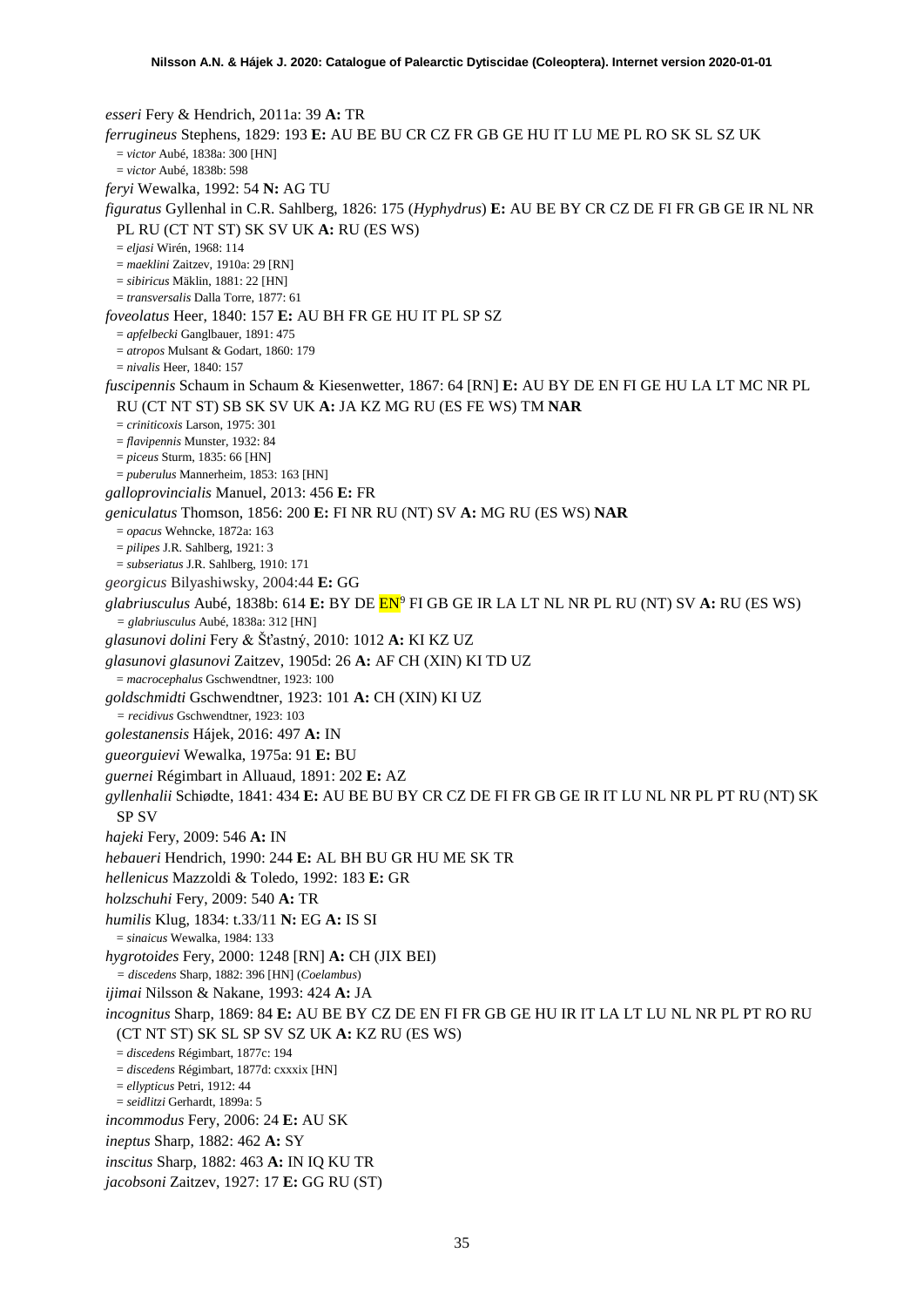*esseri* Fery & Hendrich, 2011a: 39 **A:** TR

*ferrugineus* Stephens, 1829: 193 **E:** AU BE BU CR CZ FR GB GE HU IT LU ME PL RO SK SL SZ UK
= *victor* Aubé, 1838a: 300 [HN]
= *victor* Aubé, 1838b: 598

*feryi* Wewalka, 1992: 54 **N:** AG TU

*figuratus* Gyllenhal in C.R. Sahlberg, 1826: 175 (*Hyphydrus*) **E:** AU BE BY CR CZ DE FI FR GB GE IR NL NR PL RU (CT NT ST) SK SV UK **A:** RU (ES WS)
= *eljasi* Wirén, 1968: 114
= *maeklini* Zaitzev, 1910a: 29 [RN]
= *sibiricus* Mäklin, 1881: 22 [HN]
= *transversalis* Dalla Torre, 1877: 61

*foveolatus* Heer, 1840: 157 **E:** AU BH FR GE HU IT PL SP SZ
= *apfelbecki* Ganglbauer, 1891: 475
= *atropos* Mulsant & Godart, 1860: 179
= *nivalis* Heer, 1840: 157

*fuscipennis* Schaum in Schaum & Kiesenwetter, 1867: 64 [RN] **E:** AU BY DE EN FI GE HU LA LT MC NR PL RU (CT NT ST) SB SK SV UK **A:** JA KZ MG RU (ES FE WS) TM **NAR**
= *criniticoxis* Larson, 1975: 301
= *flavipennis* Munster, 1932: 84
= *piceus* Sturm, 1835: 66 [HN]
= *puberulus* Mannerheim, 1853: 163 [HN]

*galloprovincialis* Manuel, 2013: 456 **E:** FR

*geniculatus* Thomson, 1856: 200 **E:** FI NR RU (NT) SV **A:** MG RU (ES WS) **NAR**
= *opacus* Wehncke, 1872a: 163
= *pilipes* J.R. Sahlberg, 1921: 3
= *subseriatus* J.R. Sahlberg, 1910: 171

*georgicus* Bilyashiwsky, 2004:44 **E:** GG

*glabriusculus* Aubé, 1838b: 614 **E:** BY DE EN[9] FI GB GE IR LA LT NL NR PL RU (NT) SV **A:** RU (ES WS)
= *glabriusculus* Aubé, 1838a: 312 [HN]

*glasunovi dolini* Fery & Šťastný, 2010: 1012 **A:** KI KZ UZ

*glasunovi glasunovi* Zaitzev, 1905d: 26 **A:** AF CH (XIN) KI TD UZ
= *macrocephalus* Gschwendtner, 1923: 100

*goldschmidti* Gschwendtner, 1923: 101 **A:** CH (XIN) KI UZ
= *recidivus* Gschwendtner, 1923: 103

*golestanensis* Hájek, 2016: 497 **A:** IN

*gueorguievi* Wewalka, 1975a: 91 **E:** BU

*guernei* Régimbart in Alluaud, 1891: 202 **E:** AZ

*gyllenhalii* Schiødte, 1841: 434 **E:** AU BE BU BY CR CZ DE FI FR GB GE IR IT LU NL NR PL PT RU (NT) SK SP SV

*hajeki* Fery, 2009: 546 **A:** IN

*hebaueri* Hendrich, 1990: 244 **E:** AL BH BU GR HU ME SK TR

*hellenicus* Mazzoldi & Toledo, 1992: 183 **E:** GR

*holzschuhi* Fery, 2009: 540 **A:** TR

*humilis* Klug, 1834: t.33/11 **N:** EG **A:** IS SI
= *sinaicus* Wewalka, 1984: 133

*hygrotoides* Fery, 2000: 1248 [RN] **A:** CH (JIX BEI)
= *discedens* Sharp, 1882: 396 [HN] (*Coelambus*)

*ijimai* Nilsson & Nakane, 1993: 424 **A:** JA

*incognitus* Sharp, 1869: 84 **E:** AU BE BY CZ DE EN FI FR GB GE HU IR IT LA LT LU NL NR PL PT RO RU (CT NT ST) SK SL SP SV SZ UK **A:** KZ RU (ES WS)
= *discedens* Régimbart, 1877c: 194
= *discedens* Régimbart, 1877d: cxxxix [HN]
= *ellypticus* Petri, 1912: 44
= *seidlitzi* Gerhardt, 1899a: 5

*incommodus* Fery, 2006: 24 **E:** AU SK

*ineptus* Sharp, 1882: 462 **A:** SY

*inscitus* Sharp, 1882: 463 **A:** IN IQ KU TR

*jacobsoni* Zaitzev, 1927: 17 **E:** GG RU (ST)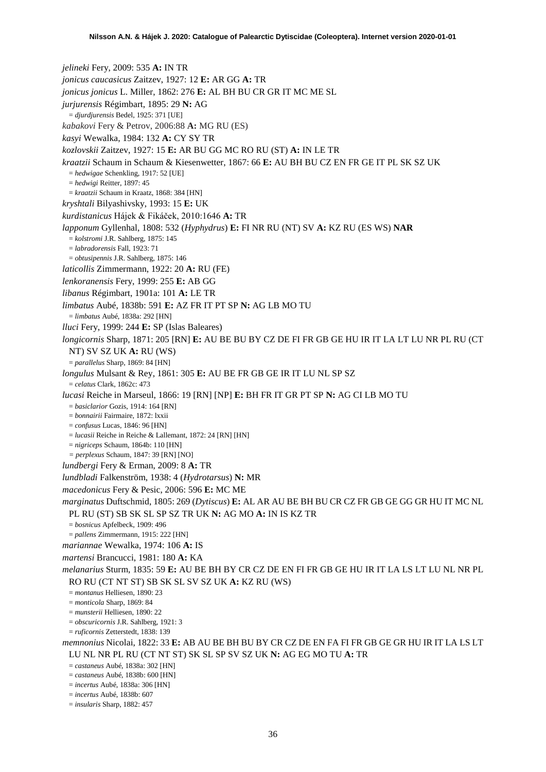*jelineki* Fery, 2009: 535 **A:** IN TR
*jonicus caucasicus* Zaitzev, 1927: 12 **E:** AR GG **A:** TR
*jonicus jonicus* L. Miller, 1862: 276 **E:** AL BH BU CR GR IT MC ME SL
*jurjurensis* Régimbart, 1895: 29 **N:** AG
= *djurdjurensis* Bedel, 1925: 371 [UE]
*kabakovi* Fery & Petrov, 2006:88 **A:** MG RU (ES)
*kasyi* Wewalka, 1984: 132 **A:** CY SY TR
*kozlovskii* Zaitzev, 1927: 15 **E:** AR BU GG MC RO RU (ST) **A:** IN LE TR
*kraatzii* Schaum in Schaum & Kiesenwetter, 1867: 66 **E:** AU BH BU CZ EN FR GE IT PL SK SZ UK
= *hedwigae* Schenkling, 1917: 52 [UE]
= *hedwigi* Reitter, 1897: 45
= *kraatzii* Schaum in Kraatz, 1868: 384 [HN]
*kryshtali* Bilyashivsky, 1993: 15 **E:** UK
*kurdistanicus* Hájek & Fikáček, 2010:1646 **A:** TR
*lapponum* Gyllenhal, 1808: 532 (*Hyphydrus*) **E:** FI NR RU (NT) SV **A:** KZ RU (ES WS) **NAR**
= *kolstromi* J.R. Sahlberg, 1875: 145
= *labradorensis* Fall, 1923: 71
= *obtusipennis* J.R. Sahlberg, 1875: 146
*laticollis* Zimmermann, 1922: 20 **A:** RU (FE)
*lenkoranensis* Fery, 1999: 255 **E:** AB GG
*libanus* Régimbart, 1901a: 101 **A:** LE TR
*limbatus* Aubé, 1838b: 591 **E:** AZ FR IT PT SP **N:** AG LB MO TU
= *limbatus* Aubé, 1838a: 292 [HN]
*lluci* Fery, 1999: 244 **E:** SP (Islas Baleares)
*longicornis* Sharp, 1871: 205 [RN] **E:** AU BE BU BY CZ DE FI FR GB GE HU IR IT LA LT LU NR PL RU (CT NT) SV SZ UK **A:** RU (WS)
= *parallelus* Sharp, 1869: 84 [HN]
*longulus* Mulsant & Rey, 1861: 305 **E:** AU BE FR GB GE IR IT LU NL SP SZ
= *celatus* Clark, 1862c: 473
*lucasi* Reiche in Marseul, 1866: 19 [RN] [NP] **E:** BH FR IT GR PT SP **N:** AG CI LB MO TU
= *basiclarior* Gozis, 1914: 164 [RN]
= *bonnairii* Fairmaire, 1872: lxxii
= *confusus* Lucas, 1846: 96 [HN]
= *lucasii* Reiche in Reiche & Lallemant, 1872: 24 [RN] [HN]
= *nigriceps* Schaum, 1864b: 110 [HN]
= *perplexus* Schaum, 1847: 39 [RN] [NO]
*lundbergi* Fery & Erman, 2009: 8 **A:** TR
*lundbladi* Falkenström, 1938: 4 (*Hydrotarsus*) **N:** MR
*macedonicus* Fery & Pesic, 2006: 596 **E:** MC ME
*marginatus* Duftschmid, 1805: 269 (*Dytiscus*) **E:** AL AR AU BE BH BU CR CZ FR GB GE GG GR HU IT MC NL PL RU (ST) SB SK SL SP SZ TR UK **N:** AG MO **A:** IN IS KZ TR
= *bosnicus* Apfelbeck, 1909: 496
= *pallens* Zimmermann, 1915: 222 [HN]
*mariannae* Wewalka, 1974: 106 **A:** IS
*martensi* Brancucci, 1981: 180 **A:** KA
*melanarius* Sturm, 1835: 59 **E:** AU BE BH BY CR CZ DE EN FI FR GB GE HU IR IT LA LS LT LU NL NR PL RO RU (CT NT ST) SB SK SL SV SZ UK **A:** KZ RU (WS)
= *montanus* Helliesen, 1890: 23
= *monticola* Sharp, 1869: 84
= *munsterii* Helliesen, 1890: 22
= *obscuricornis* J.R. Sahlberg, 1921: 3
= *ruficornis* Zetterstedt, 1838: 139
*memnonius* Nicolai, 1822: 33 **E:** AB AU BE BH BU BY CR CZ DE EN FA FI FR GB GE GR HU IR IT LA LS LT LU NL NR PL RU (CT NT ST) SK SL SP SV SZ UK **N:** AG EG MO TU **A:** TR
= *castaneus* Aubé, 1838a: 302 [HN]
= *castaneus* Aubé, 1838b: 600 [HN]
= *incertus* Aubé, 1838a: 306 [HN]
= *incertus* Aubé, 1838b: 607
= *insularis* Sharp, 1882: 457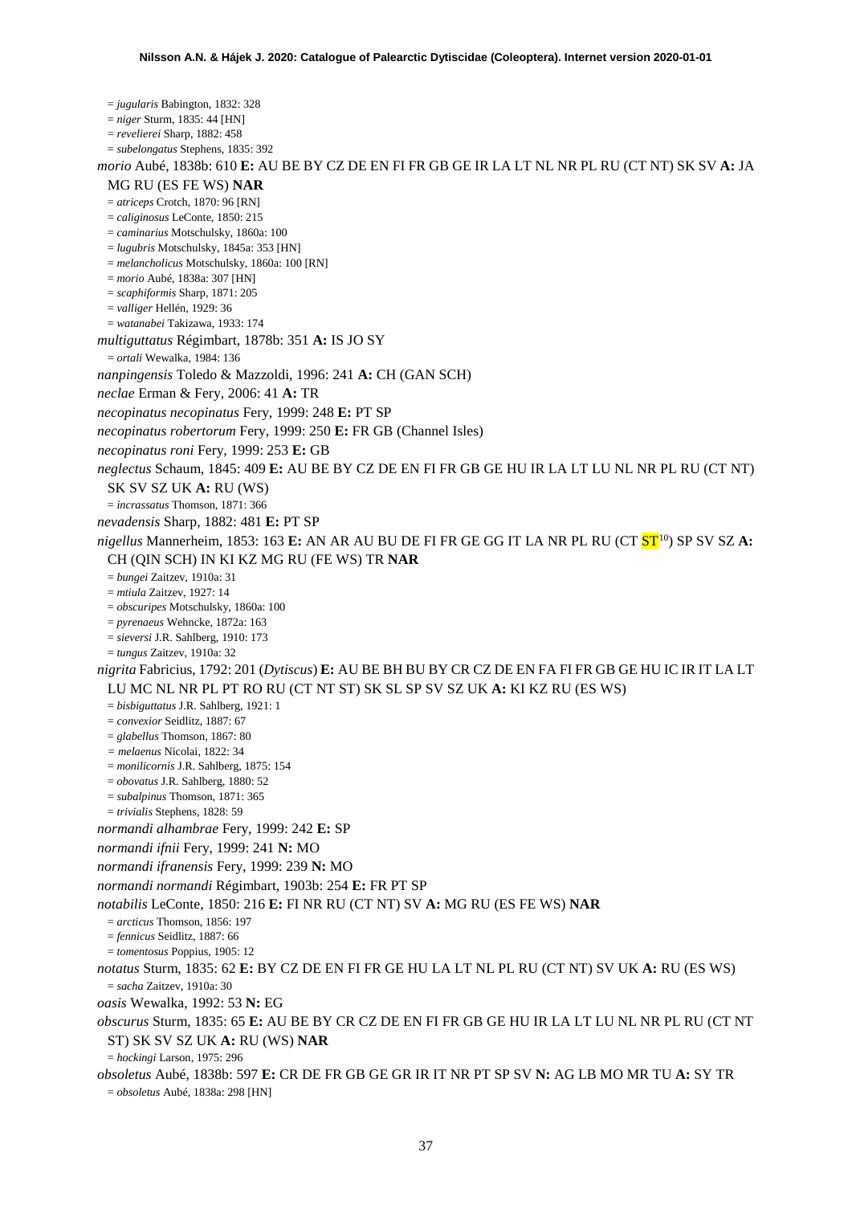= *jugularis* Babington, 1832: 328
= *niger* Sturm, 1835: 44 [HN]
= *revelierei* Sharp, 1882: 458
= *subelongatus* Stephens, 1835: 392

*morio* Aubé, 1838b: 610 **E:** AU BE BY CZ DE EN FI FR GB GE IR LA LT NL NR PL RU (CT NT) SK SV **A:** JA MG RU (ES FE WS) **NAR**
= *atriceps* Crotch, 1870: 96 [RN]
= *caliginosus* LeConte, 1850: 215
= *caminarius* Motschulsky, 1860a: 100
= *lugubris* Motschulsky, 1845a: 353 [HN]
= *melancholicus* Motschulsky, 1860a: 100 [RN]
= *morio* Aubé, 1838a: 307 [HN]
= *scaphiformis* Sharp, 1871: 205
= *valliger* Hellén, 1929: 36
= *watanabei* Takizawa, 1933: 174

*multiguttatus* Régimbart, 1878b: 351 **A:** IS JO SY
= *ortali* Wewalka, 1984: 136

*nanpingensis* Toledo & Mazzoldi, 1996: 241 **A:** CH (GAN SCH)

*neclae* Erman & Fery, 2006: 41 **A:** TR

*necopinatus necopinatus* Fery, 1999: 248 **E:** PT SP

*necopinatus robertorum* Fery, 1999: 250 **E:** FR GB (Channel Isles)

*necopinatus roni* Fery, 1999: 253 **E:** GB

*neglectus* Schaum, 1845: 409 **E:** AU BE BY CZ DE EN FI FR GB GE HU IR LA LT LU NL NR PL RU (CT NT) SK SV SZ UK **A:** RU (WS)
= *incrassatus* Thomson, 1871: 366

*nevadensis* Sharp, 1882: 481 **E:** PT SP

*nigellus* Mannerheim, 1853: 163 **E:** AN AR AU BU DE FI FR GE GG IT LA NR PL RU (CT ST[10]) SP SV SZ **A:** CH (QIN SCH) IN KI KZ MG RU (FE WS) TR **NAR**
= *bungei* Zaitzev, 1910a: 31
= *mtiula* Zaitzev, 1927: 14
= *obscuripes* Motschulsky, 1860a: 100
= *pyrenaeus* Wehncke, 1872a: 163
= *sieversi* J.R. Sahlberg, 1910: 173
= *tungus* Zaitzev, 1910a: 32

*nigrita* Fabricius, 1792: 201 (*Dytiscus*) **E:** AU BE BH BU BY CR CZ DE EN FA FI FR GB GE HU IC IR IT LA LT LU MC NL NR PL PT RO RU (CT NT ST) SK SL SP SV SZ UK **A:** KI KZ RU (ES WS)
= *bisbiguttatus* J.R. Sahlberg, 1921: 1
= *convexior* Seidlitz, 1887: 67
= *glabellus* Thomson, 1867: 80
= *melaenus* Nicolai, 1822: 34
= *monilicornis* J.R. Sahlberg, 1875: 154
= *obovatus* J.R. Sahlberg, 1880: 52
= *subalpinus* Thomson, 1871: 365
= *trivialis* Stephens, 1828: 59

*normandi alhambrae* Fery, 1999: 242 **E:** SP

*normandi ifnii* Fery, 1999: 241 **N:** MO

*normandi ifranensis* Fery, 1999: 239 **N:** MO

*normandi normandi* Régimbart, 1903b: 254 **E:** FR PT SP

*notabilis* LeConte, 1850: 216 **E:** FI NR RU (CT NT) SV **A:** MG RU (ES FE WS) **NAR**
= *arcticus* Thomson, 1856: 197
= *fennicus* Seidlitz, 1887: 66
= *tomentosus* Poppius, 1905: 12

*notatus* Sturm, 1835: 62 **E:** BY CZ DE EN FI FR GE HU LA LT NL PL RU (CT NT) SV UK **A:** RU (ES WS)
= *sacha* Zaitzev, 1910a: 30

*oasis* Wewalka, 1992: 53 **N:** EG

*obscurus* Sturm, 1835: 65 **E:** AU BE BY CR CZ DE EN FI FR GB GE HU IR LA LT LU NL NR PL RU (CT NT ST) SK SV SZ UK **A:** RU (WS) **NAR**
= *hockingi* Larson, 1975: 296

*obsoletus* Aubé, 1838b: 597 **E:** CR DE FR GB GE GR IR IT NR PT SP SV **N:** AG LB MO MR TU **A:** SY TR
= *obsoletus* Aubé, 1838a: 298 [HN]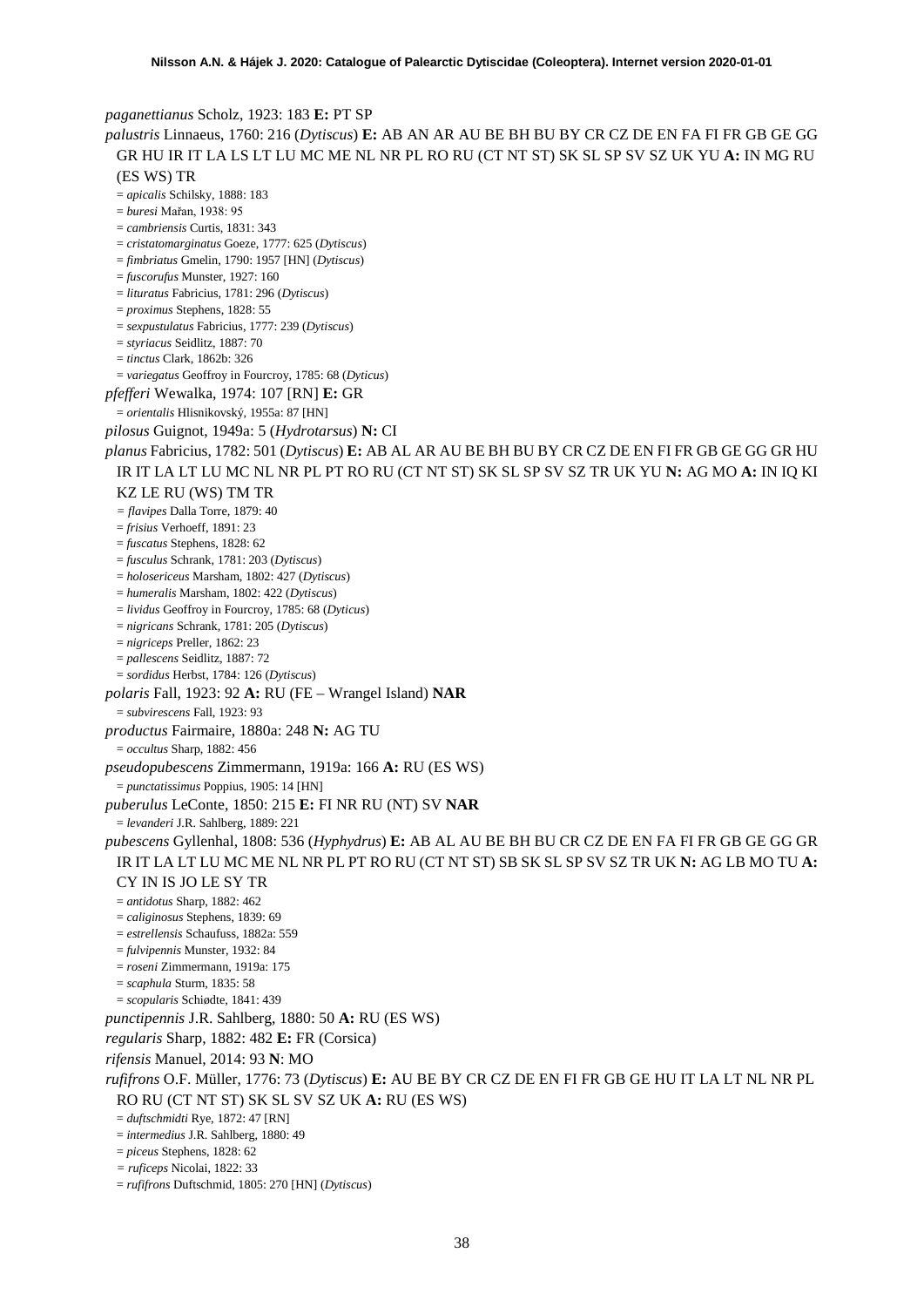*paganettianus* Scholz, 1923: 183 **E:** PT SP

*palustris* Linnaeus, 1760: 216 (*Dytiscus*) **E:** AB AN AR AU BE BH BU BY CR CZ DE EN FA FI FR GB GE GG GR HU IR IT LA LS LT LU MC ME NL NR PL RO RU (CT NT ST) SK SL SP SV SZ UK YU **A:** IN MG RU (ES WS) TR

= *apicalis* Schilsky, 1888: 183
= *buresi* Mařan, 1938: 95
= *cambriensis* Curtis, 1831: 343
= *cristatomarginatus* Goeze, 1777: 625 (*Dytiscus*)
= *fimbriatus* Gmelin, 1790: 1957 [HN] (*Dytiscus*)
= *fuscorufus* Munster, 1927: 160
= *lituratus* Fabricius, 1781: 296 (*Dytiscus*)
= *proximus* Stephens, 1828: 55
= *sexpustulatus* Fabricius, 1777: 239 (*Dytiscus*)
= *styriacus* Seidlitz, 1887: 70
= *tinctus* Clark, 1862b: 326
= *variegatus* Geoffroy in Fourcroy, 1785: 68 (*Dyticus*)

*pfefferi* Wewalka, 1974: 107 [RN] **E:** GR

= *orientalis* Hlisnikovský, 1955a: 87 [HN]

*pilosus* Guignot, 1949a: 5 (*Hydrotarsus*) **N:** CI

*planus* Fabricius, 1782: 501 (*Dytiscus*) **E:** AB AL AR AU BE BH BU BY CR CZ DE EN FI FR GB GE GG GR HU IR IT LA LT LU MC NL NR PL PT RO RU (CT NT ST) SK SL SP SV SZ TR UK YU **N:** AG MO **A:** IN IQ KI KZ LE RU (WS) TM TR

= *flavipes* Dalla Torre, 1879: 40
= *frisius* Verhoeff, 1891: 23
= *fuscatus* Stephens, 1828: 62
= *fusculus* Schrank, 1781: 203 (*Dytiscus*)
= *holosericeus* Marsham, 1802: 427 (*Dytiscus*)
= *humeralis* Marsham, 1802: 422 (*Dytiscus*)
= *lividus* Geoffroy in Fourcroy, 1785: 68 (*Dyticus*)
= *nigricans* Schrank, 1781: 205 (*Dytiscus*)
= *nigriceps* Preller, 1862: 23
= *pallescens* Seidlitz, 1887: 72
= *sordidus* Herbst, 1784: 126 (*Dytiscus*)

*polaris* Fall, 1923: 92 **A:** RU (FE – Wrangel Island) **NAR**

= *subvirescens* Fall, 1923: 93

*productus* Fairmaire, 1880a: 248 **N:** AG TU

= *occultus* Sharp, 1882: 456

*pseudopubescens* Zimmermann, 1919a: 166 **A:** RU (ES WS)

= *punctatissimus* Poppius, 1905: 14 [HN]

*puberulus* LeConte, 1850: 215 **E:** FI NR RU (NT) SV **NAR**

= *levanderi* J.R. Sahlberg, 1889: 221

*pubescens* Gyllenhal, 1808: 536 (*Hyphydrus*) **E:** AB AL AU BE BH BU CR CZ DE EN FA FI FR GB GE GG GR IR IT LA LT LU MC ME NL NR PL PT RO RU (CT NT ST) SB SK SL SP SV SZ TR UK **N:** AG LB MO TU **A:** CY IN IS JO LE SY TR

= *antidotus* Sharp, 1882: 462
= *caliginosus* Stephens, 1839: 69
= *estrellensis* Schaufuss, 1882a: 559
= *fulvipennis* Munster, 1932: 84
= *roseni* Zimmermann, 1919a: 175
= *scaphula* Sturm, 1835: 58
= *scopularis* Schiødte, 1841: 439

*punctipennis* J.R. Sahlberg, 1880: 50 **A:** RU (ES WS)

*regularis* Sharp, 1882: 482 **E:** FR (Corsica)

*rifensis* Manuel, 2014: 93 **N**: MO

*rufifrons* O.F. Müller, 1776: 73 (*Dytiscus*) **E:** AU BE BY CR CZ DE EN FI FR GB GE HU IT LA LT NL NR PL RO RU (CT NT ST) SK SL SV SZ UK **A:** RU (ES WS)

= *duftschmidti* Rye, 1872: 47 [RN]
= *intermedius* J.R. Sahlberg, 1880: 49
= *piceus* Stephens, 1828: 62
= *ruficeps* Nicolai, 1822: 33
= *rufifrons* Duftschmid, 1805: 270 [HN] (*Dytiscus*)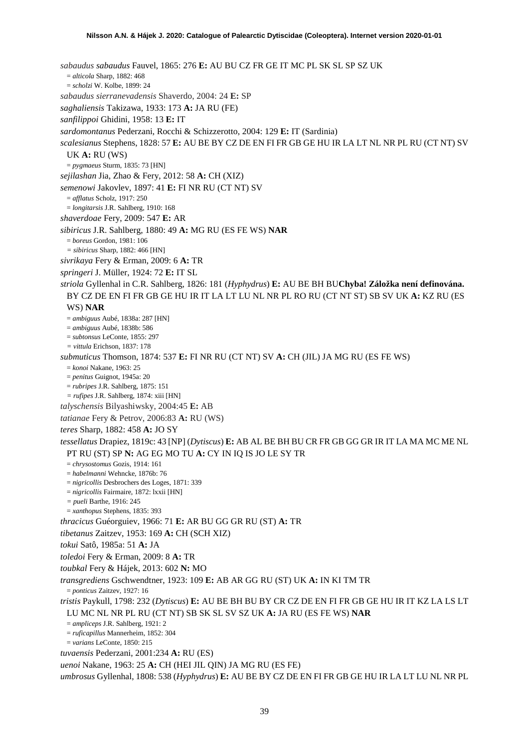*sabaudus sabaudus* Fauvel, 1865: 276 **E:** AU BU CZ FR GE IT MC PL SK SL SP SZ UK

= *alticola* Sharp, 1882: 468

= *scholzi* W. Kolbe, 1899: 24

*sabaudus sierranevadensis* Shaverdo, 2004: 24 **E:** SP

*saghaliensis* Takizawa, 1933: 173 **A:** JA RU (FE)

*sanfilippoi* Ghidini, 1958: 13 **E:** IT

*sardomontanus* Pederzani, Rocchi & Schizzerotto, 2004: 129 **E:** IT (Sardinia)

*scalesianus* Stephens, 1828: 57 **E:** AU BE BY CZ DE EN FI FR GB GE HU IR LA LT NL NR PL RU (CT NT) SV UK **A:** RU (WS)

= *pygmaeus* Sturm, 1835: 73 [HN]

*sejilashan* Jia, Zhao & Fery, 2012: 58 **A:** CH (XIZ)

*semenowi* Jakovlev, 1897: 41 **E:** FI NR RU (CT NT) SV

= *afflatus* Scholz, 1917: 250

= *longitarsis* J.R. Sahlberg, 1910: 168

*shaverdoae* Fery, 2009: 547 **E:** AR

*sibiricus* J.R. Sahlberg, 1880: 49 **A:** MG RU (ES FE WS) **NAR**

= *boreus* Gordon, 1981: 106

= *sibiricus* Sharp, 1882: 466 [HN]

*sivrikaya* Fery & Erman, 2009: 6 **A:** TR

*springeri* J. Müller, 1924: 72 **E:** IT SL

*striola* Gyllenhal in C.R. Sahlberg, 1826: 181 (*Hyphydrus*) **E:** AU BE BH BU**Chyba! Záložka není definována.** BY CZ DE EN FI FR GB GE HU IR IT LA LT LU NL NR PL RO RU (CT NT ST) SB SV UK **A:** KZ RU (ES WS) **NAR**

= *ambiguus* Aubé, 1838a: 287 [HN]

= *ambiguus* Aubé, 1838b: 586

= *subtonsus* LeConte, 1855: 297

= *vittula* Erichson, 1837: 178

*submuticus* Thomson, 1874: 537 **E:** FI NR RU (CT NT) SV **A:** CH (JIL) JA MG RU (ES FE WS)

= *konoi* Nakane, 1963: 25

= *penitus* Guignot, 1945a: 20

= *rubripes* J.R. Sahlberg, 1875: 151

= *rufipes* J.R. Sahlberg, 1874: xiii [HN]

*talyschensis* Bilyashiwsky, 2004:45 **E:** AB

*tatianae* Fery & Petrov, 2006:83 **A:** RU (WS)

*teres* Sharp, 1882: 458 **A:** JO SY

*tessellatus* Drapiez, 1819c: 43 [NP] (*Dytiscus*) **E:** AB AL BE BH BU CR FR GB GG GR IR IT LA MA MC ME NL PT RU (ST) SP **N:** AG EG MO TU **A:** CY IN IQ IS JO LE SY TR

= *chrysostomus* Gozis, 1914: 161

= *habelmanni* Wehncke, 1876b: 76

= *nigricollis* Desbrochers des Loges, 1871: 339

= *nigricollis* Fairmaire, 1872: lxxii [HN]

= *pueli* Barthe, 1916: 245

= *xanthopus* Stephens, 1835: 393

*thracicus* Guéorguiev, 1966: 71 **E:** AR BU GG GR RU (ST) **A:** TR

*tibetanus* Zaitzev, 1953: 169 **A:** CH (SCH XIZ)

*tokui* Satô, 1985a: 51 **A:** JA

*toledoi* Fery & Erman, 2009: 8 **A:** TR

*toubkal* Fery & Hájek, 2013: 602 **N:** MO

*transgrediens* Gschwendtner, 1923: 109 **E:** AB AR GG RU (ST) UK **A:** IN KI TM TR

= *ponticus* Zaitzev, 1927: 16

*tristis* Paykull, 1798: 232 (*Dytiscus*) **E:** AU BE BH BU BY CR CZ DE EN FI FR GB GE HU IR IT KZ LA LS LT LU MC NL NR PL RU (CT NT) SB SK SL SV SZ UK **A:** JA RU (ES FE WS) **NAR**

= *ampliceps* J.R. Sahlberg, 1921: 2

= *ruficapillus* Mannerheim, 1852: 304

= *varians* LeConte, 1850: 215

*tuvaensis* Pederzani, 2001:234 **A:** RU (ES)

*uenoi* Nakane, 1963: 25 **A:** CH (HEI JIL QIN) JA MG RU (ES FE)

*umbrosus* Gyllenhal, 1808: 538 (*Hyphydrus*) **E:** AU BE BY CZ DE EN FI FR GB GE HU IR LA LT LU NL NR PL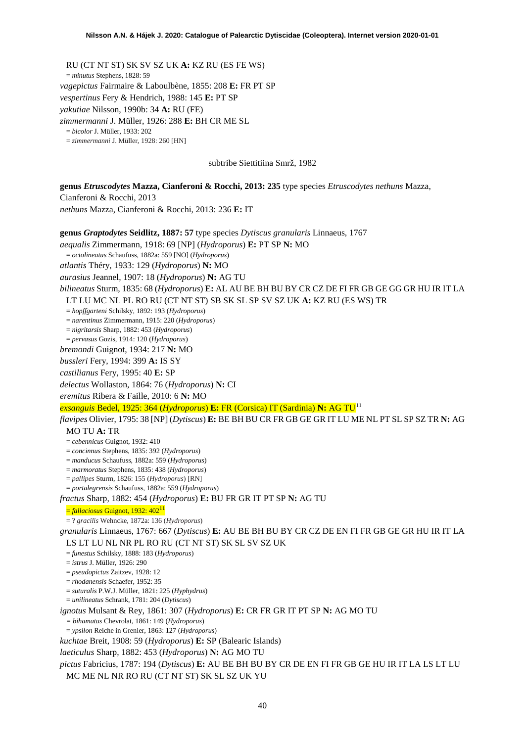RU (CT NT ST) SK SV SZ UK **A:** KZ RU (ES FE WS)

= *minutus* Stephens, 1828: 59

*vagepictus* Fairmaire & Laboulbène, 1855: 208 **E:** FR PT SP

*vespertinus* Fery & Hendrich, 1988: 145 **E:** PT SP

*yakutiae* Nilsson, 1990b: 34 **A:** RU (FE)

*zimmermanni* J. Müller, 1926: 288 **E:** BH CR ME SL

= *bicolor* J. Müller, 1933: 202

= *zimmermanni* J. Müller, 1928: 260 [HN]

subtribe Siettitiina Smrž, 1982

**genus *Etruscodytes* Mazza, Cianferoni & Rocchi, 2013: 235** type species *Etruscodytes nethuns* Mazza, Cianferoni & Rocchi, 2013

*nethuns* Mazza, Cianferoni & Rocchi, 2013: 236 **E:** IT

**genus *Graptodytes* Seidlitz, 1887: 57** type species *Dytiscus granularis* Linnaeus, 1767

*aequalis* Zimmermann, 1918: 69 [NP] (*Hydroporus*) **E:** PT SP **N:** MO

= *octolineatus* Schaufuss, 1882a: 559 [NO] (*Hydroporus*)

*atlantis* Théry, 1933: 129 (*Hydroporus*) **N:** MO

*aurasius* Jeannel, 1907: 18 (*Hydroporus*) **N:** AG TU

*bilineatus* Sturm, 1835: 68 (*Hydroporus*) **E:** AL AU BE BH BU BY CR CZ DE FI FR GB GE GG GR HU IR IT LA LT LU MC NL PL RO RU (CT NT ST) SB SK SL SP SV SZ UK **A:** KZ RU (ES WS) TR

= *hopffgarteni* Schilsky, 1892: 193 (*Hydroporus*)

= *narentinus* Zimmermann, 1915: 220 (*Hydroporus*)

= *nigritarsis* Sharp, 1882: 453 (*Hydroporus*)

= *pervasus* Gozis, 1914: 120 (*Hydroporus*)

*bremondi* Guignot, 1934: 217 **N:** MO

*bussleri* Fery, 1994: 399 **A:** IS SY

*castilianus* Fery, 1995: 40 **E:** SP

*delectus* Wollaston, 1864: 76 (*Hydroporus*) **N:** CI

*eremitus* Ribera & Faille, 2010: 6 **N:** MO

*exsanguis* Bedel, 1925: 364 (*Hydroporus*) **E:** FR (Corsica) IT (Sardinia) **N:** AG TU[11]

*flavipes* Olivier, 1795: 38 [NP] (*Dytiscus*) **E:** BE BH BU CR FR GB GE GR IT LU ME NL PT SL SP SZ TR **N:** AG MO TU **A:** TR

= *cebennicus* Guignot, 1932: 410

= *concinnus* Stephens, 1835: 392 (*Hydroporus*)

= *manducus* Schaufuss, 1882a: 559 (*Hydroporus*)

= *marmoratus* Stephens, 1835: 438 (*Hydroporus*)

= *pallipes* Sturm, 1826: 155 (*Hydroporus*) [RN]

= *portalegrensis* Schaufuss, 1882a: 559 (*Hydroporus*)

*fractus* Sharp, 1882: 454 (*Hydroporus*) **E:** BU FR GR IT PT SP **N:** AG TU

= *fallaciosus* Guignot, 1932: 402[11]

= ? *gracilis* Wehncke, 1872a: 136 (*Hydroporus*)

*granularis* Linnaeus, 1767: 667 (*Dytiscus*) **E:** AU BE BH BU BY CR CZ DE EN FI FR GB GE GR HU IR IT LA LS LT LU NL NR PL RO RU (CT NT ST) SK SL SV SZ UK

= *funestus* Schilsky, 1888: 183 (*Hydroporus*)

= *istrus* J. Müller, 1926: 290

= *pseudopictus* Zaitzev, 1928: 12

= *rhodanensis* Schaefer, 1952: 35

= *suturalis* P.W.J. Müller, 1821: 225 (*Hyphydrus*)

= *unilineatus* Schrank, 1781: 204 (*Dytiscus*)

*ignotus* Mulsant & Rey, 1861: 307 (*Hydroporus*) **E:** CR FR GR IT PT SP **N:** AG MO TU

= *bihamatus* Chevrolat, 1861: 149 (*Hydroporus*)

= *ypsilon* Reiche in Grenier, 1863: 127 (*Hydroporus*)

*kuchtae* Breit, 1908: 59 (*Hydroporus*) **E:** SP (Balearic Islands)

*laeticulus* Sharp, 1882: 453 (*Hydroporus*) **N:** AG MO TU

*pictus* Fabricius, 1787: 194 (*Dytiscus*) **E:** AU BE BH BU BY CR DE EN FI FR GB GE HU IR IT LA LS LT LU MC ME NL NR RO RU (CT NT ST) SK SL SZ UK YU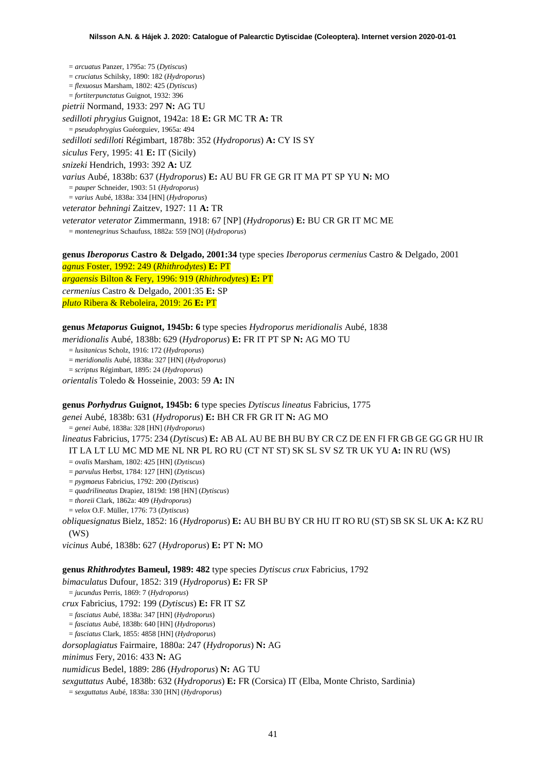= *arcuatus* Panzer, 1795a: 75 (*Dytiscus*)
= *cruciatus* Schilsky, 1890: 182 (*Hydroporus*)
= *flexuosus* Marsham, 1802: 425 (*Dytiscus*)
= *fortiterpunctatus* Guignot, 1932: 396

*pietrii* Normand, 1933: 297 **N:** AG TU

*sedilloti phrygius* Guignot, 1942a: 18 **E:** GR MC TR **A:** TR
= *pseudophrygius* Guéorguiev, 1965a: 494

*sedilloti sedilloti* Régimbart, 1878b: 352 (*Hydroporus*) **A:** CY IS SY

*siculus* Fery, 1995: 41 **E:** IT (Sicily)

*snizeki* Hendrich, 1993: 392 **A:** UZ

*varius* Aubé, 1838b: 637 (*Hydroporus*) **E:** AU BU FR GE GR IT MA PT SP YU **N:** MO
= *pauper* Schneider, 1903: 51 (*Hydroporus*)
= *varius* Aubé, 1838a: 334 [HN] (*Hydroporus*)

*veterator behningi* Zaitzev, 1927: 11 **A:** TR

*veterator veterator* Zimmermann, 1918: 67 [NP] (*Hydroporus*) **E:** BU CR GR IT MC ME
= *montenegrinus* Schaufuss, 1882a: 559 [NO] (*Hydroporus*)

**genus *Iberoporus* Castro & Delgado, 2001:34** type species *Iberoporus cermenius* Castro & Delgado, 2001

*agnus* Foster, 1992: 249 (*Rhithrodytes*) **E:** PT

*argaensis* Bilton & Fery, 1996: 919 (*Rhithrodytes*) **E:** PT

*cermenius* Castro & Delgado, 2001:35 **E:** SP

*pluto* Ribera & Reboleira, 2019: 26 **E:** PT

**genus *Metaporus* Guignot, 1945b: 6** type species *Hydroporus meridionalis* Aubé, 1838

*meridionalis* Aubé, 1838b: 629 (*Hydroporus*) **E:** FR IT PT SP **N:** AG MO TU
= *lusitanicus* Scholz, 1916: 172 (*Hydroporus*)
= *meridionalis* Aubé, 1838a: 327 [HN] (*Hydroporus*)
= *scriptus* Régimbart, 1895: 24 (*Hydroporus*)

*orientalis* Toledo & Hosseinie, 2003: 59 **A:** IN

**genus *Porhydrus* Guignot, 1945b: 6** type species *Dytiscus lineatus* Fabricius, 1775

*genei* Aubé, 1838b: 631 (*Hydroporus*) **E:** BH CR FR GR IT **N:** AG MO
= *genei* Aubé, 1838a: 328 [HN] (*Hydroporus*)

*lineatus* Fabricius, 1775: 234 (*Dytiscus*) **E:** AB AL AU BE BH BU BY CR CZ DE EN FI FR GB GE GG GR HU IR IT LA LT LU MC MD ME NL NR PL RO RU (CT NT ST) SK SL SV SZ TR UK YU **A:** IN RU (WS)
= *ovalis* Marsham, 1802: 425 [HN] (*Dytiscus*)
= *parvulus* Herbst, 1784: 127 [HN] (*Dytiscus*)
= *pygmaeus* Fabricius, 1792: 200 (*Dytiscus*)
= *quadrilineatus* Drapiez, 1819d: 198 [HN] (*Dytiscus*)
= *thoreii* Clark, 1862a: 409 (*Hydroporus*)
= *velox* O.F. Müller, 1776: 73 (*Dytiscus*)

*obliquesignatus* Bielz, 1852: 16 (*Hydroporus*) **E:** AU BH BU BY CR HU IT RO RU (ST) SB SK SL UK **A:** KZ RU (WS)

*vicinus* Aubé, 1838b: 627 (*Hydroporus*) **E:** PT **N:** MO

**genus *Rhithrodytes* Bameul, 1989: 482** type species *Dytiscus crux* Fabricius, 1792

*bimaculatus* Dufour, 1852: 319 (*Hydroporus*) **E:** FR SP
= *jucundus* Perris, 1869: 7 (*Hydroporus*)

*crux* Fabricius, 1792: 199 (*Dytiscus*) **E:** FR IT SZ
= *fasciatus* Aubé, 1838a: 347 [HN] (*Hydroporus*)
= *fasciatus* Aubé, 1838b: 640 [HN] (*Hydroporus*)
= *fasciatus* Clark, 1855: 4858 [HN] (*Hydroporus*)

*dorsoplagiatus* Fairmaire, 1880a: 247 (*Hydroporus*) **N:** AG

*minimus* Fery, 2016: 433 **N:** AG

*numidicus* Bedel, 1889: 286 (*Hydroporus*) **N:** AG TU

*sexguttatus* Aubé, 1838b: 632 (*Hydroporus*) **E:** FR (Corsica) IT (Elba, Monte Christo, Sardinia)
= *sexguttatus* Aubé, 1838a: 330 [HN] (*Hydroporus*)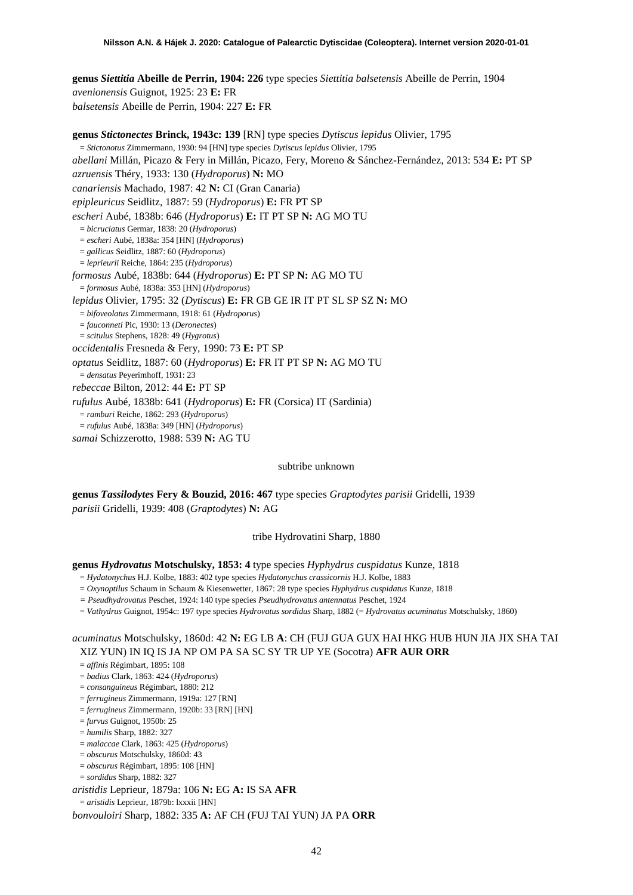**genus *Siettitia* Abeille de Perrin, 1904: 226** type species *Siettitia balsetensis* Abeille de Perrin, 1904

*avenionensis* Guignot, 1925: 23 **E:** FR

*balsetensis* Abeille de Perrin, 1904: 227 **E:** FR

**genus *Stictonectes* Brinck, 1943c: 139** [RN] type species *Dytiscus lepidus* Olivier, 1795

= *Stictonotus* Zimmermann, 1930: 94 [HN] type species *Dytiscus lepidus* Olivier, 1795

*abellani* Millán, Picazo & Fery in Millán, Picazo, Fery, Moreno & Sánchez-Fernández, 2013: 534 **E:** PT SP

*azruensis* Théry, 1933: 130 (*Hydroporus*) **N:** MO

*canariensis* Machado, 1987: 42 **N:** CI (Gran Canaria)

*epipleuricus* Seidlitz, 1887: 59 (*Hydroporus*) **E:** FR PT SP

*escheri* Aubé, 1838b: 646 (*Hydroporus*) **E:** IT PT SP **N:** AG MO TU

= *bicruciatus* Germar, 1838: 20 (*Hydroporus*)

= *escheri* Aubé, 1838a: 354 [HN] (*Hydroporus*)

= *gallicus* Seidlitz, 1887: 60 (*Hydroporus*)

= *leprieurii* Reiche, 1864: 235 (*Hydroporus*)

*formosus* Aubé, 1838b: 644 (*Hydroporus*) **E:** PT SP **N:** AG MO TU

= *formosus* Aubé, 1838a: 353 [HN] (*Hydroporus*)

*lepidus* Olivier, 1795: 32 (*Dytiscus*) **E:** FR GB GE IR IT PT SL SP SZ **N:** MO

= *bifoveolatus* Zimmermann, 1918: 61 (*Hydroporus*)

= *fauconneti* Pic, 1930: 13 (*Deronectes*)

= *scitulus* Stephens, 1828: 49 (*Hygrotus*)

*occidentalis* Fresneda & Fery, 1990: 73 **E:** PT SP

*optatus* Seidlitz, 1887: 60 (*Hydroporus*) **E:** FR IT PT SP **N:** AG MO TU

= *densatus* Peyerimhoff, 1931: 23

*rebeccae* Bilton, 2012: 44 **E:** PT SP

*rufulus* Aubé, 1838b: 641 (*Hydroporus*) **E:** FR (Corsica) IT (Sardinia)

= *ramburi* Reiche, 1862: 293 (*Hydroporus*)

= *rufulus* Aubé, 1838a: 349 [HN] (*Hydroporus*)

*samai* Schizzerotto, 1988: 539 **N:** AG TU

subtribe unknown

**genus *Tassilodytes* Fery & Bouzid, 2016: 467** type species *Graptodytes parisii* Gridelli, 1939

*parisii* Gridelli, 1939: 408 (*Graptodytes*) **N:** AG

tribe Hydrovatini Sharp, 1880

**genus *Hydrovatus* Motschulsky, 1853: 4** type species *Hyphydrus cuspidatus* Kunze, 1818

= *Hydatonychus* H.J. Kolbe, 1883: 402 type species *Hydatonychus crassicornis* H.J. Kolbe, 1883

= *Oxynoptilus* Schaum in Schaum & Kiesenwetter, 1867: 28 type species *Hyphydrus cuspidatus* Kunze, 1818

= *Pseudhydrovatus* Peschet, 1924: 140 type species *Pseudhydrovatus antennatus* Peschet, 1924

= *Vathydrus* Guignot, 1954c: 197 type species *Hydrovatus sordidus* Sharp, 1882 (= *Hydrovatus acuminatus* Motschulsky, 1860)

*acuminatus* Motschulsky, 1860d: 42 **N:** EG LB **A**: CH (FUJ GUA GUX HAI HKG HUB HUN JIA JIX SHA TAI XIZ YUN) IN IQ IS JA NP OM PA SA SC SY TR UP YE (Socotra) **AFR AUR ORR**

= *affinis* Régimbart, 1895: 108

= *badius* Clark, 1863: 424 (*Hydroporus*)

= *consanguineus* Régimbart, 1880: 212

= *ferrugineus* Zimmermann, 1919a: 127 [RN]

= *ferrugineus* Zimmermann, 1920b: 33 [RN] [HN]

= *furvus* Guignot, 1950b: 25

= *humilis* Sharp, 1882: 327

= *malaccae* Clark, 1863: 425 (*Hydroporus*)

= *obscurus* Motschulsky, 1860d: 43

= *obscurus* Régimbart, 1895: 108 [HN]

= *sordidus* Sharp, 1882: 327

*aristidis* Leprieur, 1879a: 106 **N:** EG **A:** IS SA **AFR**

= *aristidis* Leprieur, 1879b: lxxxii [HN]

*bonvouloiri* Sharp, 1882: 335 **A:** AF CH (FUJ TAI YUN) JA PA **ORR**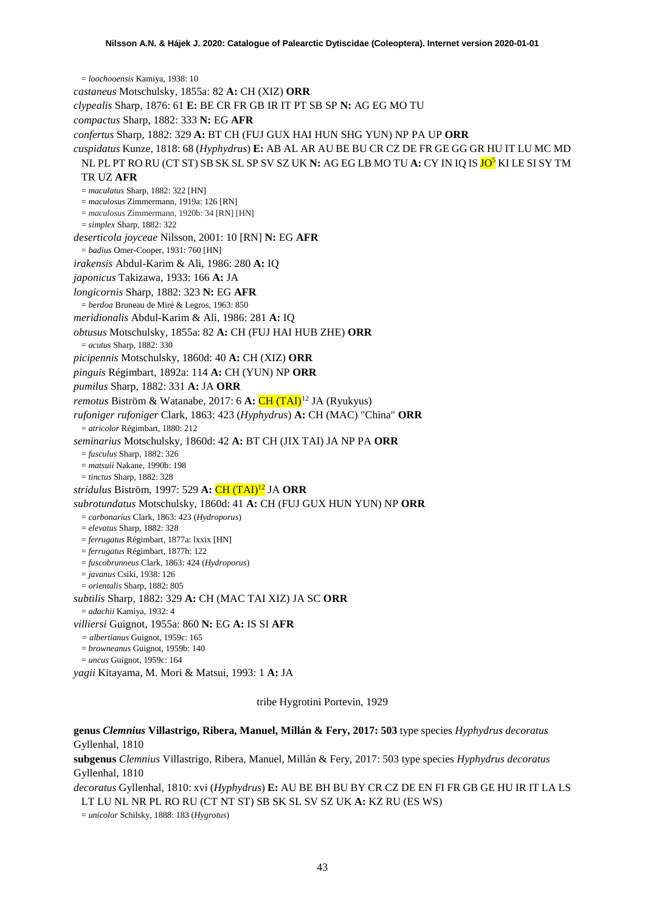= *loochooensis* Kamiya, 1938: 10

*castaneus* Motschulsky, 1855a: 82 **A:** CH (XIZ) **ORR**

*clypealis* Sharp, 1876: 61 **E:** BE CR FR GB IR IT PT SB SP **N:** AG EG MO TU

*compactus* Sharp, 1882: 333 **N:** EG **AFR**

*confertus* Sharp, 1882: 329 **A:** BT CH (FUJ GUX HAI HUN SHG YUN) NP PA UP **ORR**

*cuspidatus* Kunze, 1818: 68 (*Hyphydrus*) **E:** AB AL AR AU BE BU CR CZ DE FR GE GG GR HU IT LU MC MD NL PL PT RO RU (CT ST) SB SK SL SP SV SZ UK **N:** AG EG LB MO TU **A:** CY IN IQ IS JO[5] KI LE SI SY TM TR UZ **AFR**

= *maculatus* Sharp, 1882: 322 [HN]

= *maculosus* Zimmermann, 1919a: 126 [RN]

= *maculosus* Zimmermann, 1920b: 34 [RN] [HN]

= *simplex* Sharp, 1882: 322

*deserticola joyceae* Nilsson, 2001: 10 [RN] **N:** EG **AFR**

= *badius* Omer-Cooper, 1931: 760 [HN]

*irakensis* Abdul-Karim & Ali, 1986: 280 **A:** IQ

*japonicus* Takizawa, 1933: 166 **A:** JA

*longicornis* Sharp, 1882: 323 **N:** EG **AFR**

= *berdoa* Bruneau de Miré & Legros, 1963: 850

*meridionalis* Abdul-Karim & Ali, 1986: 281 **A:** IQ

*obtusus* Motschulsky, 1855a: 82 **A:** CH (FUJ HAI HUB ZHE) **ORR**

= *acutus* Sharp, 1882: 330

*picipennis* Motschulsky, 1860d: 40 **A:** CH (XIZ) **ORR**

*pinguis* Régimbart, 1892a: 114 **A:** CH (YUN) NP **ORR**

*pumilus* Sharp, 1882: 331 **A:** JA **ORR**

*remotus* Biström & Watanabe, 2017: 6 **A:** CH (TAI)[12] JA (Ryukyus)

*rufoniger rufoniger* Clark, 1863: 423 (*Hyphydrus*) **A:** CH (MAC) "China" **ORR**

= *atricolor* Régimbart, 1880: 212

*seminarius* Motschulsky, 1860d: 42 **A:** BT CH (JIX TAI) JA NP PA **ORR**

= *fusculus* Sharp, 1882: 326

= *matsuii* Nakane, 1990b: 198

= *tinctus* Sharp, 1882: 328

*stridulus* Biström, 1997: 529 **A:** CH (TAI)[12] JA **ORR**

*subrotundatus* Motschulsky, 1860d: 41 **A:** CH (FUJ GUX HUN YUN) NP **ORR**

= *carbonarius* Clark, 1863: 423 (*Hydroporus*)

= *elevatus* Sharp, 1882: 328

= *ferrugatus* Régimbart, 1877a: lxxix [HN]

= *ferrugatus* Régimbart, 1877h: 122

= *fuscobrunneus* Clark, 1863: 424 (*Hydroporus*)

= *javanus* Csiki, 1938: 126

= *orientalis* Sharp, 1882: 805

*subtilis* Sharp, 1882: 329 **A:** CH (MAC TAI XIZ) JA SC **ORR**

= *adachii* Kamiya, 1932: 4

*villiersi* Guignot, 1955a: 860 **N:** EG **A:** IS SI **AFR**

= *albertianus* Guignot, 1959c: 165

= *browneanus* Guignot, 1959b: 140

= *uncus* Guignot, 1959c: 164

*yagii* Kitayama, M. Mori & Matsui, 1993: 1 **A:** JA

tribe Hygrotini Portevin, 1929

**genus *Clemnius* Villastrigo, Ribera, Manuel, Millán & Fery, 2017: 503** type species *Hyphydrus decoratus* Gyllenhal, 1810

**subgenus** *Clemnius* Villastrigo, Ribera, Manuel, Millán & Fery, 2017: 503 type species *Hyphydrus decoratus* Gyllenhal, 1810

*decoratus* Gyllenhal, 1810: xvi (*Hyphydrus*) **E:** AU BE BH BU BY CR CZ DE EN FI FR GB GE HU IR IT LA LS LT LU NL NR PL RO RU (CT NT ST) SB SK SL SV SZ UK **A:** KZ RU (ES WS)

= *unicolor* Schilsky, 1888: 183 (*Hygrotus*)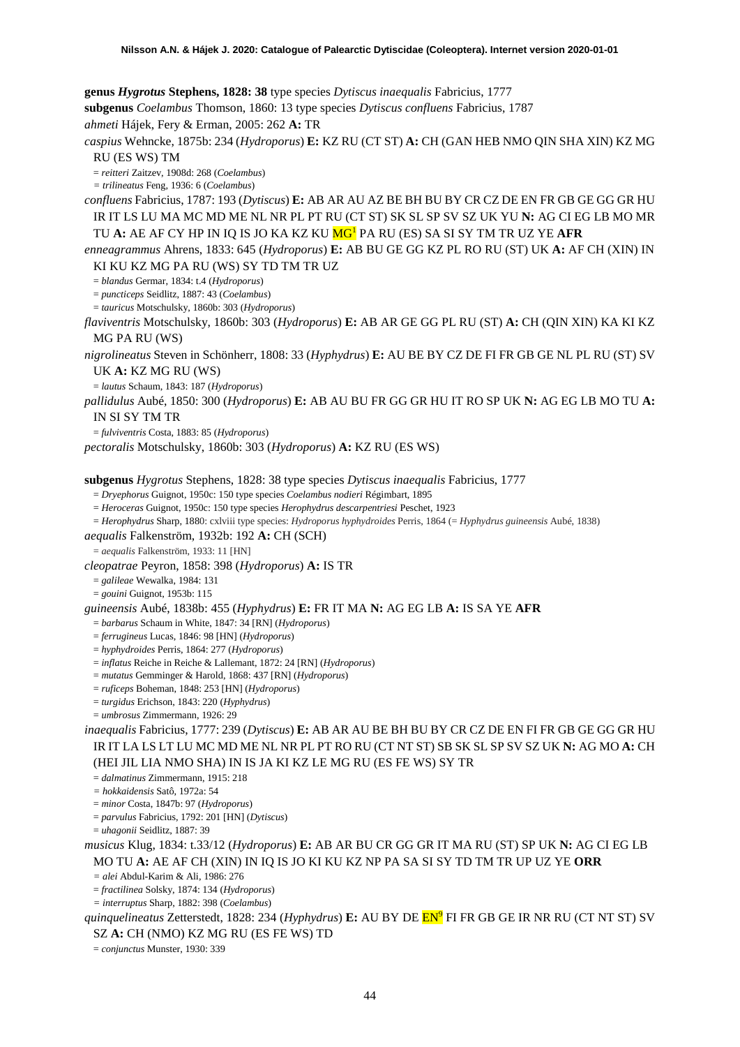**genus *Hygrotus* Stephens, 1828: 38** type species *Dytiscus inaequalis* Fabricius, 1777

**subgenus *Coelambus*** Thomson, 1860: 13 type species *Dytiscus confluens* Fabricius, 1787

*ahmeti* Hájek, Fery & Erman, 2005: 262 **A:** TR

*caspius* Wehncke, 1875b: 234 (*Hydroporus*) **E:** KZ RU (CT ST) **A:** CH (GAN HEB NMO QIN SHA XIN) KZ MG RU (ES WS) TM

= *reitteri* Zaitzev, 1908d: 268 (*Coelambus*)

= *trilineatus* Feng, 1936: 6 (*Coelambus*)

*confluens* Fabricius, 1787: 193 (*Dytiscus*) **E:** AB AR AU AZ BE BH BU BY CR CZ DE EN FR GB GE GG GR HU IR IT LS LU MA MC MD ME NL NR PL PT RU (CT ST) SK SL SP SV SZ UK YU **N:** AG CI EG LB MO MR TU **A:** AE AF CY HP IN IQ IS JO KA KZ KU MG[1] PA RU (ES) SA SI SY TM TR UZ YE **AFR**

*enneagrammus* Ahrens, 1833: 645 (*Hydroporus*) **E:** AB BU GE GG KZ PL RO RU (ST) UK **A:** AF CH (XIN) IN KI KU KZ MG PA RU (WS) SY TD TM TR UZ

= *blandus* Germar, 1834: t.4 (*Hydroporus*)

= *puncticeps* Seidlitz, 1887: 43 (*Coelambus*)

= *tauricus* Motschulsky, 1860b: 303 (*Hydroporus*)

*flaviventris* Motschulsky, 1860b: 303 (*Hydroporus*) **E:** AB AR GE GG PL RU (ST) **A:** CH (QIN XIN) KA KI KZ MG PA RU (WS)

*nigrolineatus* Steven in Schönherr, 1808: 33 (*Hyphydrus*) **E:** AU BE BY CZ DE FI FR GB GE NL PL RU (ST) SV UK **A:** KZ MG RU (WS)

= *lautus* Schaum, 1843: 187 (*Hydroporus*)

*pallidulus* Aubé, 1850: 300 (*Hydroporus*) **E:** AB AU BU FR GG GR HU IT RO SP UK **N:** AG EG LB MO TU **A:** IN SI SY TM TR

= *fulviventris* Costa, 1883: 85 (*Hydroporus*)

*pectoralis* Motschulsky, 1860b: 303 (*Hydroporus*) **A:** KZ RU (ES WS)

**subgenus *Hygrotus*** Stephens, 1828: 38 type species *Dytiscus inaequalis* Fabricius, 1777

= *Dryephorus* Guignot, 1950c: 150 type species *Coelambus nodieri* Régimbart, 1895

= *Heroceras* Guignot, 1950c: 150 type species *Herophydrus descarpentriesi* Peschet, 1923

= *Herophydrus* Sharp, 1880: cxlviii type species: *Hydroporus hyphydroides* Perris, 1864 (= *Hyphydrus guineensis* Aubé, 1838)

*aequalis* Falkenström, 1932b: 192 **A:** CH (SCH)

= *aequalis* Falkenström, 1933: 11 [HN]

*cleopatrae* Peyron, 1858: 398 (*Hydroporus*) **A:** IS TR

= *galileae* Wewalka, 1984: 131

= *gouini* Guignot, 1953b: 115

*guineensis* Aubé, 1838b: 455 (*Hyphydrus*) **E:** FR IT MA **N:** AG EG LB **A:** IS SA YE **AFR**

= *barbarus* Schaum in White, 1847: 34 [RN] (*Hydroporus*)

= *ferrugineus* Lucas, 1846: 98 [HN] (*Hydroporus*)

= *hyphydroides* Perris, 1864: 277 (*Hydroporus*)

= *inflatus* Reiche in Reiche & Lallemant, 1872: 24 [RN] (*Hydroporus*)

= *mutatus* Gemminger & Harold, 1868: 437 [RN] (*Hydroporus*)

= *ruficeps* Boheman, 1848: 253 [HN] (*Hydroporus*)

= *turgidus* Erichson, 1843: 220 (*Hyphydrus*)

= *umbrosus* Zimmermann, 1926: 29

*inaequalis* Fabricius, 1777: 239 (*Dytiscus*) **E:** AB AR AU BE BH BU BY CR CZ DE EN FI FR GB GE GG GR HU IR IT LA LS LT LU MC MD ME NL NR PL PT RO RU (CT NT ST) SB SK SL SP SV SZ UK **N:** AG MO **A:** CH (HEI JIL LIA NMO SHA) IN IS JA KI KZ LE MG RU (ES FE WS) SY TR

= *dalmatinus* Zimmermann, 1915: 218

= *hokkaidensis* Satô, 1972a: 54

= *minor* Costa, 1847b: 97 (*Hydroporus*)

= *parvulus* Fabricius, 1792: 201 [HN] (*Dytiscus*)

= *uhagonii* Seidlitz, 1887: 39

*musicus* Klug, 1834: t.33/12 (*Hydroporus*) **E:** AB AR BU CR GG GR IT MA RU (ST) SP UK **N:** AG CI EG LB MO TU **A:** AE AF CH (XIN) IN IQ IS JO KI KU KZ NP PA SA SI SY TD TM TR UP UZ YE **ORR**

= *alei* Abdul-Karim & Ali, 1986: 276

= *fractilinea* Solsky, 1874: 134 (*Hydroporus*)

= *interruptus* Sharp, 1882: 398 (*Coelambus*)

*quinquelineatus* Zetterstedt, 1828: 234 (*Hyphydrus*) **E:** AU BY DE EN[9] FI FR GB GE IR NR RU (CT NT ST) SV SZ **A:** CH (NMO) KZ MG RU (ES FE WS) TD

= *conjunctus* Munster, 1930: 339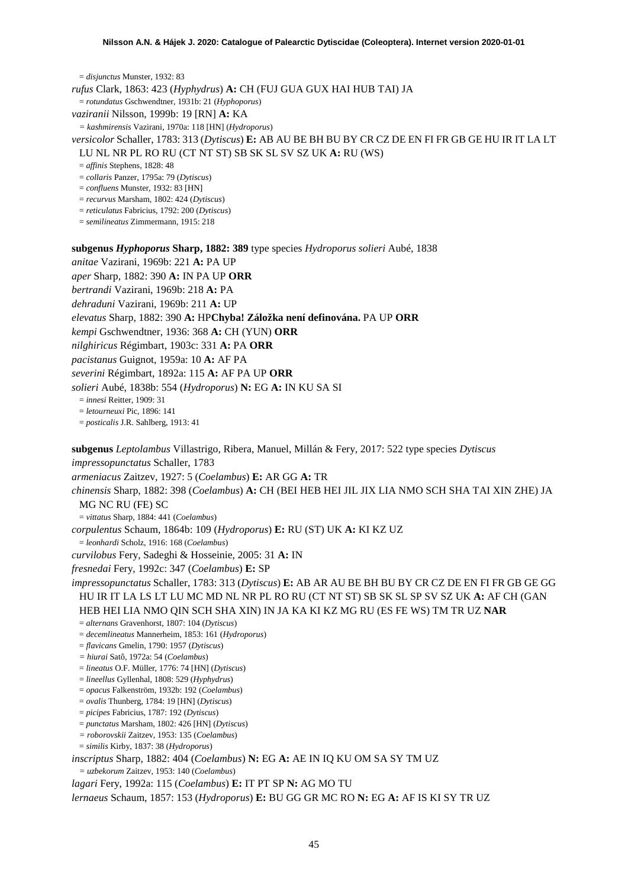= *disjunctus* Munster, 1932: 83

*rufus* Clark, 1863: 423 (*Hyphydrus*) **A:** CH (FUJ GUA GUX HAI HUB TAI) JA

= *rotundatus* Gschwendtner, 1931b: 21 (*Hyphoporus*)

*vaziranii* Nilsson, 1999b: 19 [RN] **A:** KA

= *kashmirensis* Vazirani, 1970a: 118 [HN] (*Hydroporus*)

*versicolor* Schaller, 1783: 313 (*Dytiscus*) **E:** AB AU BE BH BU BY CR CZ DE EN FI FR GB GE HU IR IT LA LT LU NL NR PL RO RU (CT NT ST) SB SK SL SV SZ UK **A:** RU (WS)

= *affinis* Stephens, 1828: 48

= *collaris* Panzer, 1795a: 79 (*Dytiscus*)

= *confluens* Munster, 1932: 83 [HN]

= *recurvus* Marsham, 1802: 424 (*Dytiscus*)

= *reticulatus* Fabricius, 1792: 200 (*Dytiscus*)

= *semilineatus* Zimmermann, 1915: 218

**subgenus *Hyphoporus* Sharp, 1882: 389** type species *Hydroporus solieri* Aubé, 1838

*anitae* Vazirani, 1969b: 221 **A:** PA UP

*aper* Sharp, 1882: 390 **A:** IN PA UP **ORR**

*bertrandi* Vazirani, 1969b: 218 **A:** PA

*dehraduni* Vazirani, 1969b: 211 **A:** UP

*elevatus* Sharp, 1882: 390 **A:** HP**Chyba! Záložka není definována.** PA UP **ORR**

*kempi* Gschwendtner, 1936: 368 **A:** CH (YUN) **ORR**

*nilghiricus* Régimbart, 1903c: 331 **A:** PA **ORR**

*pacistanus* Guignot, 1959a: 10 **A:** AF PA

*severini* Régimbart, 1892a: 115 **A:** AF PA UP **ORR**

*solieri* Aubé, 1838b: 554 (*Hydroporus*) **N:** EG **A:** IN KU SA SI

= *innesi* Reitter, 1909: 31

= *letourneuxi* Pic, 1896: 141

= *posticalis* J.R. Sahlberg, 1913: 41

**subgenus** *Leptolambus* Villastrigo, Ribera, Manuel, Millán & Fery, 2017: 522 type species *Dytiscus impressopunctatus* Schaller, 1783

*armeniacus* Zaitzev, 1927: 5 (*Coelambus*) **E:** AR GG **A:** TR

*chinensis* Sharp, 1882: 398 (*Coelambus*) **A:** CH (BEI HEB HEI JIL JIX LIA NMO SCH SHA TAI XIN ZHE) JA MG NC RU (FE) SC

= *vittatus* Sharp, 1884: 441 (*Coelambus*)

*corpulentus* Schaum, 1864b: 109 (*Hydroporus*) **E:** RU (ST) UK **A:** KI KZ UZ

= *leonhardi* Scholz, 1916: 168 (*Coelambus*)

*curvilobus* Fery, Sadeghi & Hosseinie, 2005: 31 **A:** IN

*fresnedai* Fery, 1992c: 347 (*Coelambus*) **E:** SP

*impressopunctatus* Schaller, 1783: 313 (*Dytiscus*) **E:** AB AR AU BE BH BU BY CR CZ DE EN FI FR GB GE GG HU IR IT LA LS LT LU MC MD NL NR PL RO RU (CT NT ST) SB SK SL SP SV SZ UK **A:** AF CH (GAN HEB HEI LIA NMO QIN SCH SHA XIN) IN JA KA KI KZ MG RU (ES FE WS) TM TR UZ **NAR**

= *alternans* Gravenhorst, 1807: 104 (*Dytiscus*)

= *decemlineatus* Mannerheim, 1853: 161 (*Hydroporus*)

= *flavicans* Gmelin, 1790: 1957 (*Dytiscus*)

= *hiurai* Satô, 1972a: 54 (*Coelambus*)

= *lineatus* O.F. Müller, 1776: 74 [HN] (*Dytiscus*)

= *lineellus* Gyllenhal, 1808: 529 (*Hyphydrus*)

= *opacus* Falkenström, 1932b: 192 (*Coelambus*)

= *ovalis* Thunberg, 1784: 19 [HN] (*Dytiscus*)

= *picipes* Fabricius, 1787: 192 (*Dytiscus*)

= *punctatus* Marsham, 1802: 426 [HN] (*Dytiscus*)

= *roborovskii* Zaitzev, 1953: 135 (*Coelambus*)

= *similis* Kirby, 1837: 38 (*Hydroporus*)

*inscriptus* Sharp, 1882: 404 (*Coelambus*) **N:** EG **A:** AE IN IQ KU OM SA SY TM UZ

= *uzbekorum* Zaitzev, 1953: 140 (*Coelambus*)

*lagari* Fery, 1992a: 115 (*Coelambus*) **E:** IT PT SP **N:** AG MO TU

*lernaeus* Schaum, 1857: 153 (*Hydroporus*) **E:** BU GG GR MC RO **N:** EG **A:** AF IS KI SY TR UZ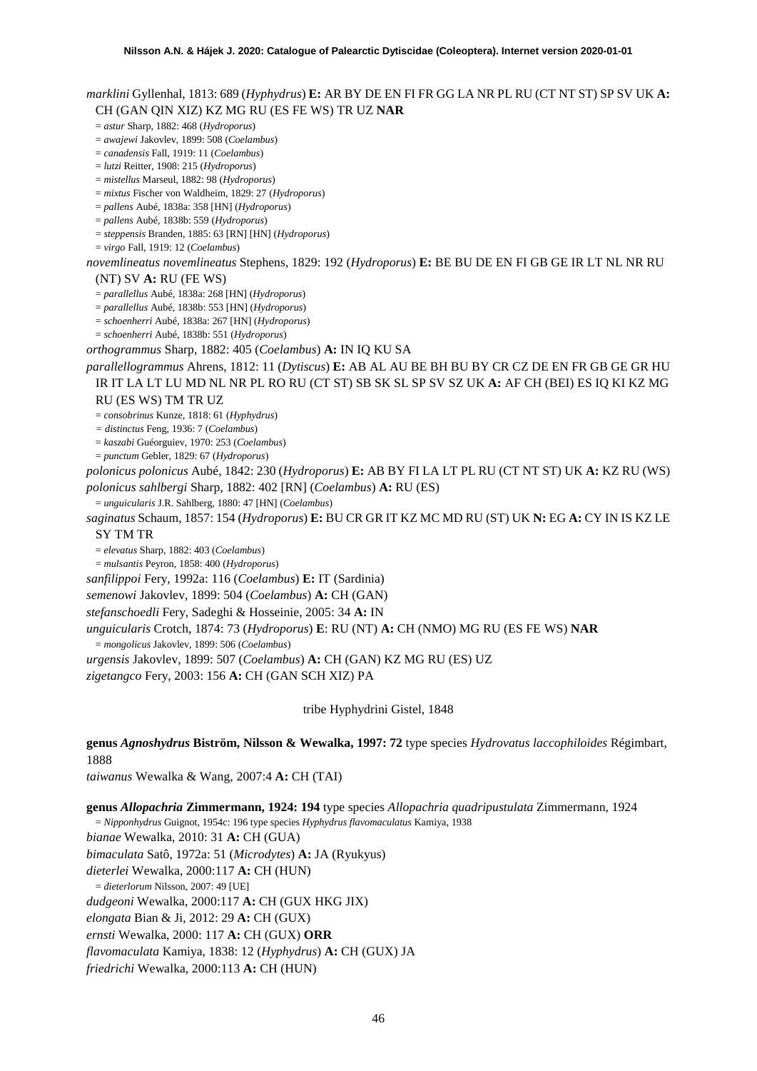*marklini* Gyllenhal, 1813: 689 (*Hyphydrus*) **E:** AR BY DE EN FI FR GG LA NR PL RU (CT NT ST) SP SV UK **A:** CH (GAN QIN XIZ) KZ MG RU (ES FE WS) TR UZ **NAR**

= *astur* Sharp, 1882: 468 (*Hydroporus*)
= *awajewi* Jakovlev, 1899: 508 (*Coelambus*)
= *canadensis* Fall, 1919: 11 (*Coelambus*)
= *lutzi* Reitter, 1908: 215 (*Hydroporus*)
= *mistellus* Marseul, 1882: 98 (*Hydroporus*)
= *mixtus* Fischer von Waldheim, 1829: 27 (*Hydroporus*)
= *pallens* Aubé, 1838a: 358 [HN] (*Hydroporus*)
= *pallens* Aubé, 1838b: 559 (*Hydroporus*)
= *steppensis* Branden, 1885: 63 [RN] [HN] (*Hydroporus*)
= *virgo* Fall, 1919: 12 (*Coelambus*)

*novemlineatus novemlineatus* Stephens, 1829: 192 (*Hydroporus*) **E:** BE BU DE EN FI GB GE IR LT NL NR RU (NT) SV **A:** RU (FE WS)

= *parallellus* Aubé, 1838a: 268 [HN] (*Hydroporus*)
= *parallellus* Aubé, 1838b: 553 [HN] (*Hydroporus*)
= *schoenherri* Aubé, 1838a: 267 [HN] (*Hydroporus*)
= *schoenherri* Aubé, 1838b: 551 (*Hydroporus*)

*orthogrammus* Sharp, 1882: 405 (*Coelambus*) **A:** IN IQ KU SA

*parallelogrammus* Ahrens, 1812: 11 (*Dytiscus*) **E:** AB AL AU BE BH BU BY CR CZ DE EN FR GB GE GR HU IR IT LA LT LU MD NL NR PL RO RU (CT ST) SB SK SL SP SV SZ UK **A:** AF CH (BEI) ES IQ KI KZ MG RU (ES WS) TM TR UZ

= *consobrinus* Kunze, 1818: 61 (*Hyphydrus*)
= *distinctus* Feng, 1936: 7 (*Coelambus*)
= *kaszabi* Guéorguiev, 1970: 253 (*Coelambus*)
= *punctum* Gebler, 1829: 67 (*Hydroporus*)

*polonicus polonicus* Aubé, 1842: 230 (*Hydroporus*) **E:** AB BY FI LA LT PL RU (CT NT ST) UK **A:** KZ RU (WS)

*polonicus sahlbergi* Sharp, 1882: 402 [RN] (*Coelambus*) **A:** RU (ES)

= *unguicularis* J.R. Sahlberg, 1880: 47 [HN] (*Coelambus*)

*saginatus* Schaum, 1857: 154 (*Hydroporus*) **E:** BU CR GR IT KZ MC MD RU (ST) UK **N:** EG **A:** CY IN IS KZ LE SY TM TR

= *elevatus* Sharp, 1882: 403 (*Coelambus*)
= *mulsantis* Peyron, 1858: 400 (*Hydroporus*)

*sanfilippoi* Fery, 1992a: 116 (*Coelambus*) **E:** IT (Sardinia)

*semenowi* Jakovlev, 1899: 504 (*Coelambus*) **A:** CH (GAN)

*stefanschoedli* Fery, Sadeghi & Hosseinie, 2005: 34 **A:** IN

*unguicularis* Crotch, 1874: 73 (*Hydroporus*) **E**: RU (NT) **A:** CH (NMO) MG RU (ES FE WS) **NAR**

= *mongolicus* Jakovlev, 1899: 506 (*Coelambus*)

*urgensis* Jakovlev, 1899: 507 (*Coelambus*) **A:** CH (GAN) KZ MG RU (ES) UZ

*zigetangco* Fery, 2003: 156 **A:** CH (GAN SCH XIZ) PA

tribe Hyphydrini Gistel, 1848

**genus *Agnoshydrus* Biström, Nilsson & Wewalka, 1997: 72** type species *Hydrovatus laccophiloides* Régimbart, 1888

*taiwanus* Wewalka & Wang, 2007:4 **A:** CH (TAI)

**genus *Allopachria* Zimmermann, 1924: 194** type species *Allopachria quadripustulata* Zimmermann, 1924

= *Nipponhydrus* Guignot, 1954c: 196 type species *Hyphydrus flavomaculatus* Kamiya, 1938

*bianae* Wewalka, 2010: 31 **A:** CH (GUA)

*bimaculata* Satô, 1972a: 51 (*Microdytes*) **A:** JA (Ryukyus)

*dieterlei* Wewalka, 2000:117 **A:** CH (HUN)

= *dieterlorum* Nilsson, 2007: 49 [UE]

*dudgeoni* Wewalka, 2000:117 **A:** CH (GUX HKG JIX)

*elongata* Bian & Ji, 2012: 29 **A:** CH (GUX)

*ernsti* Wewalka, 2000: 117 **A:** CH (GUX) **ORR**

*flavomaculata* Kamiya, 1838: 12 (*Hyphydrus*) **A:** CH (GUX) JA

*friedrichi* Wewalka, 2000:113 **A:** CH (HUN)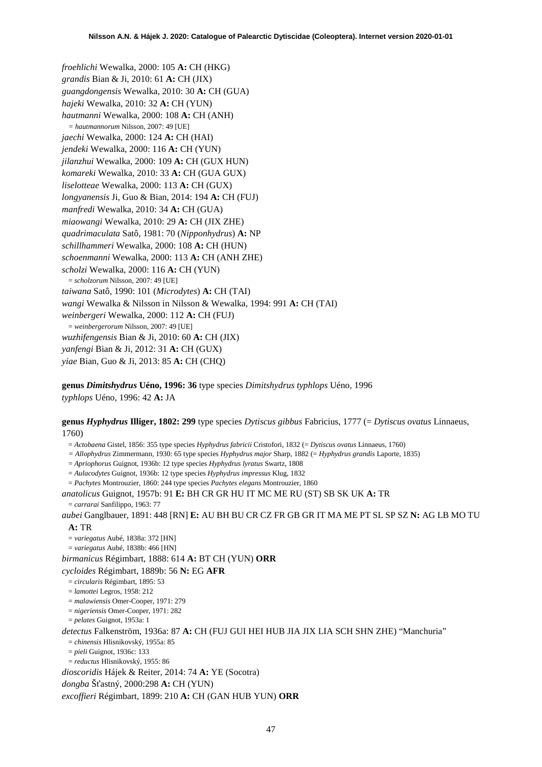*froehlichi* Wewalka, 2000: 105 **A:** CH (HKG)
*grandis* Bian & Ji, 2010: 61 **A:** CH (JIX)
*guangdongensis* Wewalka, 2010: 30 **A:** CH (GUA)
*hajeki* Wewalka, 2010: 32 **A:** CH (YUN)
*hautmanni* Wewalka, 2000: 108 **A:** CH (ANH)
= *hautmannorum* Nilsson, 2007: 49 [UE]
*jaechi* Wewalka, 2000: 124 **A:** CH (HAI)
*jendeki* Wewalka, 2000: 116 **A:** CH (YUN)
*jilanzhui* Wewalka, 2000: 109 **A:** CH (GUX HUN)
*komareki* Wewalka, 2010: 33 **A:** CH (GUA GUX)
*liselotteae* Wewalka, 2000: 113 **A:** CH (GUX)
*longyanensis* Ji, Guo & Bian, 2014: 194 **A:** CH (FUJ)
*manfredi* Wewalka, 2010: 34 **A:** CH (GUA)
*miaowangi* Wewalka, 2010: 29 **A:** CH (JIX ZHE)
*quadrimaculata* Satô, 1981: 70 (*Nipponhydrus*) **A:** NP
*schillhammeri* Wewalka, 2000: 108 **A:** CH (HUN)
*schoenmanni* Wewalka, 2000: 113 **A:** CH (ANH ZHE)
*scholzi* Wewalka, 2000: 116 **A:** CH (YUN)
= *scholzorum* Nilsson, 2007: 49 [UE]
*taiwana* Satô, 1990: 101 (*Microdytes*) **A:** CH (TAI)
*wangi* Wewalka & Nilsson in Nilsson & Wewalka, 1994: 991 **A:** CH (TAI)
*weinbergeri* Wewalka, 2000: 112 **A:** CH (FUJ)
= *weinbergerorum* Nilsson, 2007: 49 [UE]
*wuzhifengensis* Bian & Ji, 2010: 60 **A:** CH (JIX)
*yanfengi* Bian & Ji, 2012: 31 **A:** CH (GUX)
*yiae* Bian, Guo & Ji, 2013: 85 **A:** CH (CHQ)

**genus *Dimitshydrus* Uéno, 1996: 36** type species *Dimitshydrus typhlops* Uéno, 1996
*typhlops* Uéno, 1996: 42 **A:** JA

**genus *Hyphydrus* Illiger, 1802: 299** type species *Dytiscus gibbus* Fabricius, 1777 (= *Dytiscus ovatus* Linnaeus, 1760)
= *Actobaena* Gistel, 1856: 355 type species *Hyphydrus fabricii* Cristofori, 1832 (= *Dytiscus ovatus* Linnaeus, 1760)
= *Allophydrus* Zimmermann, 1930: 65 type species *Hyphydrus major* Sharp, 1882 (= *Hyphydrus grandis* Laporte, 1835)
= *Apriophorus* Guignot, 1936b: 12 type species *Hyphydrus lyratus* Swartz, 1808
= *Aulacodytes* Guignot, 1936b: 12 type species *Hyphydrus impressus* Klug, 1832
= *Pachytes* Montrouzier, 1860: 244 type species *Pachytes elegans* Montrouzier, 1860
*anatolicus* Guignot, 1957b: 91 **E:** BH CR GR HU IT MC ME RU (ST) SB SK UK **A:** TR
= *carrarai* Sanfilippo, 1963: 77
*aubei* Ganglbauer, 1891: 448 [RN] **E:** AU BH BU CR CZ FR GB GR IT MA ME PT SL SP SZ **N:** AG LB MO TU **A:** TR
= *variegatus* Aubé, 1838a: 372 [HN]
= *variegatus* Aubé, 1838b: 466 [HN]
*birmanicus* Régimbart, 1888: 614 **A:** BT CH (YUN) **ORR**
*cycloides* Régimbart, 1889b: 56 **N:** EG **AFR**
= *circularis* Régimbart, 1895: 53
= *lamottei* Legros, 1958: 212
= *malawiensis* Omer-Cooper, 1971: 279
= *nigeriensis* Omer-Cooper, 1971: 282
= *pelates* Guignot, 1953a: 1
*detectus* Falkenström, 1936a: 87 **A:** CH (FUJ GUI HEI HUB JIA JIX LIA SCH SHN ZHE) "Manchuria"
= *chinensis* Hlisnikovský, 1955a: 85
= *pieli* Guignot, 1936c: 133
= *reductus* Hlisnikovský, 1955: 86
*dioscoridis* Hájek & Reiter, 2014: 74 **A:** YE (Socotra)
*dongba* Šťastný, 2000:298 **A:** CH (YUN)
*excoffieri* Régimbart, 1899: 210 **A:** CH (GAN HUB YUN) **ORR**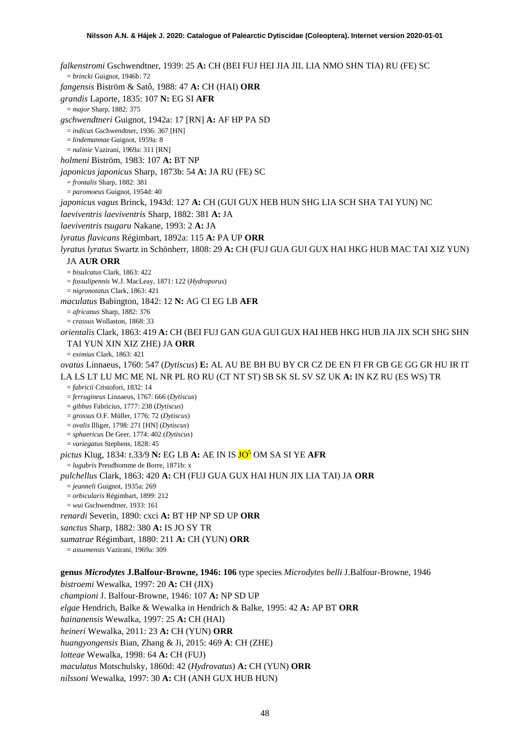*falkenstromi* Gschwendtner, 1939: 25 **A:** CH (BEI FUJ HEI JIA JIL LIA NMO SHN TIA) RU (FE) SC
= *brincki* Guignot, 1946b: 72

*fangensis* Biström & Satô, 1988: 47 **A:** CH (HAI) **ORR**

*grandis* Laporte, 1835: 107 **N:** EG SI **AFR**
= *major* Sharp, 1882: 375

*gschwendtneri* Guignot, 1942a: 17 [RN] **A:** AF HP PA SD
= *indicus* Gschwendtner, 1936: 367 [HN]
= *lindemannae* Guignot, 1959a: 8
= *nalinie* Vazirani, 1969a: 311 [RN]

*holmeni* Biström, 1983: 107 **A:** BT NP

*japonicus japonicus* Sharp, 1873b: 54 **A:** JA RU (FE) SC
= *frontalis* Sharp, 1882: 381
= *paromoeus* Guignot, 1954d: 40

*japonicus vagus* Brinck, 1943d: 127 **A:** CH (GUI GUX HEB HUN SHG LIA SCH SHA TAI YUN) NC

*laeviventris laeviventris* Sharp, 1882: 381 **A:** JA

*laeviventris tsugaru* Nakane, 1993: 2 **A:** JA

*lyratus flavicans* Régimbart, 1892a: 115 **A:** PA UP **ORR**

*lyratus lyratus* Swartz in Schönherr, 1808: 29 **A:** CH (FUJ GUA GUI GUX HAI HKG HUB MAC TAI XIZ YUN) JA **AUR ORR**
= *bisulcatus* Clark, 1863: 422
= *fossulipennis* W.J. MacLeay, 1871: 122 (*Hydroporus*)
= *nigronotatus* Clark, 1863: 421

*maculatus* Babington, 1842: 12 **N:** AG CI EG LB **AFR**
= *africanus* Sharp, 1882: 376
= *crassus* Wollaston, 1868: 33

*orientalis* Clark, 1863: 419 **A:** CH (BEI FUJ GAN GUA GUI GUX HAI HEB HKG HUB JIA JIX SCH SHG SHN TAI YUN XIN XIZ ZHE) JA **ORR**
= *eximius* Clark, 1863: 421

*ovatus* Linnaeus, 1760: 547 (*Dytiscus*) **E:** AL AU BE BH BU BY CR CZ DE EN FI FR GB GE GG GR HU IR IT LA LS LT LU MC ME NL NR PL RO RU (CT NT ST) SB SK SL SV SZ UK **A:** IN KZ RU (ES WS) TR
= *fabricii* Cristofori, 1832: 14
= *ferrugineus* Linnaeus, 1767: 666 (*Dytiscus*)
= *gibbus* Fabricius, 1777: 238 (*Dytiscus*)
= *grossus* O.F. Müller, 1776: 72 (*Dytiscus*)
= *ovalis* Illiger, 1798: 271 [HN] (*Dytiscus*)
= *sphaericus* De Geer, 1774: 402 (*Dytiscus*)
= *variegatus* Stephens, 1828: 45

*pictus* Klug, 1834: t.33/9 **N:** EG LB **A:** AE IN IS JO[5] OM SA SI YE **AFR**
= *lugubris* Preudhomme de Borre, 1871b: x

*pulchellus* Clark, 1863: 420 **A:** CH (FUJ GUA GUX HAI HUN JIX LIA TAI) JA **ORR**
= *jeanneli* Guignot, 1935a: 269
= *orbicularis* Régimbart, 1899: 212
= *wui* Gschwendtner, 1933: 161

*renardi* Severin, 1890: cxci **A:** BT HP NP SD UP **ORR**

*sanctus* Sharp, 1882: 380 **A:** IS JO SY TR

*sumatrae* Régimbart, 1880: 211 **A:** CH (YUN) **ORR**
= *assamensis* Vazirani, 1969a: 309

**genus *Microdytes* J.Balfour-Browne, 1946: 106** type species *Microdytes belli* J.Balfour-Browne, 1946

*bistroemi* Wewalka, 1997: 20 **A:** CH (JIX)

*championi* J. Balfour-Browne, 1946: 107 **A:** NP SD UP

*elgae* Hendrich, Balke & Wewalka in Hendrich & Balke, 1995: 42 **A:** AP BT **ORR**

*hainanensis* Wewalka, 1997: 25 **A:** CH (HAI)

*heineri* Wewalka, 2011: 23 **A:** CH (YUN) **ORR**

*huangyongensis* Bian, Zhang & Ji, 2015: 469 **A**: CH (ZHE)

*lotteae* Wewalka, 1998: 64 **A:** CH (FUJ)

*maculatus* Motschulsky, 1860d: 42 (*Hydrovatus*) **A:** CH (YUN) **ORR**

*nilssoni* Wewalka, 1997: 30 **A:** CH (ANH GUX HUB HUN)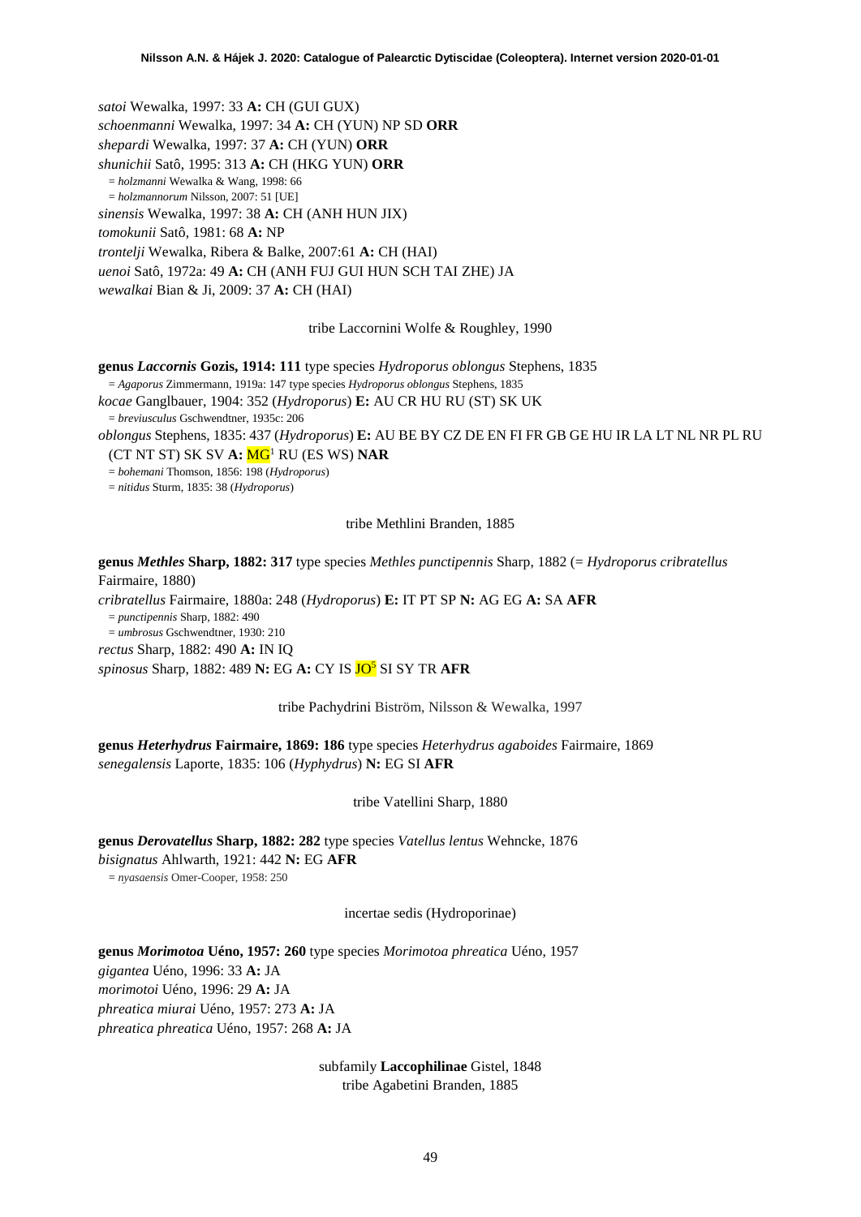*satoi* Wewalka, 1997: 33 **A:** CH (GUI GUX)
*schoenmanni* Wewalka, 1997: 34 **A:** CH (YUN) NP SD **ORR**
*shepardi* Wewalka, 1997: 37 **A:** CH (YUN) **ORR**
*shunichii* Satô, 1995: 313 **A:** CH (HKG YUN) **ORR**
= *holzmanni* Wewalka & Wang, 1998: 66
= *holzmannorum* Nilsson, 2007: 51 [UE]
*sinensis* Wewalka, 1997: 38 **A:** CH (ANH HUN JIX)
*tomokunii* Satô, 1981: 68 **A:** NP
*trontelji* Wewalka, Ribera & Balke, 2007:61 **A:** CH (HAI)
*uenoi* Satô, 1972a: 49 **A:** CH (ANH FUJ GUI HUN SCH TAI ZHE) JA
*wewalkai* Bian & Ji, 2009: 37 **A:** CH (HAI)

tribe Laccornini Wolfe & Roughley, 1990

**genus *Laccornis* Gozis, 1914: 111** type species *Hydroporus oblongus* Stephens, 1835
= *Agaporus* Zimmermann, 1919a: 147 type species *Hydroporus oblongus* Stephens, 1835
*kocae* Ganglbauer, 1904: 352 (*Hydroporus*) **E:** AU CR HU RU (ST) SK UK
= *breviusculus* Gschwendtner, 1935c: 206
*oblongus* Stephens, 1835: 437 (*Hydroporus*) **E:** AU BE BY CZ DE EN FI FR GB GE HU IR LA LT NL NR PL RU (CT NT ST) SK SV **A:** MG[1] RU (ES WS) **NAR**
= *bohemani* Thomson, 1856: 198 (*Hydroporus*)
= *nitidus* Sturm, 1835: 38 (*Hydroporus*)

tribe Methlini Branden, 1885

**genus *Methles* Sharp, 1882: 317** type species *Methles punctipennis* Sharp, 1882 (= *Hydroporus cribratellus* Fairmaire, 1880)
*cribratellus* Fairmaire, 1880a: 248 (*Hydroporus*) **E:** IT PT SP **N:** AG EG **A:** SA **AFR**
= *punctipennis* Sharp, 1882: 490
= *umbrosus* Gschwendtner, 1930: 210
*rectus* Sharp, 1882: 490 **A:** IN IQ
*spinosus* Sharp, 1882: 489 **N:** EG **A:** CY IS JO[5] SI SY TR **AFR**

tribe Pachydrini Biström, Nilsson & Wewalka, 1997

**genus *Heterhydrus* Fairmaire, 1869: 186** type species *Heterhydrus agaboides* Fairmaire, 1869
*senegalensis* Laporte, 1835: 106 (*Hyphydrus*) **N:** EG SI **AFR**

tribe Vatellini Sharp, 1880

**genus *Derovatellus* Sharp, 1882: 282** type species *Vatellus lentus* Wehncke, 1876
*bisignatus* Ahlwarth, 1921: 442 **N:** EG **AFR**
= *nyasaensis* Omer-Cooper, 1958: 250

incertae sedis (Hydroporinae)

**genus *Morimotoa* Uéno, 1957: 260** type species *Morimotoa phreatica* Uéno, 1957
*gigantea* Uéno, 1996: 33 **A:** JA
*morimotoi* Uéno, 1996: 29 **A:** JA
*phreatica miurai* Uéno, 1957: 273 **A:** JA
*phreatica phreatica* Uéno, 1957: 268 **A:** JA

subfamily **Laccophilinae** Gistel, 1848
tribe Agabetini Branden, 1885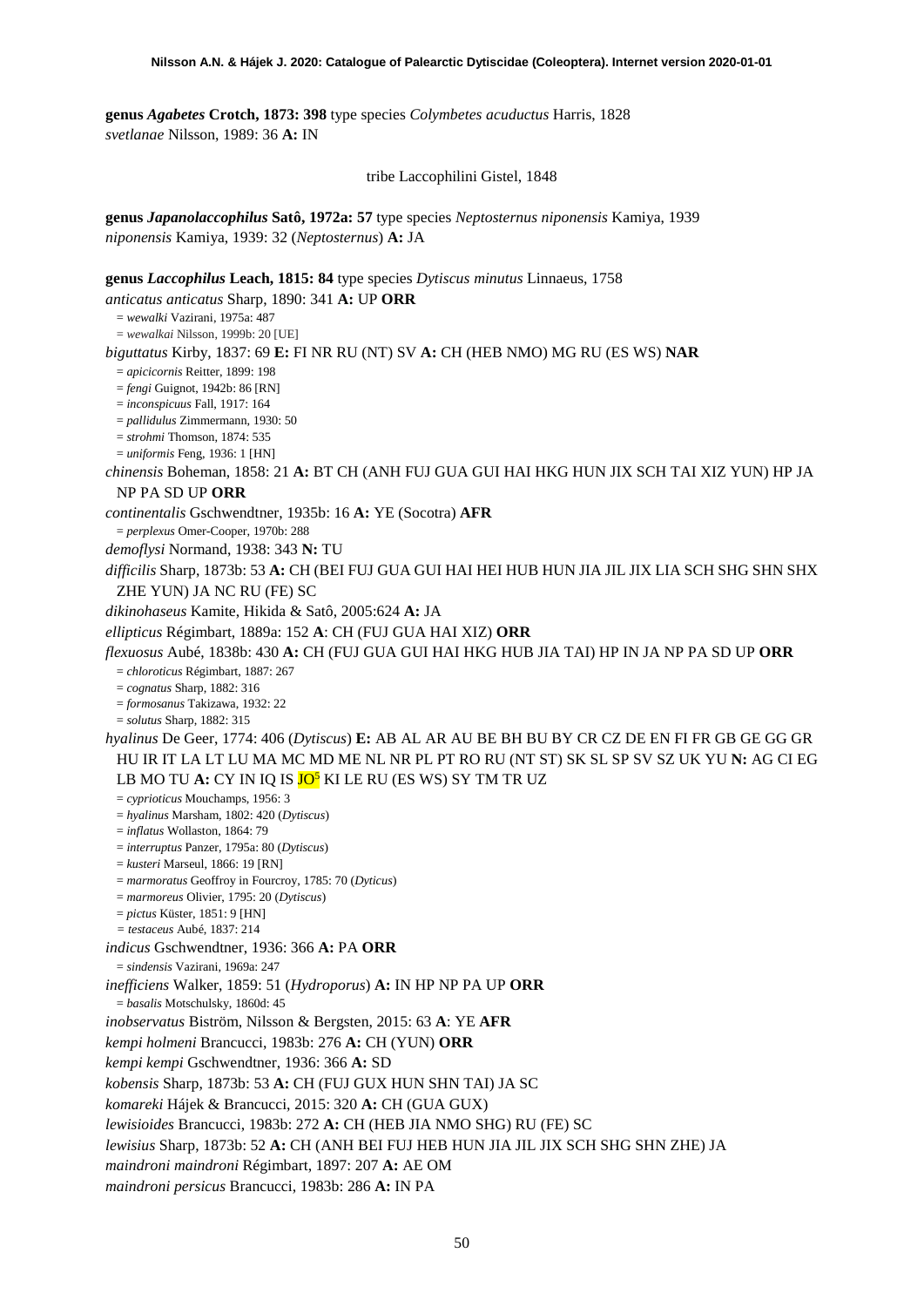**genus *Agabetes* Crotch, 1873: 398** type species *Colymbetes acuductus* Harris, 1828

*svetlanae* Nilsson, 1989: 36 **A:** IN

tribe Laccophilini Gistel, 1848

**genus *Japanolaccophilus* Satô, 1972a: 57** type species *Neptosternus niponensis* Kamiya, 1939

*niponensis* Kamiya, 1939: 32 (*Neptosternus*) **A:** JA

**genus *Laccophilus* Leach, 1815: 84** type species *Dytiscus minutus* Linnaeus, 1758

*anticatus anticatus* Sharp, 1890: 341 **A:** UP **ORR**

= *wewalki* Vazirani, 1975a: 487

= *wewalkai* Nilsson, 1999b: 20 [UE]

*biguttatus* Kirby, 1837: 69 **E:** FI NR RU (NT) SV **A:** CH (HEB NMO) MG RU (ES WS) **NAR**

= *apicicornis* Reitter, 1899: 198

= *fengi* Guignot, 1942b: 86 [RN]

= *inconspicuus* Fall, 1917: 164

= *pallidulus* Zimmermann, 1930: 50

= *strohmi* Thomson, 1874: 535

= *uniformis* Feng, 1936: 1 [HN]

*chinensis* Boheman, 1858: 21 **A:** BT CH (ANH FUJ GUA GUI HAI HKG HUN JIX SCH TAI XIZ YUN) HP JA NP PA SD UP **ORR**

*continentalis* Gschwendtner, 1935b: 16 **A:** YE (Socotra) **AFR**

= *perplexus* Omer-Cooper, 1970b: 288

*demoflysi* Normand, 1938: 343 **N:** TU

*difficilis* Sharp, 1873b: 53 **A:** CH (BEI FUJ GUA GUI HAI HEI HUB HUN JIA JIL JIX LIA SCH SHG SHN SHX ZHE YUN) JA NC RU (FE) SC

*dikinohaseus* Kamite, Hikida & Satô, 2005:624 **A:** JA

*ellipticus* Régimbart, 1889a: 152 **A**: CH (FUJ GUA HAI XIZ) **ORR**

*flexuosus* Aubé, 1838b: 430 **A:** CH (FUJ GUA GUI HAI HKG HUB JIA TAI) HP IN JA NP PA SD UP **ORR**

= *chloroticus* Régimbart, 1887: 267

= *cognatus* Sharp, 1882: 316

= *formosanus* Takizawa, 1932: 22

= *solutus* Sharp, 1882: 315

*hyalinus* De Geer, 1774: 406 (*Dytiscus*) **E:** AB AL AR AU BE BH BU BY CR CZ DE EN FI FR GB GE GG GR HU IR IT LA LT LU MA MC MD ME NL NR PL PT RO RU (NT ST) SK SL SP SV SZ UK YU **N:** AG CI EG LB MO TU **A:** CY IN IQ IS JO[5] KI LE RU (ES WS) SY TM TR UZ

= *cyprioticus* Mouchamps, 1956: 3

= *hyalinus* Marsham, 1802: 420 (*Dytiscus*)

= *inflatus* Wollaston, 1864: 79

= *interruptus* Panzer, 1795a: 80 (*Dytiscus*)

= *kusteri* Marseul, 1866: 19 [RN]

= *marmoratus* Geoffroy in Fourcroy, 1785: 70 (*Dyticus*)

= *marmoreus* Olivier, 1795: 20 (*Dytiscus*)

= *pictus* Küster, 1851: 9 [HN]

= *testaceus* Aubé, 1837: 214

*indicus* Gschwendtner, 1936: 366 **A:** PA **ORR**

= *sindensis* Vazirani, 1969a: 247

*inefficiens* Walker, 1859: 51 (*Hydroporus*) **A:** IN HP NP PA UP **ORR**

= *basalis* Motschulsky, 1860d: 45

*inobservatus* Biström, Nilsson & Bergsten, 2015: 63 **A**: YE **AFR**

*kempi holmeni* Brancucci, 1983b: 276 **A:** CH (YUN) **ORR**

*kempi kempi* Gschwendtner, 1936: 366 **A:** SD

*kobensis* Sharp, 1873b: 53 **A:** CH (FUJ GUX HUN SHN TAI) JA SC

*komareki* Hájek & Brancucci, 2015: 320 **A:** CH (GUA GUX)

*lewisioides* Brancucci, 1983b: 272 **A:** CH (HEB JIA NMO SHG) RU (FE) SC

*lewisius* Sharp, 1873b: 52 **A:** CH (ANH BEI FUJ HEB HUN JIA JIL JIX SCH SHG SHN ZHE) JA

*maindroni maindroni* Régimbart, 1897: 207 **A:** AE OM

*maindroni persicus* Brancucci, 1983b: 286 **A:** IN PA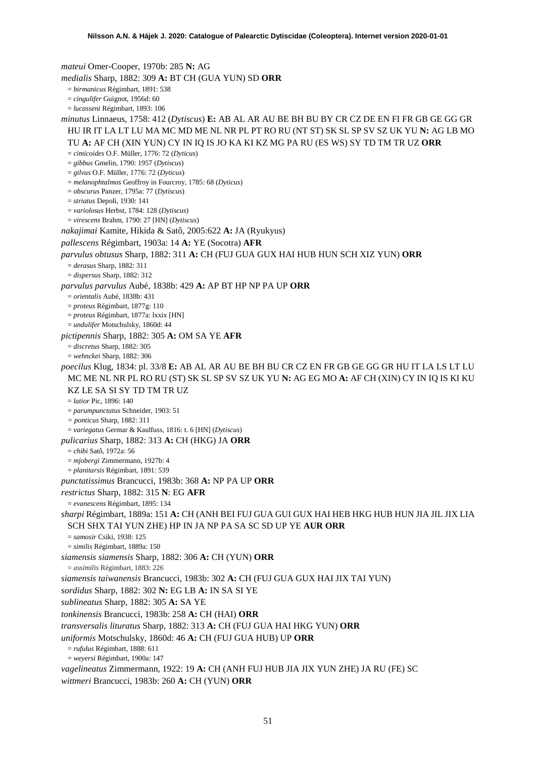*mateui* Omer-Cooper, 1970b: 285 **N:** AG

*medialis* Sharp, 1882: 309 **A:** BT CH (GUA YUN) SD **ORR**

= *birmanicus* Régimbart, 1891: 538

= *cingulifer* Guignot, 1956d: 60

= *lucasseni* Régimbart, 1893: 106

*minutus* Linnaeus, 1758: 412 (*Dytiscus*) **E:** AB AL AR AU BE BH BU BY CR CZ DE EN FI FR GB GE GG GR HU IR IT LA LT LU MA MC MD ME NL NR PL PT RO RU (NT ST) SK SL SP SV SZ UK YU **N:** AG LB MO TU **A:** AF CH (XIN YUN) CY IN IQ IS JO KA KI KZ MG PA RU (ES WS) SY TD TM TR UZ **ORR**

= *cimicoides* O.F. Müller, 1776: 72 (*Dyticus*)

= *gibbus* Gmelin, 1790: 1957 (*Dytiscus*)

= *gilvus* O.F. Müller, 1776: 72 (*Dyticus*)

= *melanophtalmos* Geoffroy in Fourcroy, 1785: 68 (*Dyticus*)

= *obscurus* Panzer, 1795a: 77 (*Dytiscus*)

= *striatus* Depoli, 1930: 141

= *variolosus* Herbst, 1784: 128 (*Dytiscus*)

= *virescens* Brahm, 1790: 27 [HN] (*Dytiscus*)

*nakajimai* Kamite, Hikida & Satô, 2005:622 **A:** JA (Ryukyus)

*pallescens* Régimbart, 1903a: 14 **A:** YE (Socotra) **AFR**

*parvulus obtusus* Sharp, 1882: 311 **A:** CH (FUJ GUA GUX HAI HUB HUN SCH XIZ YUN) **ORR**

= *derasus* Sharp, 1882: 311

= *dispersus* Sharp, 1882: 312

*parvulus parvulus* Aubé, 1838b: 429 **A:** AP BT HP NP PA UP **ORR**

= *orientalis* Aubé, 1838b: 431

= *proteus* Régimbart, 1877g: 110

= *proteus* Régimbart, 1877a: lxxix [HN]

= *undulifer* Motschulsky, 1860d: 44

*pictipennis* Sharp, 1882: 305 **A:** OM SA YE **AFR**

= *discretus* Sharp, 1882: 305

= *wehnckei* Sharp, 1882: 306

*poecilus* Klug, 1834: pl. 33/8 **E:** AB AL AR AU BE BH BU CR CZ EN FR GB GE GG GR HU IT LA LS LT LU MC ME NL NR PL RO RU (ST) SK SL SP SV SZ UK YU **N:** AG EG MO **A:** AF CH (XIN) CY IN IQ IS KI KU KZ LE SA SI SY TD TM TR UZ

= *latior* Pic, 1896: 140

= *parumpunctatus* Schneider, 1903: 51

= *ponticus* Sharp, 1882: 311

= *variegatus* Germar & Kaulfuss, 1816: t. 6 [HN] (*Dytiscus*)

*pulicarius* Sharp, 1882: 313 **A:** CH (HKG) JA **ORR**

= *chibi* Satô, 1972a: 56

= *mjobergi* Zimmermann, 1927b: 4

= *planitarsis* Régimbart, 1891: 539

*punctatissimus* Brancucci, 1983b: 368 **A:** NP PA UP **ORR**

*restrictus* Sharp, 1882: 315 **N**: EG **AFR**

= *evanescens* Régimbart, 1895: 134

*sharpi* Régimbart, 1889a: 151 **A:** CH (ANH BEI FUJ GUA GUI GUX HAI HEB HKG HUB HUN JIA JIL JIX LIA SCH SHX TAI YUN ZHE) HP IN JA NP PA SA SC SD UP YE **AUR ORR**

= *samosir* Csiki, 1938: 125

= *similis* Régimbart, 1889a: 150

*siamensis siamensis* Sharp, 1882: 306 **A:** CH (YUN) **ORR**

= *assimilis* Régimbart, 1883: 226

*siamensis taiwanensis* Brancucci, 1983b: 302 **A:** CH (FUJ GUA GUX HAI JIX TAI YUN)

*sordidus* Sharp, 1882: 302 **N:** EG LB **A:** IN SA SI YE

*sublineatus* Sharp, 1882: 305 **A:** SA YE

*tonkinensis* Brancucci, 1983b: 258 **A:** CH (HAI) **ORR**

*transversalis lituratus* Sharp, 1882: 313 **A:** CH (FUJ GUA HAI HKG YUN) **ORR**

*uniformis* Motschulsky, 1860d: 46 **A:** CH (FUJ GUA HUB) UP **ORR**

= *rufulus* Régimbart, 1888: 611

= *weyersi* Régimbart, 1900a: 147

*vagelineatus* Zimmermann, 1922: 19 **A:** CH (ANH FUJ HUB JIA JIX YUN ZHE) JA RU (FE) SC

*wittmeri* Brancucci, 1983b: 260 **A:** CH (YUN) **ORR**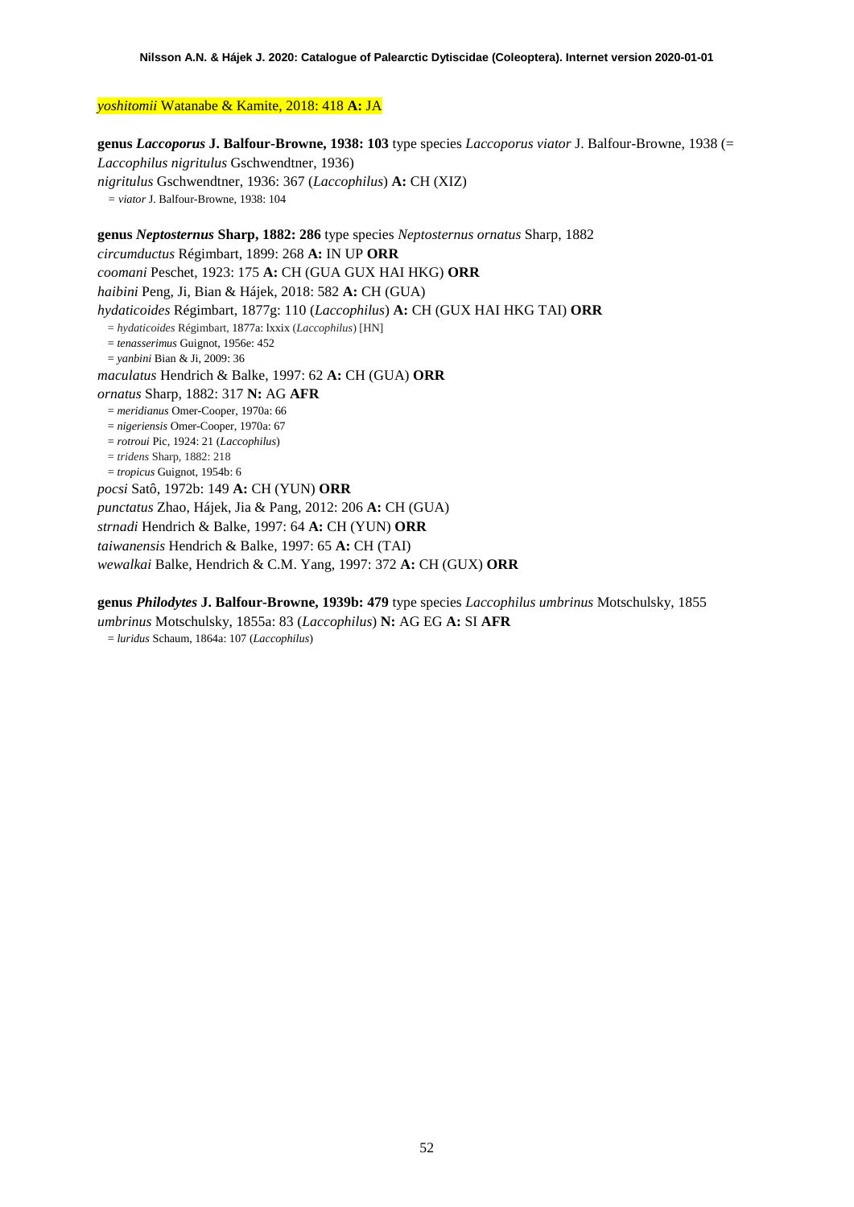*yoshitomii* Watanabe & Kamite, 2018: 418 **A:** JA

**genus *Laccoporus* J. Balfour-Browne, 1938: 103** type species *Laccoporus viator* J. Balfour-Browne, 1938 (= *Laccophilus nigritulus* Gschwendtner, 1936)
*nigritulus* Gschwendtner, 1936: 367 (*Laccophilus*) **A:** CH (XIZ)
= *viator* J. Balfour-Browne, 1938: 104

**genus *Neptosternus* Sharp, 1882: 286** type species *Neptosternus ornatus* Sharp, 1882
*circumductus* Régimbart, 1899: 268 **A:** IN UP **ORR**
*coomani* Peschet, 1923: 175 **A:** CH (GUA GUX HAI HKG) **ORR**
*haibini* Peng, Ji, Bian & Hájek, 2018: 582 **A:** CH (GUA)
*hydaticoides* Régimbart, 1877g: 110 (*Laccophilus*) **A:** CH (GUX HAI HKG TAI) **ORR**
= *hydaticoides* Régimbart, 1877a: lxxix (*Laccophilus*) [HN]
= *tenasserimus* Guignot, 1956e: 452
= *yanbini* Bian & Ji, 2009: 36
*maculatus* Hendrich & Balke, 1997: 62 **A:** CH (GUA) **ORR**
*ornatus* Sharp, 1882: 317 **N:** AG **AFR**
= *meridianus* Omer-Cooper, 1970a: 66
= *nigeriensis* Omer-Cooper, 1970a: 67
= *rotroui* Pic, 1924: 21 (*Laccophilus*)
= *tridens* Sharp, 1882: 218
= *tropicus* Guignot, 1954b: 6
*pocsi* Satô, 1972b: 149 **A:** CH (YUN) **ORR**
*punctatus* Zhao, Hájek, Jia & Pang, 2012: 206 **A:** CH (GUA)
*strnadi* Hendrich & Balke, 1997: 64 **A:** CH (YUN) **ORR**
*taiwanensis* Hendrich & Balke, 1997: 65 **A:** CH (TAI)
*wewalkai* Balke, Hendrich & C.M. Yang, 1997: 372 **A:** CH (GUX) **ORR**

**genus *Philodytes* J. Balfour-Browne, 1939b: 479** type species *Laccophilus umbrinus* Motschulsky, 1855
*umbrinus* Motschulsky, 1855a: 83 (*Laccophilus*) **N:** AG EG **A:** SI **AFR**
= *luridus* Schaum, 1864a: 107 (*Laccophilus*)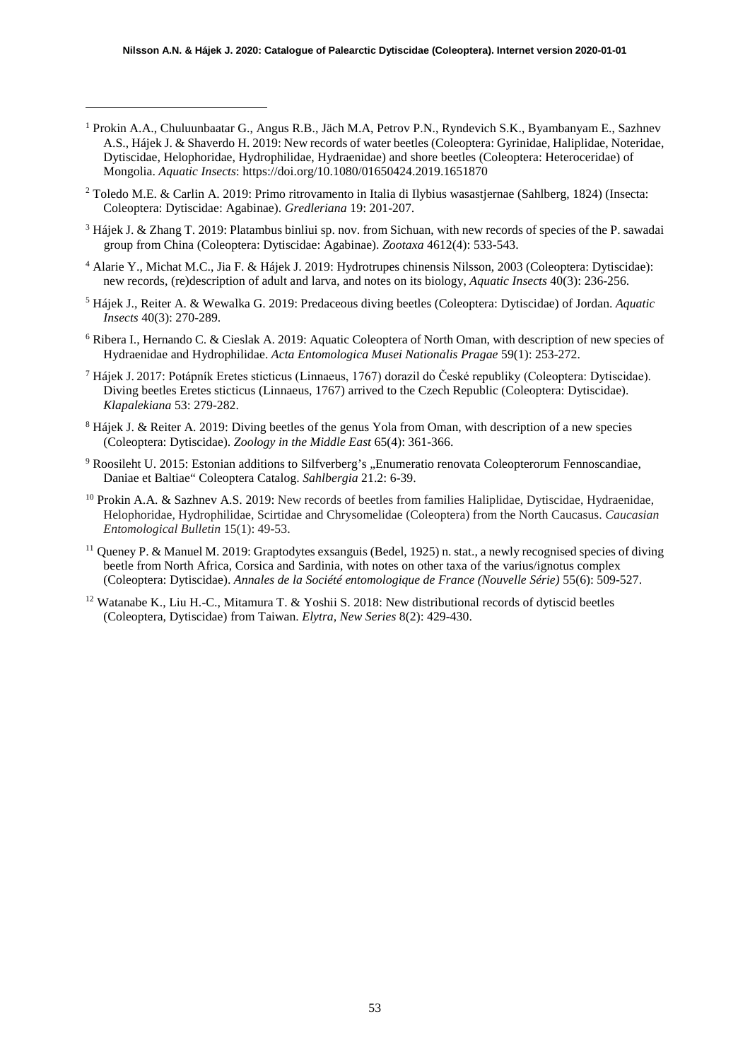[1] Prokin A.A., Chuluunbaatar G., Angus R.B., Jäch M.A, Petrov P.N., Ryndevich S.K., Byambanyam E., Sazhnev A.S., Hájek J. & Shaverdo H. 2019: New records of water beetles (Coleoptera: Gyrinidae, Haliplidae, Noteridae, Dytiscidae, Helophoridae, Hydrophilidae, Hydraenidae) and shore beetles (Coleoptera: Heteroceridae) of Mongolia. *Aquatic Insects*: https://doi.org/10.1080/01650424.2019.1651870

[2] Toledo M.E. & Carlin A. 2019: Primo ritrovamento in Italia di Ilybius wasastjernae (Sahlberg, 1824) (Insecta: Coleoptera: Dytiscidae: Agabinae). *Gredleriana* 19: 201-207.

[3] Hájek J. & Zhang T. 2019: Platambus binliui sp. nov. from Sichuan, with new records of species of the P. sawadai group from China (Coleoptera: Dytiscidae: Agabinae). *Zootaxa* 4612(4): 533-543.

[4] Alarie Y., Michat M.C., Jia F. & Hájek J. 2019: Hydrotrupes chinensis Nilsson, 2003 (Coleoptera: Dytiscidae): new records, (re)description of adult and larva, and notes on its biology, *Aquatic Insects* 40(3): 236-256.

[5] Hájek J., Reiter A. & Wewalka G. 2019: Predaceous diving beetles (Coleoptera: Dytiscidae) of Jordan. *Aquatic Insects* 40(3): 270-289.

[6] Ribera I., Hernando C. & Cieslak A. 2019: Aquatic Coleoptera of North Oman, with description of new species of Hydraenidae and Hydrophilidae. *Acta Entomologica Musei Nationalis Pragae* 59(1): 253-272.

[7] Hájek J. 2017: Potápník Eretes sticticus (Linnaeus, 1767) dorazil do České republiky (Coleoptera: Dytiscidae). Diving beetles Eretes sticticus (Linnaeus, 1767) arrived to the Czech Republic (Coleoptera: Dytiscidae). *Klapalekiana* 53: 279-282.

[8] Hájek J. & Reiter A. 2019: Diving beetles of the genus Yola from Oman, with description of a new species (Coleoptera: Dytiscidae). *Zoology in the Middle East* 65(4): 361-366.

[9] Roosileht U. 2015: Estonian additions to Silfverberg's „Enumeratio renovata Coleopterorum Fennoscandiae, Daniae et Baltiae" Coleoptera Catalog. *Sahlbergia* 21.2: 6-39.

[10] Prokin A.A. & Sazhnev A.S. 2019: New records of beetles from families Haliplidae, Dytiscidae, Hydraenidae, Helophoridae, Hydrophilidae, Scirtidae and Chrysomelidae (Coleoptera) from the North Caucasus. *Caucasian Entomological Bulletin* 15(1): 49-53.

[11] Queney P. & Manuel M. 2019: Graptodytes exsanguis (Bedel, 1925) n. stat., a newly recognised species of diving beetle from North Africa, Corsica and Sardinia, with notes on other taxa of the varius/ignotus complex (Coleoptera: Dytiscidae). *Annales de la Société entomologique de France (Nouvelle Série)* 55(6): 509-527.

[12] Watanabe K., Liu H.-C., Mitamura T. & Yoshii S. 2018: New distributional records of dytiscid beetles (Coleoptera, Dytiscidae) from Taiwan. *Elytra, New Series* 8(2): 429-430.